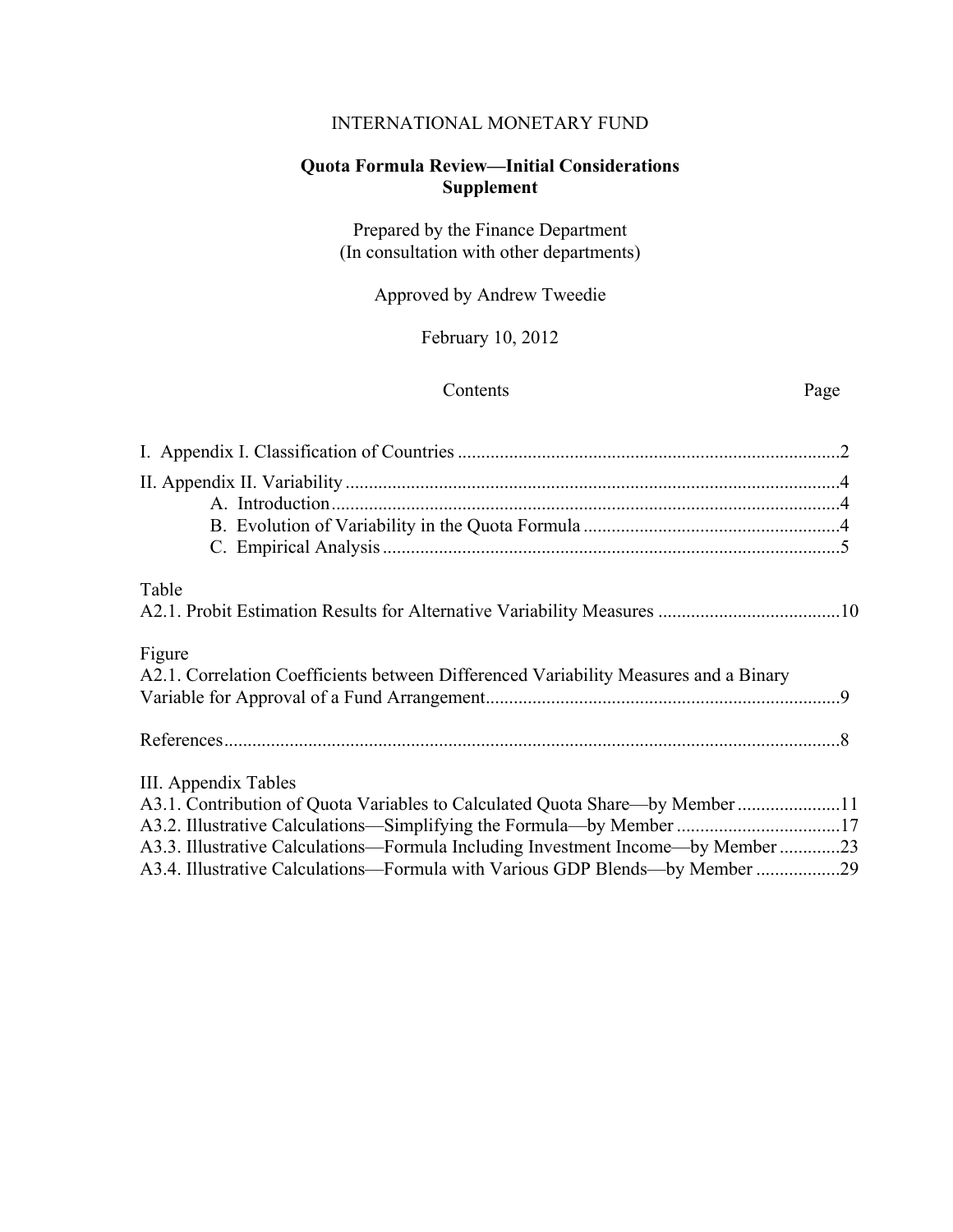INTERNATIONAL MONETARY FUND

# Quota Formula Review—Initial Considerations Supplement

Prepared by the Finance Department
(In consultation with other departments)

Approved by Andrew Tweedie

February 10, 2012

| Contents | Page |
|---|---|
| I. Appendix I. Classification of Countries | 2 |
| II. Appendix II. Variability | 4 |
| A. Introduction | 4 |
| B. Evolution of Variability in the Quota Formula | 4 |
| C. Empirical Analysis | 5 |
| **Table** | |
| A2.1. Probit Estimation Results for Alternative Variability Measures | 10 |
| **Figure** | |
| A2.1. Correlation Coefficients between Differenced Variability Measures and a Binary Variable for Approval of a Fund Arrangement | 9 |
| References | 8 |
| III. Appendix Tables | |
| A3.1. Contribution of Quota Variables to Calculated Quota Share—by Member | 11 |
| A3.2. Illustrative Calculations—Simplifying the Formula—by Member | 17 |
| A3.3. Illustrative Calculations—Formula Including Investment Income—by Member | 23 |
| A3.4. Illustrative Calculations—Formula with Various GDP Blends—by Member | 29 |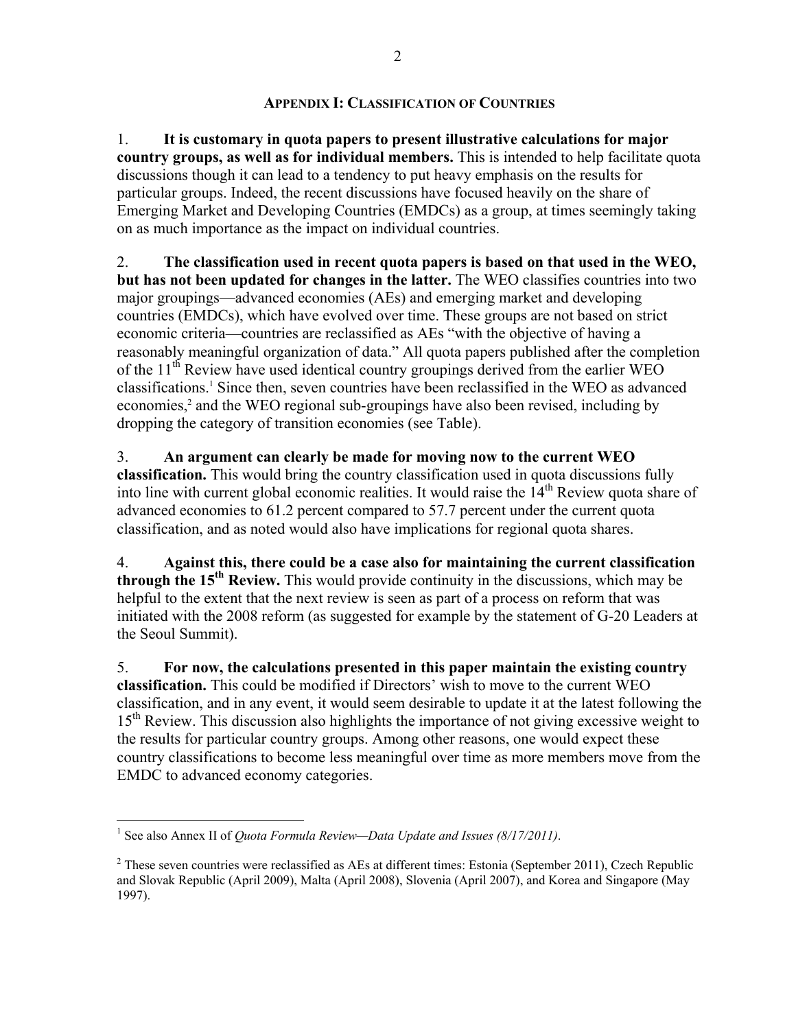## APPENDIX I: CLASSIFICATION OF COUNTRIES

1. **It is customary in quota papers to present illustrative calculations for major country groups, as well as for individual members.** This is intended to help facilitate quota discussions though it can lead to a tendency to put heavy emphasis on the results for particular groups. Indeed, the recent discussions have focused heavily on the share of Emerging Market and Developing Countries (EMDCs) as a group, at times seemingly taking on as much importance as the impact on individual countries.

2. **The classification used in recent quota papers is based on that used in the WEO, but has not been updated for changes in the latter.** The WEO classifies countries into two major groupings—advanced economies (AEs) and emerging market and developing countries (EMDCs), which have evolved over time. These groups are not based on strict economic criteria—countries are reclassified as AEs "with the objective of having a reasonably meaningful organization of data." All quota papers published after the completion of the 11th Review have used identical country groupings derived from the earlier WEO classifications.[1] Since then, seven countries have been reclassified in the WEO as advanced economies,[2] and the WEO regional sub-groupings have also been revised, including by dropping the category of transition economies (see Table).

3. **An argument can clearly be made for moving now to the current WEO classification.** This would bring the country classification used in quota discussions fully into line with current global economic realities. It would raise the 14th Review quota share of advanced economies to 61.2 percent compared to 57.7 percent under the current quota classification, and as noted would also have implications for regional quota shares.

4. **Against this, there could be a case also for maintaining the current classification through the 15th Review.** This would provide continuity in the discussions, which may be helpful to the extent that the next review is seen as part of a process on reform that was initiated with the 2008 reform (as suggested for example by the statement of G-20 Leaders at the Seoul Summit).

5. **For now, the calculations presented in this paper maintain the existing country classification.** This could be modified if Directors' wish to move to the current WEO classification, and in any event, it would seem desirable to update it at the latest following the 15th Review. This discussion also highlights the importance of not giving excessive weight to the results for particular country groups. Among other reasons, one would expect these country classifications to become less meaningful over time as more members move from the EMDC to advanced economy categories.

---

[1] See also Annex II of *Quota Formula Review—Data Update and Issues (8/17/2011)*.

[2] These seven countries were reclassified as AEs at different times: Estonia (September 2011), Czech Republic and Slovak Republic (April 2009), Malta (April 2008), Slovenia (April 2007), and Korea and Singapore (May 1997).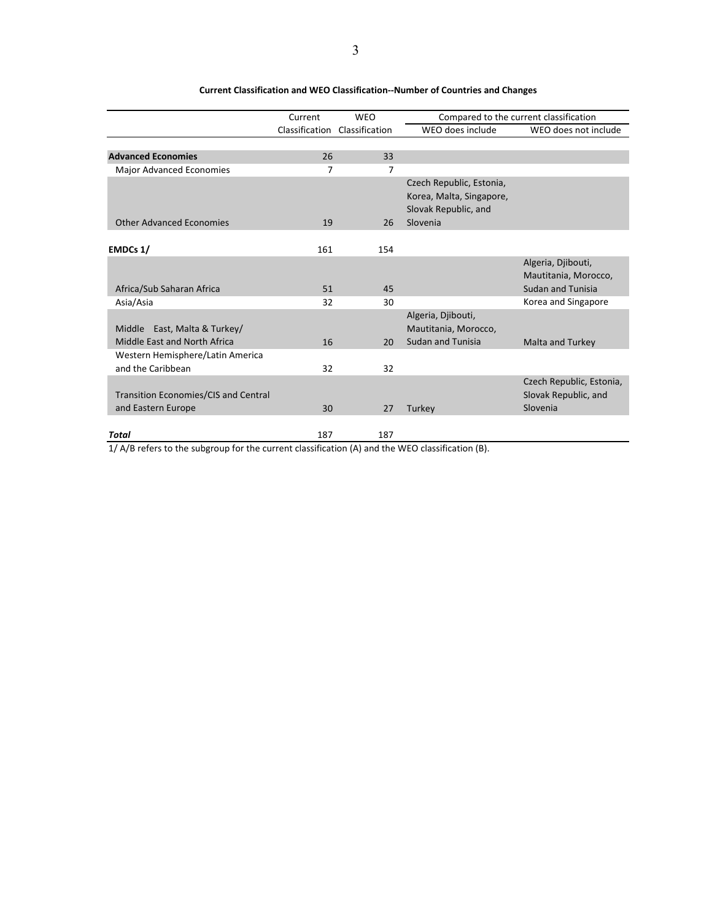**Current Classification and WEO Classification--Number of Countries and Changes**

| | Current Classification | WEO Classification | Compared to the current classification | |
|---|---|---|---|---|
| | | | WEO does include | WEO does not include |
| **Advanced Economies** | 26 | 33 | | |
| Major Advanced Economies | 7 | 7 | | |
| Other Advanced Economies | 19 | 26 | Czech Republic, Estonia, Korea, Malta, Singapore, Slovak Republic, and Slovenia | |
| **EMDCs 1/** | 161 | 154 | | |
| Africa/Sub Saharan Africa | 51 | 45 | | Algeria, Djibouti, Mautitania, Morocco, Sudan and Tunisia |
| Asia/Asia | 32 | 30 | | Korea and Singapore |
| Middle East, Malta & Turkey/ Middle East and North Africa | 16 | 20 | Algeria, Djibouti, Mautitania, Morocco, Sudan and Tunisia | Malta and Turkey |
| Western Hemisphere/Latin America and the Caribbean | 32 | 32 | | |
| Transition Economies/CIS and Central and Eastern Europe | 30 | 27 | Turkey | Czech Republic, Estonia, Slovak Republic, and Slovenia |
| ***Total*** | 187 | 187 | | |

1/ A/B refers to the subgroup for the current classification (A) and the WEO classification (B).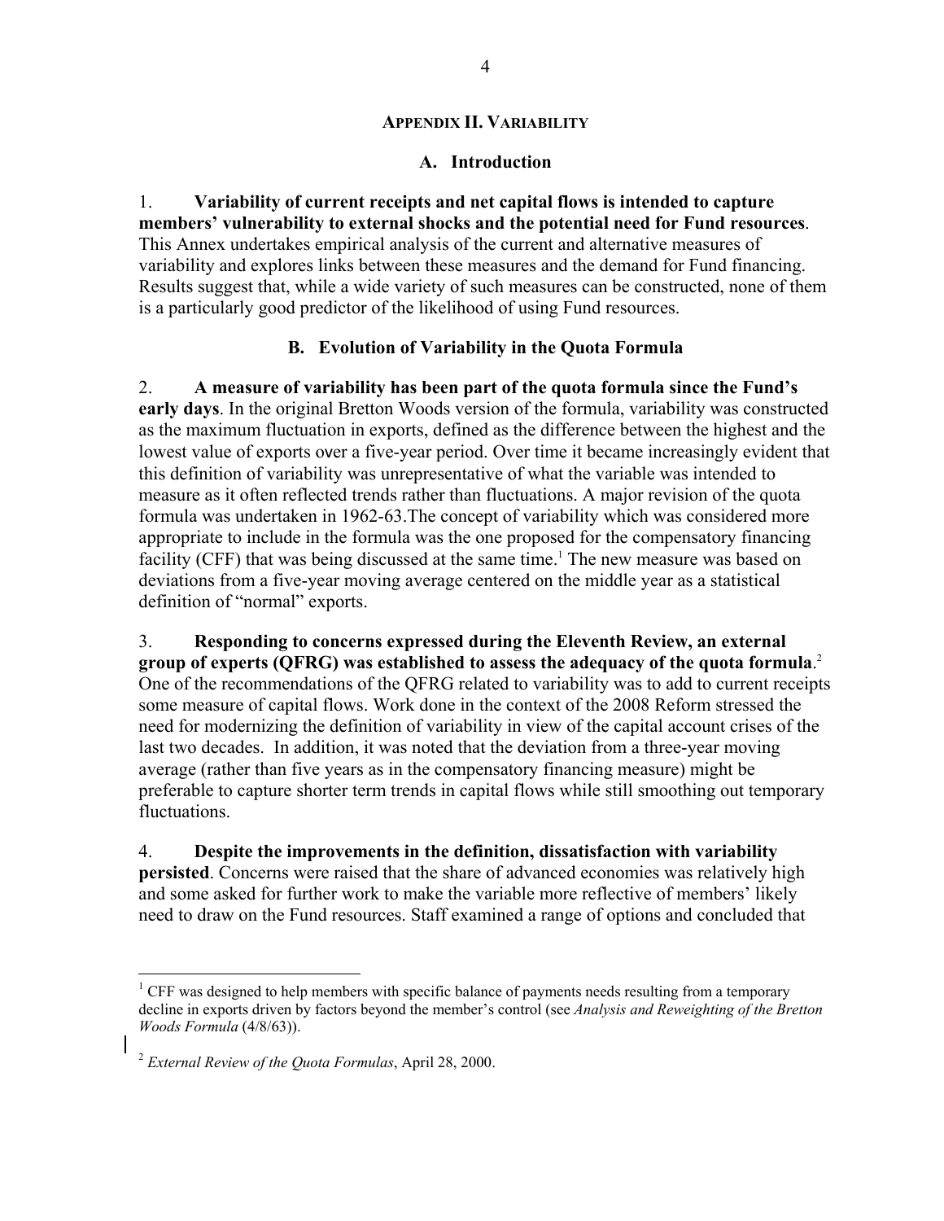## APPENDIX II. VARIABILITY

### A. Introduction

1. **Variability of current receipts and net capital flows is intended to capture members' vulnerability to external shocks and the potential need for Fund resources**. This Annex undertakes empirical analysis of the current and alternative measures of variability and explores links between these measures and the demand for Fund financing. Results suggest that, while a wide variety of such measures can be constructed, none of them is a particularly good predictor of the likelihood of using Fund resources.

### B. Evolution of Variability in the Quota Formula

2. **A measure of variability has been part of the quota formula since the Fund's early days**. In the original Bretton Woods version of the formula, variability was constructed as the maximum fluctuation in exports, defined as the difference between the highest and the lowest value of exports over a five-year period. Over time it became increasingly evident that this definition of variability was unrepresentative of what the variable was intended to measure as it often reflected trends rather than fluctuations. A major revision of the quota formula was undertaken in 1962-63.The concept of variability which was considered more appropriate to include in the formula was the one proposed for the compensatory financing facility (CFF) that was being discussed at the same time.[1] The new measure was based on deviations from a five-year moving average centered on the middle year as a statistical definition of "normal" exports.

3. **Responding to concerns expressed during the Eleventh Review, an external group of experts (QFRG) was established to assess the adequacy of the quota formula**.[2] One of the recommendations of the QFRG related to variability was to add to current receipts some measure of capital flows. Work done in the context of the 2008 Reform stressed the need for modernizing the definition of variability in view of the capital account crises of the last two decades. In addition, it was noted that the deviation from a three-year moving average (rather than five years as in the compensatory financing measure) might be preferable to capture shorter term trends in capital flows while still smoothing out temporary fluctuations.

4. **Despite the improvements in the definition, dissatisfaction with variability persisted**. Concerns were raised that the share of advanced economies was relatively high and some asked for further work to make the variable more reflective of members' likely need to draw on the Fund resources. Staff examined a range of options and concluded that

---

[1] CFF was designed to help members with specific balance of payments needs resulting from a temporary decline in exports driven by factors beyond the member's control (see *Analysis and Reweighting of the Bretton Woods Formula* (4/8/63)).

[2] *External Review of the Quota Formulas*, April 28, 2000.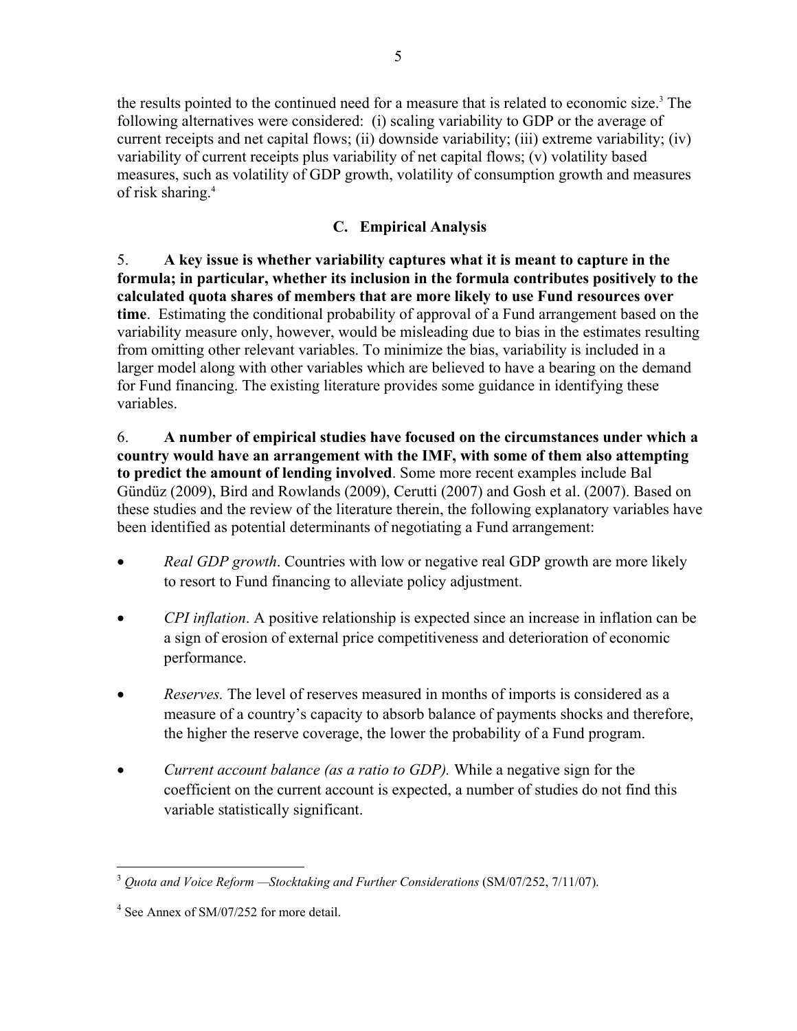the results pointed to the continued need for a measure that is related to economic size.[3] The following alternatives were considered: (i) scaling variability to GDP or the average of current receipts and net capital flows; (ii) downside variability; (iii) extreme variability; (iv) variability of current receipts plus variability of net capital flows; (v) volatility based measures, such as volatility of GDP growth, volatility of consumption growth and measures of risk sharing.[4]

## C. Empirical Analysis

5. **A key issue is whether variability captures what it is meant to capture in the formula; in particular, whether its inclusion in the formula contributes positively to the calculated quota shares of members that are more likely to use Fund resources over time**. Estimating the conditional probability of approval of a Fund arrangement based on the variability measure only, however, would be misleading due to bias in the estimates resulting from omitting other relevant variables. To minimize the bias, variability is included in a larger model along with other variables which are believed to have a bearing on the demand for Fund financing. The existing literature provides some guidance in identifying these variables.

6. **A number of empirical studies have focused on the circumstances under which a country would have an arrangement with the IMF, with some of them also attempting to predict the amount of lending involved**. Some more recent examples include Bal Gündüz (2009), Bird and Rowlands (2009), Cerutti (2007) and Gosh et al. (2007). Based on these studies and the review of the literature therein, the following explanatory variables have been identified as potential determinants of negotiating a Fund arrangement:

- *Real GDP growth*. Countries with low or negative real GDP growth are more likely to resort to Fund financing to alleviate policy adjustment.
- *CPI inflation*. A positive relationship is expected since an increase in inflation can be a sign of erosion of external price competitiveness and deterioration of economic performance.
- *Reserves.* The level of reserves measured in months of imports is considered as a measure of a country's capacity to absorb balance of payments shocks and therefore, the higher the reserve coverage, the lower the probability of a Fund program.
- *Current account balance (as a ratio to GDP).* While a negative sign for the coefficient on the current account is expected, a number of studies do not find this variable statistically significant.

---

[3] *Quota and Voice Reform —Stocktaking and Further Considerations* (SM/07/252, 7/11/07).

[4] See Annex of SM/07/252 for more detail.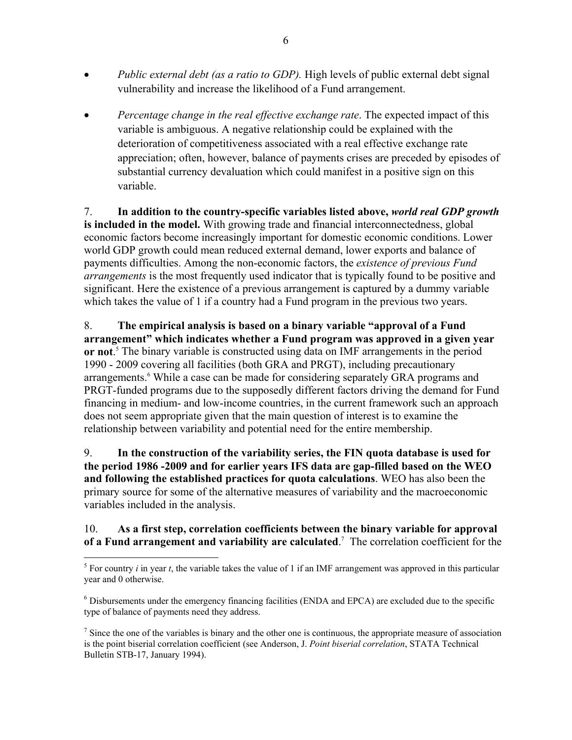- *Public external debt (as a ratio to GDP).* High levels of public external debt signal vulnerability and increase the likelihood of a Fund arrangement.

- *Percentage change in the real effective exchange rate*. The expected impact of this variable is ambiguous. A negative relationship could be explained with the deterioration of competitiveness associated with a real effective exchange rate appreciation; often, however, balance of payments crises are preceded by episodes of substantial currency devaluation which could manifest in a positive sign on this variable.

7. **In addition to the country-specific variables listed above, *world real GDP growth* is included in the model.** With growing trade and financial interconnectedness, global economic factors become increasingly important for domestic economic conditions. Lower world GDP growth could mean reduced external demand, lower exports and balance of payments difficulties. Among the non-economic factors, the *existence of previous Fund arrangements* is the most frequently used indicator that is typically found to be positive and significant. Here the existence of a previous arrangement is captured by a dummy variable which takes the value of 1 if a country had a Fund program in the previous two years.

8. **The empirical analysis is based on a binary variable "approval of a Fund arrangement" which indicates whether a Fund program was approved in a given year or not**.[5] The binary variable is constructed using data on IMF arrangements in the period 1990 - 2009 covering all facilities (both GRA and PRGT), including precautionary arrangements.[6] While a case can be made for considering separately GRA programs and PRGT-funded programs due to the supposedly different factors driving the demand for Fund financing in medium- and low-income countries, in the current framework such an approach does not seem appropriate given that the main question of interest is to examine the relationship between variability and potential need for the entire membership.

9. **In the construction of the variability series, the FIN quota database is used for the period 1986 -2009 and for earlier years IFS data are gap-filled based on the WEO and following the established practices for quota calculations**. WEO has also been the primary source for some of the alternative measures of variability and the macroeconomic variables included in the analysis.

10. **As a first step, correlation coefficients between the binary variable for approval of a Fund arrangement and variability are calculated**.[7] The correlation coefficient for the

---

[5] For country *i* in year *t*, the variable takes the value of 1 if an IMF arrangement was approved in this particular year and 0 otherwise.

[6] Disbursements under the emergency financing facilities (ENDA and EPCA) are excluded due to the specific type of balance of payments need they address.

[7] Since the one of the variables is binary and the other one is continuous, the appropriate measure of association is the point biserial correlation coefficient (see Anderson, J. *Point biserial correlation*, STATA Technical Bulletin STB-17, January 1994).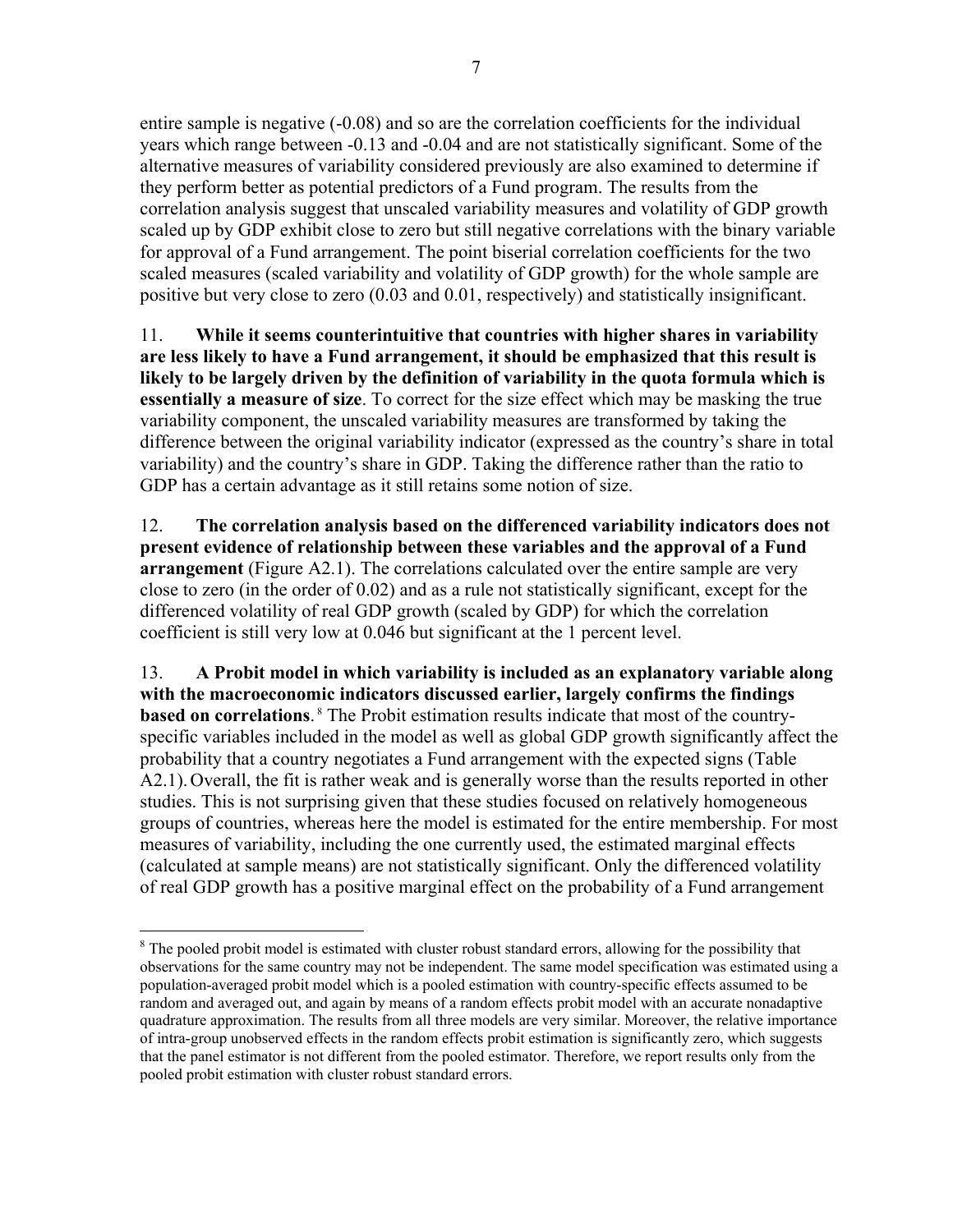entire sample is negative (-0.08) and so are the correlation coefficients for the individual years which range between -0.13 and -0.04 and are not statistically significant. Some of the alternative measures of variability considered previously are also examined to determine if they perform better as potential predictors of a Fund program. The results from the correlation analysis suggest that unscaled variability measures and volatility of GDP growth scaled up by GDP exhibit close to zero but still negative correlations with the binary variable for approval of a Fund arrangement. The point biserial correlation coefficients for the two scaled measures (scaled variability and volatility of GDP growth) for the whole sample are positive but very close to zero (0.03 and 0.01, respectively) and statistically insignificant.

11. **While it seems counterintuitive that countries with higher shares in variability are less likely to have a Fund arrangement, it should be emphasized that this result is likely to be largely driven by the definition of variability in the quota formula which is essentially a measure of size**. To correct for the size effect which may be masking the true variability component, the unscaled variability measures are transformed by taking the difference between the original variability indicator (expressed as the country's share in total variability) and the country's share in GDP. Taking the difference rather than the ratio to GDP has a certain advantage as it still retains some notion of size.

12. **The correlation analysis based on the differenced variability indicators does not present evidence of relationship between these variables and the approval of a Fund arrangement** (Figure A2.1). The correlations calculated over the entire sample are very close to zero (in the order of 0.02) and as a rule not statistically significant, except for the differenced volatility of real GDP growth (scaled by GDP) for which the correlation coefficient is still very low at 0.046 but significant at the 1 percent level.

13. **A Probit model in which variability is included as an explanatory variable along with the macroeconomic indicators discussed earlier, largely confirms the findings based on correlations**.[8] The Probit estimation results indicate that most of the country-specific variables included in the model as well as global GDP growth significantly affect the probability that a country negotiates a Fund arrangement with the expected signs (Table A2.1). Overall, the fit is rather weak and is generally worse than the results reported in other studies. This is not surprising given that these studies focused on relatively homogeneous groups of countries, whereas here the model is estimated for the entire membership. For most measures of variability, including the one currently used, the estimated marginal effects (calculated at sample means) are not statistically significant. Only the differenced volatility of real GDP growth has a positive marginal effect on the probability of a Fund arrangement

[8] The pooled probit model is estimated with cluster robust standard errors, allowing for the possibility that observations for the same country may not be independent. The same model specification was estimated using a population-averaged probit model which is a pooled estimation with country-specific effects assumed to be random and averaged out, and again by means of a random effects probit model with an accurate nonadaptive quadrature approximation. The results from all three models are very similar. Moreover, the relative importance of intra-group unobserved effects in the random effects probit estimation is significantly zero, which suggests that the panel estimator is not different from the pooled estimator. Therefore, we report results only from the pooled probit estimation with cluster robust standard errors.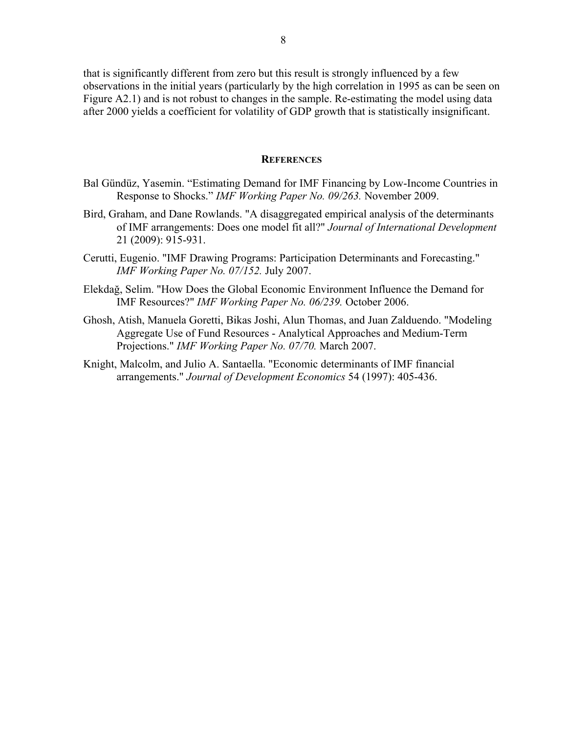that is significantly different from zero but this result is strongly influenced by a few observations in the initial years (particularly by the high correlation in 1995 as can be seen on Figure A2.1) and is not robust to changes in the sample. Re-estimating the model using data after 2000 yields a coefficient for volatility of GDP growth that is statistically insignificant.

## REFERENCES

Bal Gündüz, Yasemin. "Estimating Demand for IMF Financing by Low-Income Countries in Response to Shocks." *IMF Working Paper No. 09/263.* November 2009.

Bird, Graham, and Dane Rowlands. "A disaggregated empirical analysis of the determinants of IMF arrangements: Does one model fit all?" *Journal of International Development* 21 (2009): 915-931.

Cerutti, Eugenio. "IMF Drawing Programs: Participation Determinants and Forecasting." *IMF Working Paper No. 07/152.* July 2007.

Elekdağ, Selim. "How Does the Global Economic Environment Influence the Demand for IMF Resources?" *IMF Working Paper No. 06/239.* October 2006.

Ghosh, Atish, Manuela Goretti, Bikas Joshi, Alun Thomas, and Juan Zalduendo. "Modeling Aggregate Use of Fund Resources - Analytical Approaches and Medium-Term Projections." *IMF Working Paper No. 07/70.* March 2007.

Knight, Malcolm, and Julio A. Santaella. "Economic determinants of IMF financial arrangements." *Journal of Development Economics* 54 (1997): 405-436.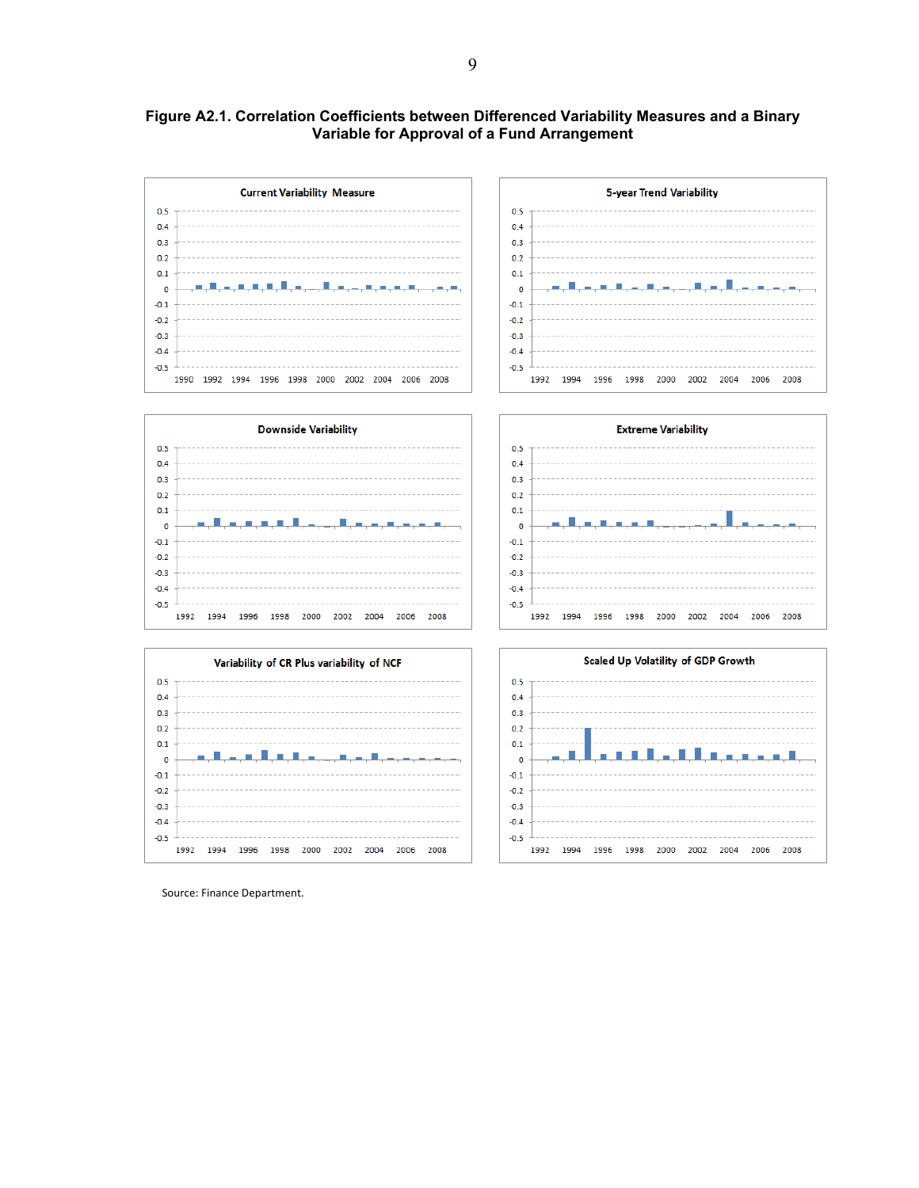**Figure A2.1. Correlation Coefficients between Differenced Variability Measures and a Binary Variable for Approval of a Fund Arrangement**

Source: Finance Department.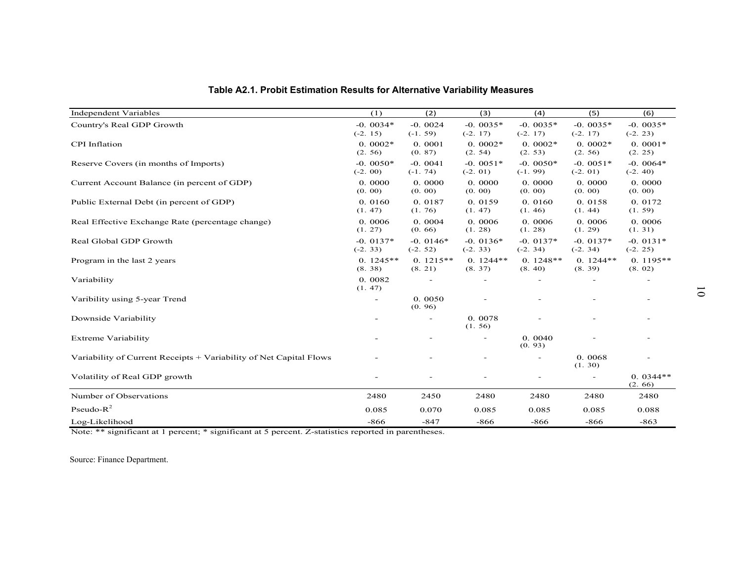**Table A2.1. Probit Estimation Results for Alternative Variability Measures**

| Independent Variables | (1) | (2) | (3) | (4) | (5) | (6) |
|---|---|---|---|---|---|---|
| Country's Real GDP Growth | -0.0034* | -0.0024 | -0.0035* | -0.0035* | -0.0035* | -0.0035* |
| | (-2.15) | (-1.59) | (-2.17) | (-2.17) | (-2.17) | (-2.23) |
| CPI Inflation | 0.0002* | 0.0001 | 0.0002* | 0.0002* | 0.0002* | 0.0001* |
| | (2.56) | (0.87) | (2.54) | (2.53) | (2.56) | (2.25) |
| Reserve Covers (in months of Imports) | -0.0050* | -0.0041 | -0.0051* | -0.0050* | -0.0051* | -0.0064* |
| | (-2.00) | (-1.74) | (-2.01) | (-1.99) | (-2.01) | (-2.40) |
| Current Account Balance (in percent of GDP) | 0.0000 | 0.0000 | 0.0000 | 0.0000 | 0.0000 | 0.0000 |
| | (0.00) | (0.00) | (0.00) | (0.00) | (0.00) | (0.00) |
| Public External Debt (in percent of GDP) | 0.0160 | 0.0187 | 0.0159 | 0.0160 | 0.0158 | 0.0172 |
| | (1.47) | (1.76) | (1.47) | (1.46) | (1.44) | (1.59) |
| Real Effective Exchange Rate (percentage change) | 0.0006 | 0.0004 | 0.0006 | 0.0006 | 0.0006 | 0.0006 |
| | (1.27) | (0.66) | (1.28) | (1.28) | (1.29) | (1.31) |
| Real Global GDP Growth | -0.0137* | -0.0146* | -0.0136* | -0.0137* | -0.0137* | -0.0131* |
| | (-2.33) | (-2.52) | (-2.33) | (-2.34) | (-2.34) | (-2.25) |
| Program in the last 2 years | 0.1245** | 0.1215** | 0.1244** | 0.1248** | 0.1244** | 0.1195** |
| | (8.38) | (8.21) | (8.37) | (8.40) | (8.39) | (8.02) |
| Variability | 0.0082 | - | - | - | - | - |
| | (1.47) | | | | | |
| Varibility using 5-year Trend | - | 0.0050 | - | - | - | - |
| | | (0.96) | | | | |
| Downside Variability | - | - | 0.0078 | - | - | - |
| | | | (1.56) | | | |
| Extreme Variability | - | - | - | 0.0040 | - | - |
| | | | | (0.93) | | |
| Variability of Current Receipts + Variability of Net Capital Flows | - | - | - | - | 0.0068 | - |
| | | | | | (1.30) | |
| Volatility of Real GDP growth | - | - | - | - | - | 0.0344** |
| | | | | | | (2.66) |
| Number of Observations | 2480 | 2450 | 2480 | 2480 | 2480 | 2480 |
| Pseudo-$R^2$ | 0.085 | 0.070 | 0.085 | 0.085 | 0.085 | 0.088 |
| Log-Likelihood | -866 | -847 | -866 | -866 | -866 | -863 |

Note: ** significant at 1 percent; * significant at 5 percent. Z-statistics reported in parentheses.

Source: Finance Department.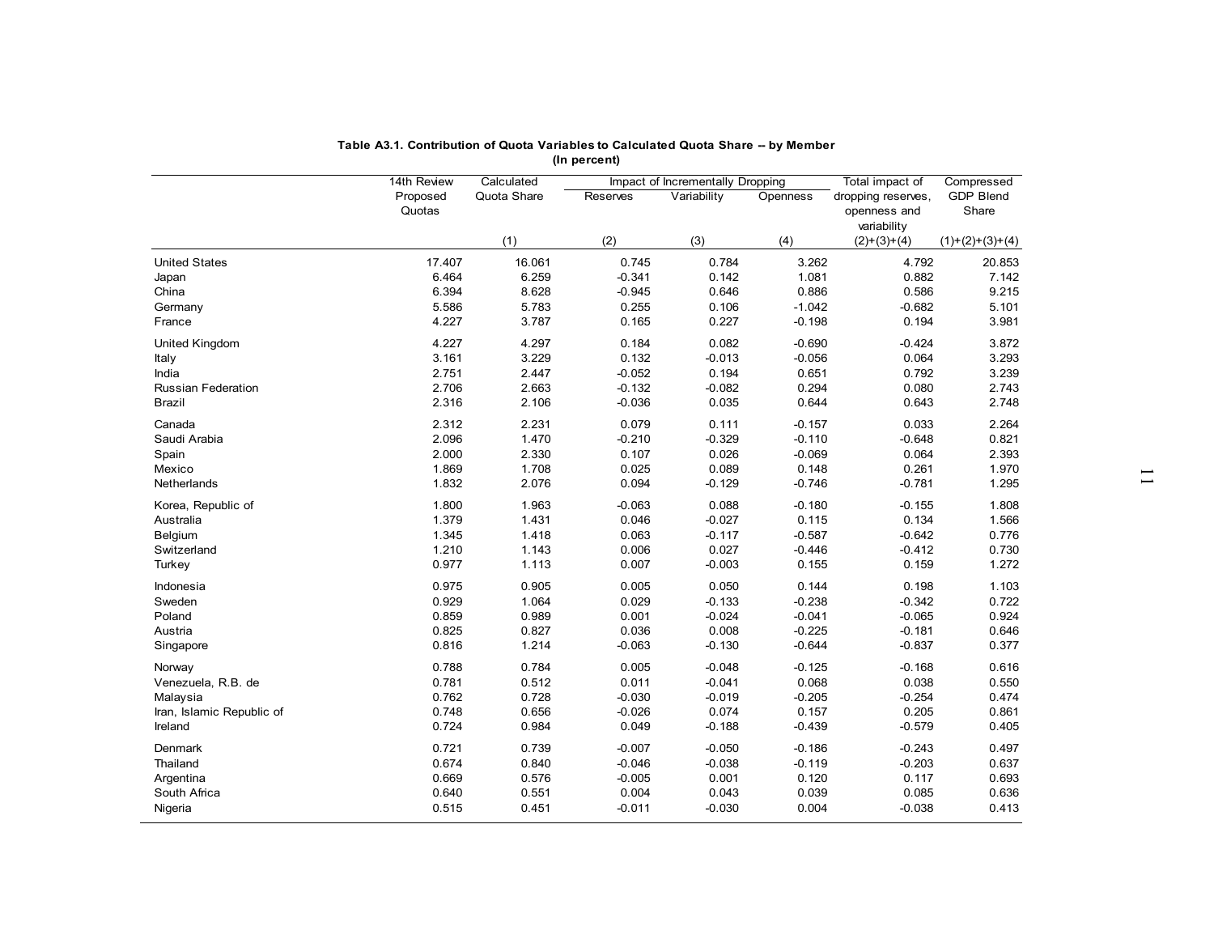**Table A3.1. Contribution of Quota Variables to Calculated Quota Share -- by Member**
**(In percent)**

| | 14th Review Proposed Quotas | Calculated Quota Share | Impact of Incrementally Dropping | | | Total impact of dropping reserves, openness and variability | Compressed GDP Blend Share |
|---|---|---|---|---|---|---|---|
| | | | Reserves | Variability | Openness | | |
| | | (1) | (2) | (3) | (4) | (2)+(3)+(4) | (1)+(2)+(3)+(4) |
| United States | 17.407 | 16.061 | 0.745 | 0.784 | 3.262 | 4.792 | 20.853 |
| Japan | 6.464 | 6.259 | -0.341 | 0.142 | 1.081 | 0.882 | 7.142 |
| China | 6.394 | 8.628 | -0.945 | 0.646 | 0.886 | 0.586 | 9.215 |
| Germany | 5.586 | 5.783 | 0.255 | 0.106 | -1.042 | -0.682 | 5.101 |
| France | 4.227 | 3.787 | 0.165 | 0.227 | -0.198 | 0.194 | 3.981 |
| United Kingdom | 4.227 | 4.297 | 0.184 | 0.082 | -0.690 | -0.424 | 3.872 |
| Italy | 3.161 | 3.229 | 0.132 | -0.013 | -0.056 | 0.064 | 3.293 |
| India | 2.751 | 2.447 | -0.052 | 0.194 | 0.651 | 0.792 | 3.239 |
| Russian Federation | 2.706 | 2.663 | -0.132 | -0.082 | 0.294 | 0.080 | 2.743 |
| Brazil | 2.316 | 2.106 | -0.036 | 0.035 | 0.644 | 0.643 | 2.748 |
| Canada | 2.312 | 2.231 | 0.079 | 0.111 | -0.157 | 0.033 | 2.264 |
| Saudi Arabia | 2.096 | 1.470 | -0.210 | -0.329 | -0.110 | -0.648 | 0.821 |
| Spain | 2.000 | 2.330 | 0.107 | 0.026 | -0.069 | 0.064 | 2.393 |
| Mexico | 1.869 | 1.708 | 0.025 | 0.089 | 0.148 | 0.261 | 1.970 |
| Netherlands | 1.832 | 2.076 | 0.094 | -0.129 | -0.746 | -0.781 | 1.295 |
| Korea, Republic of | 1.800 | 1.963 | -0.063 | 0.088 | -0.180 | -0.155 | 1.808 |
| Australia | 1.379 | 1.431 | 0.046 | -0.027 | 0.115 | 0.134 | 1.566 |
| Belgium | 1.345 | 1.418 | 0.063 | -0.117 | -0.587 | -0.642 | 0.776 |
| Switzerland | 1.210 | 1.143 | 0.006 | 0.027 | -0.446 | -0.412 | 0.730 |
| Turkey | 0.977 | 1.113 | 0.007 | -0.003 | 0.155 | 0.159 | 1.272 |
| Indonesia | 0.975 | 0.905 | 0.005 | 0.050 | 0.144 | 0.198 | 1.103 |
| Sweden | 0.929 | 1.064 | 0.029 | -0.133 | -0.238 | -0.342 | 0.722 |
| Poland | 0.859 | 0.989 | 0.001 | -0.024 | -0.041 | -0.065 | 0.924 |
| Austria | 0.825 | 0.827 | 0.036 | 0.008 | -0.225 | -0.181 | 0.646 |
| Singapore | 0.816 | 1.214 | -0.063 | -0.130 | -0.644 | -0.837 | 0.377 |
| Norway | 0.788 | 0.784 | 0.005 | -0.048 | -0.125 | -0.168 | 0.616 |
| Venezuela, R.B. de | 0.781 | 0.512 | 0.011 | -0.041 | 0.068 | 0.038 | 0.550 |
| Malaysia | 0.762 | 0.728 | -0.030 | -0.019 | -0.205 | -0.254 | 0.474 |
| Iran, Islamic Republic of | 0.748 | 0.656 | -0.026 | 0.074 | 0.157 | 0.205 | 0.861 |
| Ireland | 0.724 | 0.984 | 0.049 | -0.188 | -0.439 | -0.579 | 0.405 |
| Denmark | 0.721 | 0.739 | -0.007 | -0.050 | -0.186 | -0.243 | 0.497 |
| Thailand | 0.674 | 0.840 | -0.046 | -0.038 | -0.119 | -0.203 | 0.637 |
| Argentina | 0.669 | 0.576 | -0.005 | 0.001 | 0.120 | 0.117 | 0.693 |
| South Africa | 0.640 | 0.551 | 0.004 | 0.043 | 0.039 | 0.085 | 0.636 |
| Nigeria | 0.515 | 0.451 | -0.011 | -0.030 | 0.004 | -0.038 | 0.413 |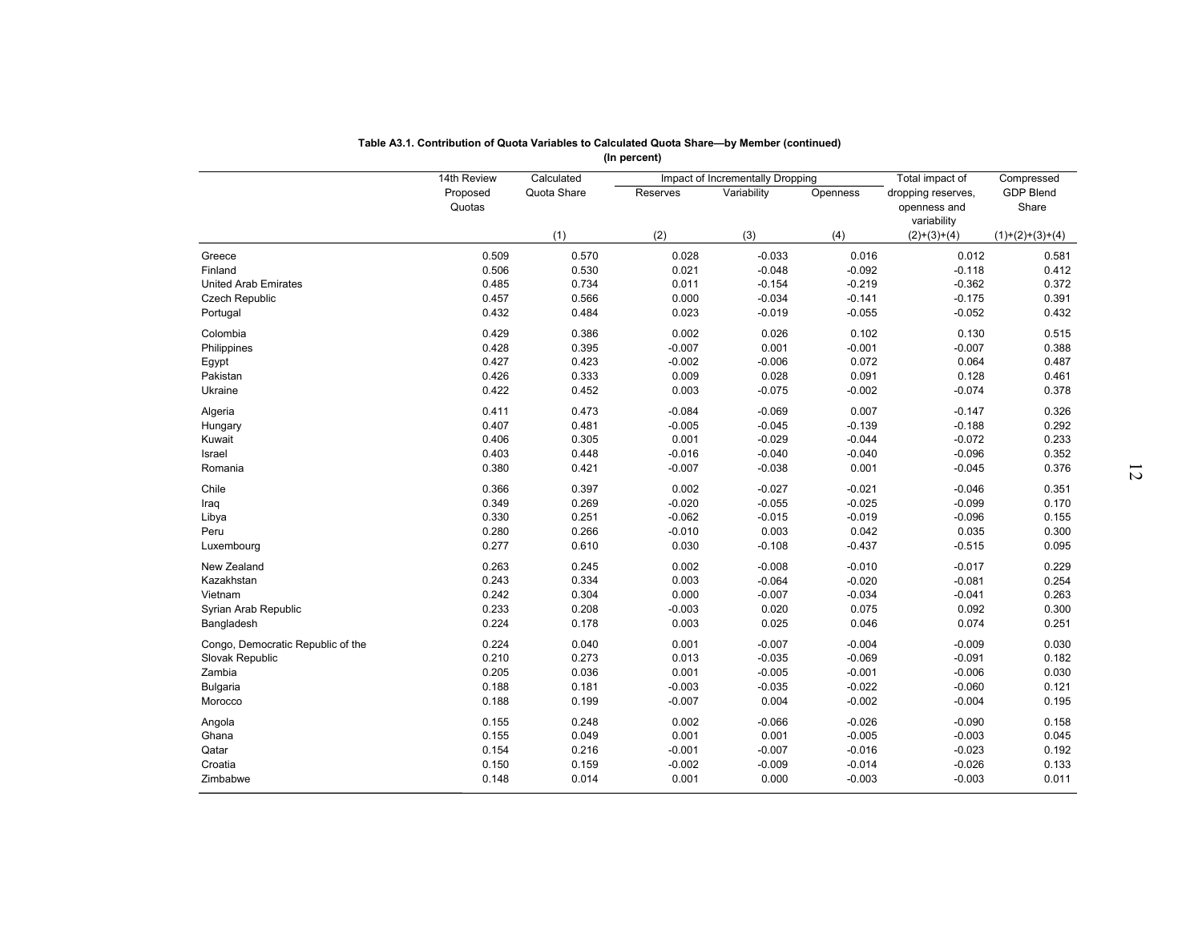**Table A3.1. Contribution of Quota Variables to Calculated Quota Share—by Member (continued)**
**(In percent)**

| | 14th Review Proposed Quotas | Calculated Quota Share | Impact of Incrementally Dropping | | | Total impact of dropping reserves, openness and variability | Compressed GDP Blend Share |
|---|---|---|---|---|---|---|---|
| | | | Reserves | Variability | Openness | | |
| | | (1) | (2) | (3) | (4) | (2)+(3)+(4) | (1)+(2)+(3)+(4) |
| Greece | 0.509 | 0.570 | 0.028 | -0.033 | 0.016 | 0.012 | 0.581 |
| Finland | 0.506 | 0.530 | 0.021 | -0.048 | -0.092 | -0.118 | 0.412 |
| United Arab Emirates | 0.485 | 0.734 | 0.011 | -0.154 | -0.219 | -0.362 | 0.372 |
| Czech Republic | 0.457 | 0.566 | 0.000 | -0.034 | -0.141 | -0.175 | 0.391 |
| Portugal | 0.432 | 0.484 | 0.023 | -0.019 | -0.055 | -0.052 | 0.432 |
| Colombia | 0.429 | 0.386 | 0.002 | 0.026 | 0.102 | 0.130 | 0.515 |
| Philippines | 0.428 | 0.395 | -0.007 | 0.001 | -0.001 | -0.007 | 0.388 |
| Egypt | 0.427 | 0.423 | -0.002 | -0.006 | 0.072 | 0.064 | 0.487 |
| Pakistan | 0.426 | 0.333 | 0.009 | 0.028 | 0.091 | 0.128 | 0.461 |
| Ukraine | 0.422 | 0.452 | 0.003 | -0.075 | -0.002 | -0.074 | 0.378 |
| Algeria | 0.411 | 0.473 | -0.084 | -0.069 | 0.007 | -0.147 | 0.326 |
| Hungary | 0.407 | 0.481 | -0.005 | -0.045 | -0.139 | -0.188 | 0.292 |
| Kuwait | 0.406 | 0.305 | 0.001 | -0.029 | -0.044 | -0.072 | 0.233 |
| Israel | 0.403 | 0.448 | -0.016 | -0.040 | -0.040 | -0.096 | 0.352 |
| Romania | 0.380 | 0.421 | -0.007 | -0.038 | 0.001 | -0.045 | 0.376 |
| Chile | 0.366 | 0.397 | 0.002 | -0.027 | -0.021 | -0.046 | 0.351 |
| Iraq | 0.349 | 0.269 | -0.020 | -0.055 | -0.025 | -0.099 | 0.170 |
| Libya | 0.330 | 0.251 | -0.062 | -0.015 | -0.019 | -0.096 | 0.155 |
| Peru | 0.280 | 0.266 | -0.010 | 0.003 | 0.042 | 0.035 | 0.300 |
| Luxembourg | 0.277 | 0.610 | 0.030 | -0.108 | -0.437 | -0.515 | 0.095 |
| New Zealand | 0.263 | 0.245 | 0.002 | -0.008 | -0.010 | -0.017 | 0.229 |
| Kazakhstan | 0.243 | 0.334 | 0.003 | -0.064 | -0.020 | -0.081 | 0.254 |
| Vietnam | 0.242 | 0.304 | 0.000 | -0.007 | -0.034 | -0.041 | 0.263 |
| Syrian Arab Republic | 0.233 | 0.208 | -0.003 | 0.020 | 0.075 | 0.092 | 0.300 |
| Bangladesh | 0.224 | 0.178 | 0.003 | 0.025 | 0.046 | 0.074 | 0.251 |
| Congo, Democratic Republic of the | 0.224 | 0.040 | 0.001 | -0.007 | -0.004 | -0.009 | 0.030 |
| Slovak Republic | 0.210 | 0.273 | 0.013 | -0.035 | -0.069 | -0.091 | 0.182 |
| Zambia | 0.205 | 0.036 | 0.001 | -0.005 | -0.001 | -0.006 | 0.030 |
| Bulgaria | 0.188 | 0.181 | -0.003 | -0.035 | -0.022 | -0.060 | 0.121 |
| Morocco | 0.188 | 0.199 | -0.007 | 0.004 | -0.002 | -0.004 | 0.195 |
| Angola | 0.155 | 0.248 | 0.002 | -0.066 | -0.026 | -0.090 | 0.158 |
| Ghana | 0.155 | 0.049 | 0.001 | 0.001 | -0.005 | -0.003 | 0.045 |
| Qatar | 0.154 | 0.216 | -0.001 | -0.007 | -0.016 | -0.023 | 0.192 |
| Croatia | 0.150 | 0.159 | -0.002 | -0.009 | -0.014 | -0.026 | 0.133 |
| Zimbabwe | 0.148 | 0.014 | 0.001 | 0.000 | -0.003 | -0.003 | 0.011 |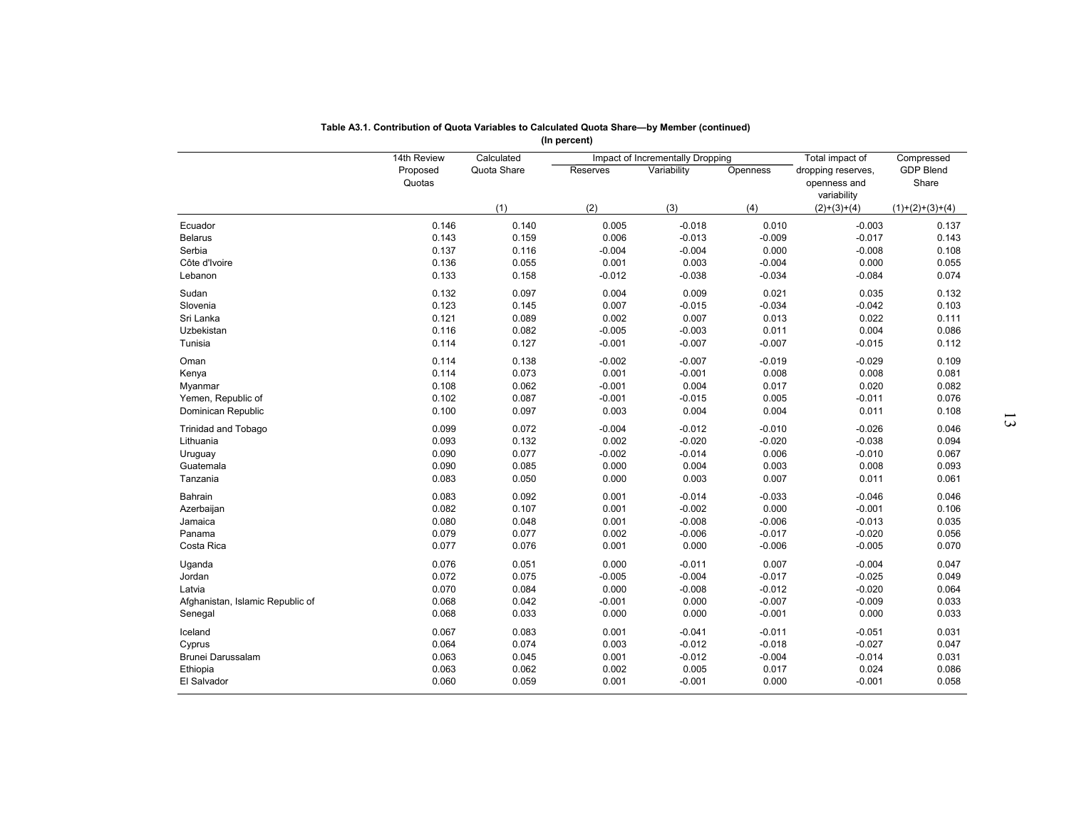**Table A3.1. Contribution of Quota Variables to Calculated Quota Share—by Member (continued)**
**(In percent)**

| | 14th Review Proposed Quotas | Calculated Quota Share | Impact of Incrementally Dropping | | | Total impact of dropping reserves, openness and variability | Compressed GDP Blend Share |
|---|---|---|---|---|---|---|---|
| | | | Reserves | Variability | Openness | | |
| | | (1) | (2) | (3) | (4) | (2)+(3)+(4) | (1)+(2)+(3)+(4) |
| Ecuador | 0.146 | 0.140 | 0.005 | -0.018 | 0.010 | -0.003 | 0.137 |
| Belarus | 0.143 | 0.159 | 0.006 | -0.013 | -0.009 | -0.017 | 0.143 |
| Serbia | 0.137 | 0.116 | -0.004 | -0.004 | 0.000 | -0.008 | 0.108 |
| Côte d'Ivoire | 0.136 | 0.055 | 0.001 | 0.003 | -0.004 | 0.000 | 0.055 |
| Lebanon | 0.133 | 0.158 | -0.012 | -0.038 | -0.034 | -0.084 | 0.074 |
| Sudan | 0.132 | 0.097 | 0.004 | 0.009 | 0.021 | 0.035 | 0.132 |
| Slovenia | 0.123 | 0.145 | 0.007 | -0.015 | -0.034 | -0.042 | 0.103 |
| Sri Lanka | 0.121 | 0.089 | 0.002 | 0.007 | 0.013 | 0.022 | 0.111 |
| Uzbekistan | 0.116 | 0.082 | -0.005 | -0.003 | 0.011 | 0.004 | 0.086 |
| Tunisia | 0.114 | 0.127 | -0.001 | -0.007 | -0.007 | -0.015 | 0.112 |
| Oman | 0.114 | 0.138 | -0.002 | -0.007 | -0.019 | -0.029 | 0.109 |
| Kenya | 0.114 | 0.073 | 0.001 | -0.001 | 0.008 | 0.008 | 0.081 |
| Myanmar | 0.108 | 0.062 | -0.001 | 0.004 | 0.017 | 0.020 | 0.082 |
| Yemen, Republic of | 0.102 | 0.087 | -0.001 | -0.015 | 0.005 | -0.011 | 0.076 |
| Dominican Republic | 0.100 | 0.097 | 0.003 | 0.004 | 0.004 | 0.011 | 0.108 |
| Trinidad and Tobago | 0.099 | 0.072 | -0.004 | -0.012 | -0.010 | -0.026 | 0.046 |
| Lithuania | 0.093 | 0.132 | 0.002 | -0.020 | -0.020 | -0.038 | 0.094 |
| Uruguay | 0.090 | 0.077 | -0.002 | -0.014 | 0.006 | -0.010 | 0.067 |
| Guatemala | 0.090 | 0.085 | 0.000 | 0.004 | 0.003 | 0.008 | 0.093 |
| Tanzania | 0.083 | 0.050 | 0.000 | 0.003 | 0.007 | 0.011 | 0.061 |
| Bahrain | 0.083 | 0.092 | 0.001 | -0.014 | -0.033 | -0.046 | 0.046 |
| Azerbaijan | 0.082 | 0.107 | 0.001 | -0.002 | 0.000 | -0.001 | 0.106 |
| Jamaica | 0.080 | 0.048 | 0.001 | -0.008 | -0.006 | -0.013 | 0.035 |
| Panama | 0.079 | 0.077 | 0.002 | -0.006 | -0.017 | -0.020 | 0.056 |
| Costa Rica | 0.077 | 0.076 | 0.001 | 0.000 | -0.006 | -0.005 | 0.070 |
| Uganda | 0.076 | 0.051 | 0.000 | -0.011 | 0.007 | -0.004 | 0.047 |
| Jordan | 0.072 | 0.075 | -0.005 | -0.004 | -0.017 | -0.025 | 0.049 |
| Latvia | 0.070 | 0.084 | 0.000 | -0.008 | -0.012 | -0.020 | 0.064 |
| Afghanistan, Islamic Republic of | 0.068 | 0.042 | -0.001 | 0.000 | -0.007 | -0.009 | 0.033 |
| Senegal | 0.068 | 0.033 | 0.000 | 0.000 | -0.001 | 0.000 | 0.033 |
| Iceland | 0.067 | 0.083 | 0.001 | -0.041 | -0.011 | -0.051 | 0.031 |
| Cyprus | 0.064 | 0.074 | 0.003 | -0.012 | -0.018 | -0.027 | 0.047 |
| Brunei Darussalam | 0.063 | 0.045 | 0.001 | -0.012 | -0.004 | -0.014 | 0.031 |
| Ethiopia | 0.063 | 0.062 | 0.002 | 0.005 | 0.017 | 0.024 | 0.086 |
| El Salvador | 0.060 | 0.059 | 0.001 | -0.001 | 0.000 | -0.001 | 0.058 |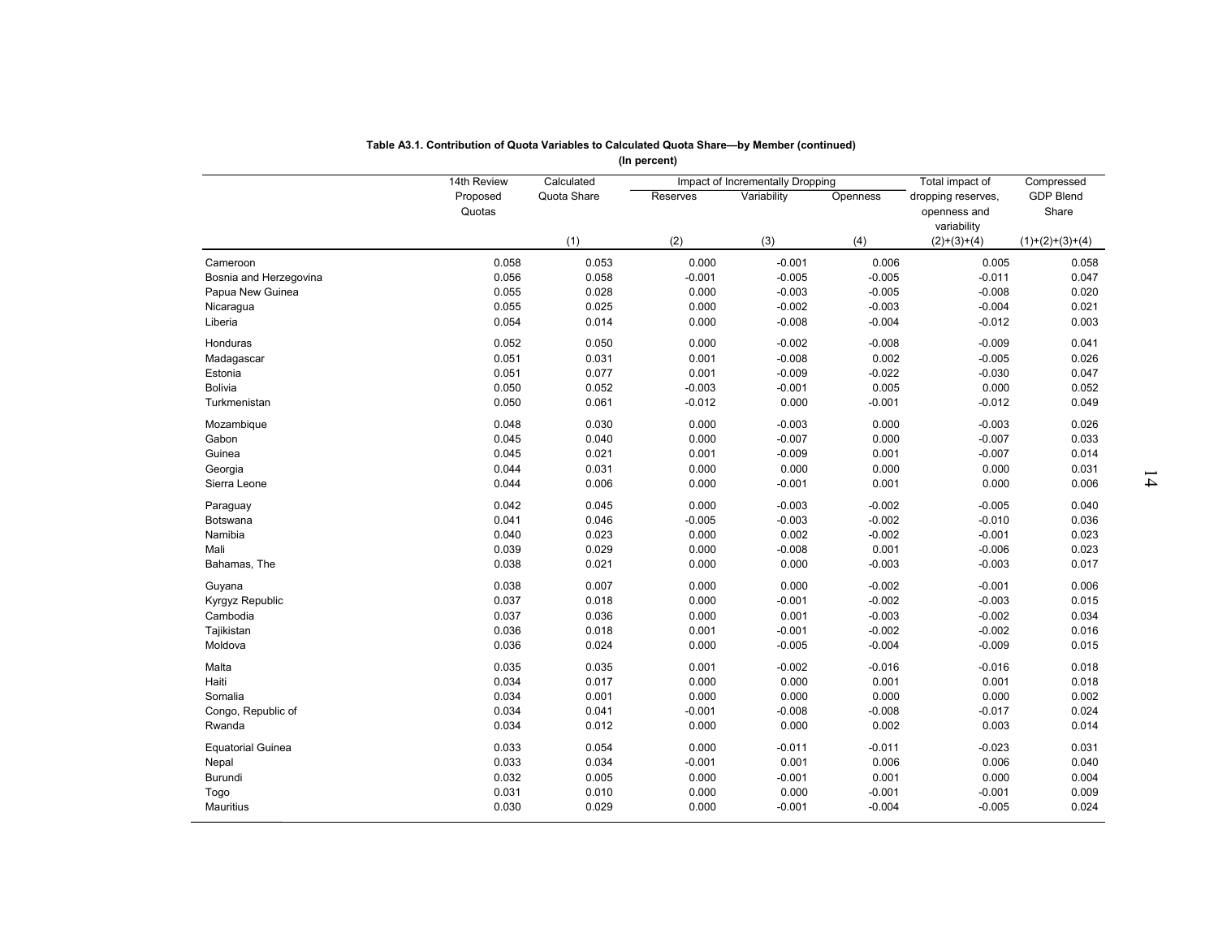**Table A3.1. Contribution of Quota Variables to Calculated Quota Share—by Member (continued)**
**(In percent)**

| | 14th Review Proposed Quotas | Calculated Quota Share | Impact of Incrementally Dropping | | | Total impact of dropping reserves, openness and variability | Compressed GDP Blend Share |
|---|---|---|---|---|---|---|---|
| | | | Reserves | Variability | Openness | | |
| | | (1) | (2) | (3) | (4) | (2)+(3)+(4) | (1)+(2)+(3)+(4) |
| Cameroon | 0.058 | 0.053 | 0.000 | -0.001 | 0.006 | 0.005 | 0.058 |
| Bosnia and Herzegovina | 0.056 | 0.058 | -0.001 | -0.005 | -0.005 | -0.011 | 0.047 |
| Papua New Guinea | 0.055 | 0.028 | 0.000 | -0.003 | -0.005 | -0.008 | 0.020 |
| Nicaragua | 0.055 | 0.025 | 0.000 | -0.002 | -0.003 | -0.004 | 0.021 |
| Liberia | 0.054 | 0.014 | 0.000 | -0.008 | -0.004 | -0.012 | 0.003 |
| Honduras | 0.052 | 0.050 | 0.000 | -0.002 | -0.008 | -0.009 | 0.041 |
| Madagascar | 0.051 | 0.031 | 0.001 | -0.008 | 0.002 | -0.005 | 0.026 |
| Estonia | 0.051 | 0.077 | 0.001 | -0.009 | -0.022 | -0.030 | 0.047 |
| Bolivia | 0.050 | 0.052 | -0.003 | -0.001 | 0.005 | 0.000 | 0.052 |
| Turkmenistan | 0.050 | 0.061 | -0.012 | 0.000 | -0.001 | -0.012 | 0.049 |
| Mozambique | 0.048 | 0.030 | 0.000 | -0.003 | 0.000 | -0.003 | 0.026 |
| Gabon | 0.045 | 0.040 | 0.000 | -0.007 | 0.000 | -0.007 | 0.033 |
| Guinea | 0.045 | 0.021 | 0.001 | -0.009 | 0.001 | -0.007 | 0.014 |
| Georgia | 0.044 | 0.031 | 0.000 | 0.000 | 0.000 | 0.000 | 0.031 |
| Sierra Leone | 0.044 | 0.006 | 0.000 | -0.001 | 0.001 | 0.000 | 0.006 |
| Paraguay | 0.042 | 0.045 | 0.000 | -0.003 | -0.002 | -0.005 | 0.040 |
| Botswana | 0.041 | 0.046 | -0.005 | -0.003 | -0.002 | -0.010 | 0.036 |
| Namibia | 0.040 | 0.023 | 0.000 | 0.002 | -0.002 | -0.001 | 0.023 |
| Mali | 0.039 | 0.029 | 0.000 | -0.008 | 0.001 | -0.006 | 0.023 |
| Bahamas, The | 0.038 | 0.021 | 0.000 | 0.000 | -0.003 | -0.003 | 0.017 |
| Guyana | 0.038 | 0.007 | 0.000 | 0.000 | -0.002 | -0.001 | 0.006 |
| Kyrgyz Republic | 0.037 | 0.018 | 0.000 | -0.001 | -0.002 | -0.003 | 0.015 |
| Cambodia | 0.037 | 0.036 | 0.000 | 0.001 | -0.003 | -0.002 | 0.034 |
| Tajikistan | 0.036 | 0.018 | 0.001 | -0.001 | -0.002 | -0.002 | 0.016 |
| Moldova | 0.036 | 0.024 | 0.000 | -0.005 | -0.004 | -0.009 | 0.015 |
| Malta | 0.035 | 0.035 | 0.001 | -0.002 | -0.016 | -0.016 | 0.018 |
| Haiti | 0.034 | 0.017 | 0.000 | 0.000 | 0.001 | 0.001 | 0.018 |
| Somalia | 0.034 | 0.001 | 0.000 | 0.000 | 0.000 | 0.000 | 0.002 |
| Congo, Republic of | 0.034 | 0.041 | -0.001 | -0.008 | -0.008 | -0.017 | 0.024 |
| Rwanda | 0.034 | 0.012 | 0.000 | 0.000 | 0.002 | 0.003 | 0.014 |
| Equatorial Guinea | 0.033 | 0.054 | 0.000 | -0.011 | -0.011 | -0.023 | 0.031 |
| Nepal | 0.033 | 0.034 | -0.001 | 0.001 | 0.006 | 0.006 | 0.040 |
| Burundi | 0.032 | 0.005 | 0.000 | -0.001 | 0.001 | 0.000 | 0.004 |
| Togo | 0.031 | 0.010 | 0.000 | 0.000 | -0.001 | -0.001 | 0.009 |
| Mauritius | 0.030 | 0.029 | 0.000 | -0.001 | -0.004 | -0.005 | 0.024 |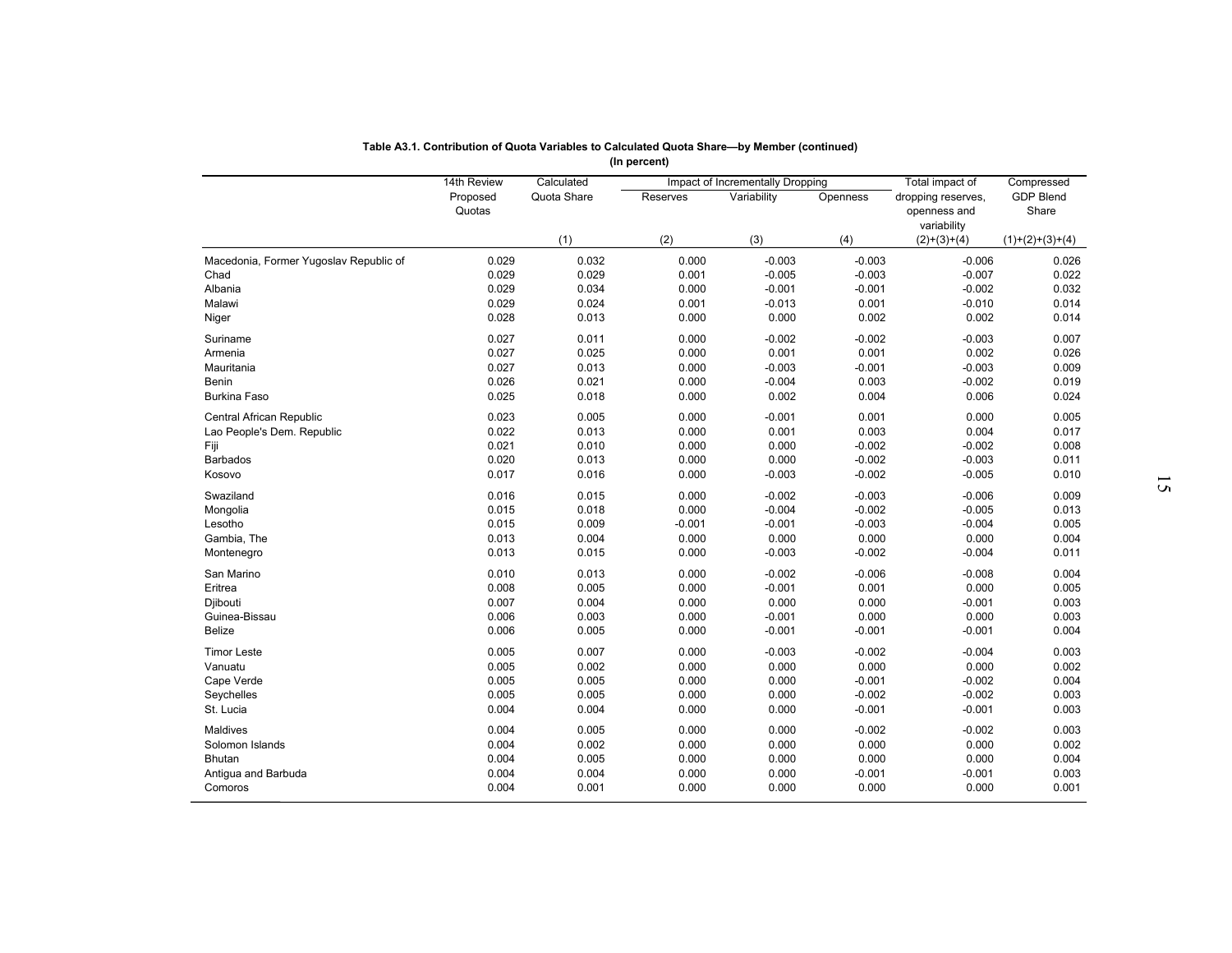**Table A3.1. Contribution of Quota Variables to Calculated Quota Share—by Member (continued)**
**(In percent)**

| | 14th Review Proposed Quotas | Calculated Quota Share | Impact of Incrementally Dropping | | | Total impact of dropping reserves, openness and variability | Compressed GDP Blend Share |
|---|---|---|---|---|---|---|---|
| | | | Reserves | Variability | Openness | | |
| | | (1) | (2) | (3) | (4) | (2)+(3)+(4) | (1)+(2)+(3)+(4) |
| Macedonia, Former Yugoslav Republic of | 0.029 | 0.032 | 0.000 | -0.003 | -0.003 | -0.006 | 0.026 |
| Chad | 0.029 | 0.029 | 0.001 | -0.005 | -0.003 | -0.007 | 0.022 |
| Albania | 0.029 | 0.034 | 0.000 | -0.001 | -0.001 | -0.002 | 0.032 |
| Malawi | 0.029 | 0.024 | 0.001 | -0.013 | 0.001 | -0.010 | 0.014 |
| Niger | 0.028 | 0.013 | 0.000 | 0.000 | 0.002 | 0.002 | 0.014 |
| Suriname | 0.027 | 0.011 | 0.000 | -0.002 | -0.002 | -0.003 | 0.007 |
| Armenia | 0.027 | 0.025 | 0.000 | 0.001 | 0.001 | 0.002 | 0.026 |
| Mauritania | 0.027 | 0.013 | 0.000 | -0.003 | -0.001 | -0.003 | 0.009 |
| Benin | 0.026 | 0.021 | 0.000 | -0.004 | 0.003 | -0.002 | 0.019 |
| Burkina Faso | 0.025 | 0.018 | 0.000 | 0.002 | 0.004 | 0.006 | 0.024 |
| Central African Republic | 0.023 | 0.005 | 0.000 | -0.001 | 0.001 | 0.000 | 0.005 |
| Lao People's Dem. Republic | 0.022 | 0.013 | 0.000 | 0.001 | 0.003 | 0.004 | 0.017 |
| Fiji | 0.021 | 0.010 | 0.000 | 0.000 | -0.002 | -0.002 | 0.008 |
| Barbados | 0.020 | 0.013 | 0.000 | 0.000 | -0.002 | -0.003 | 0.011 |
| Kosovo | 0.017 | 0.016 | 0.000 | -0.003 | -0.002 | -0.005 | 0.010 |
| Swaziland | 0.016 | 0.015 | 0.000 | -0.002 | -0.003 | -0.006 | 0.009 |
| Mongolia | 0.015 | 0.018 | 0.000 | -0.004 | -0.002 | -0.005 | 0.013 |
| Lesotho | 0.015 | 0.009 | -0.001 | -0.001 | -0.003 | -0.004 | 0.005 |
| Gambia, The | 0.013 | 0.004 | 0.000 | 0.000 | 0.000 | 0.000 | 0.004 |
| Montenegro | 0.013 | 0.015 | 0.000 | -0.003 | -0.002 | -0.004 | 0.011 |
| San Marino | 0.010 | 0.013 | 0.000 | -0.002 | -0.006 | -0.008 | 0.004 |
| Eritrea | 0.008 | 0.005 | 0.000 | -0.001 | 0.001 | 0.000 | 0.005 |
| Djibouti | 0.007 | 0.004 | 0.000 | 0.000 | 0.000 | -0.001 | 0.003 |
| Guinea-Bissau | 0.006 | 0.003 | 0.000 | -0.001 | 0.000 | 0.000 | 0.003 |
| Belize | 0.006 | 0.005 | 0.000 | -0.001 | -0.001 | -0.001 | 0.004 |
| Timor Leste | 0.005 | 0.007 | 0.000 | -0.003 | -0.002 | -0.004 | 0.003 |
| Vanuatu | 0.005 | 0.002 | 0.000 | 0.000 | 0.000 | 0.000 | 0.002 |
| Cape Verde | 0.005 | 0.005 | 0.000 | 0.000 | -0.001 | -0.002 | 0.004 |
| Seychelles | 0.005 | 0.005 | 0.000 | 0.000 | -0.002 | -0.002 | 0.003 |
| St. Lucia | 0.004 | 0.004 | 0.000 | 0.000 | -0.001 | -0.001 | 0.003 |
| Maldives | 0.004 | 0.005 | 0.000 | 0.000 | -0.002 | -0.002 | 0.003 |
| Solomon Islands | 0.004 | 0.002 | 0.000 | 0.000 | 0.000 | 0.000 | 0.002 |
| Bhutan | 0.004 | 0.005 | 0.000 | 0.000 | 0.000 | 0.000 | 0.004 |
| Antigua and Barbuda | 0.004 | 0.004 | 0.000 | 0.000 | -0.001 | -0.001 | 0.003 |
| Comoros | 0.004 | 0.001 | 0.000 | 0.000 | 0.000 | 0.000 | 0.001 |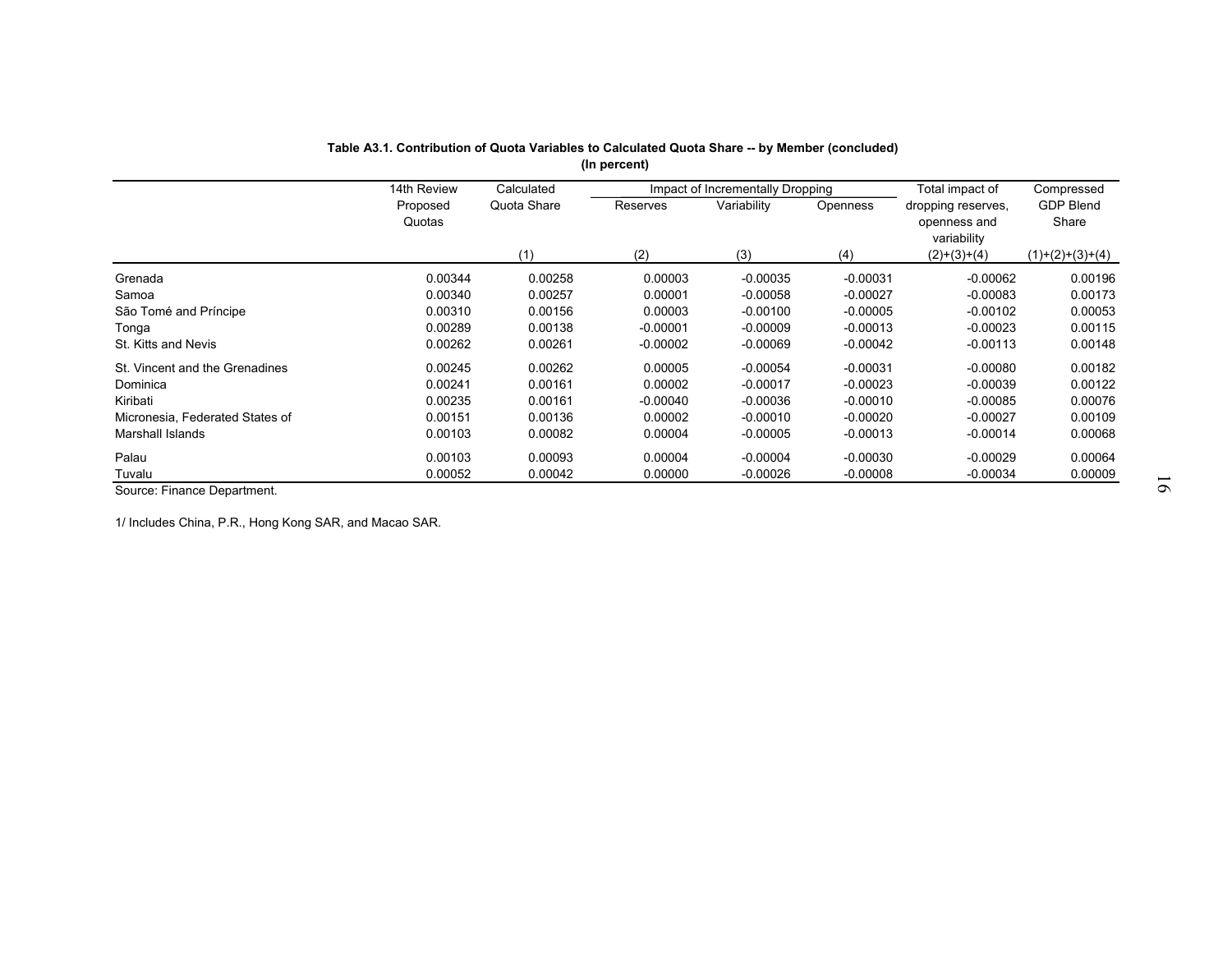**Table A3.1. Contribution of Quota Variables to Calculated Quota Share -- by Member (concluded)**
**(In percent)**

| | 14th Review Proposed Quotas | Calculated Quota Share | Impact of Incrementally Dropping | | | Total impact of dropping reserves, openness and variability | Compressed GDP Blend Share |
|---|---|---|---|---|---|---|---|
| | | | Reserves | Variability | Openness | | |
| | | (1) | (2) | (3) | (4) | (2)+(3)+(4) | (1)+(2)+(3)+(4) |
| Grenada | 0.00344 | 0.00258 | 0.00003 | -0.00035 | -0.00031 | -0.00062 | 0.00196 |
| Samoa | 0.00340 | 0.00257 | 0.00001 | -0.00058 | -0.00027 | -0.00083 | 0.00173 |
| São Tomé and Príncipe | 0.00310 | 0.00156 | 0.00003 | -0.00100 | -0.00005 | -0.00102 | 0.00053 |
| Tonga | 0.00289 | 0.00138 | -0.00001 | -0.00009 | -0.00013 | -0.00023 | 0.00115 |
| St. Kitts and Nevis | 0.00262 | 0.00261 | -0.00002 | -0.00069 | -0.00042 | -0.00113 | 0.00148 |
| St. Vincent and the Grenadines | 0.00245 | 0.00262 | 0.00005 | -0.00054 | -0.00031 | -0.00080 | 0.00182 |
| Dominica | 0.00241 | 0.00161 | 0.00002 | -0.00017 | -0.00023 | -0.00039 | 0.00122 |
| Kiribati | 0.00235 | 0.00161 | -0.00040 | -0.00036 | -0.00010 | -0.00085 | 0.00076 |
| Micronesia, Federated States of | 0.00151 | 0.00136 | 0.00002 | -0.00010 | -0.00020 | -0.00027 | 0.00109 |
| Marshall Islands | 0.00103 | 0.00082 | 0.00004 | -0.00005 | -0.00013 | -0.00014 | 0.00068 |
| Palau | 0.00103 | 0.00093 | 0.00004 | -0.00004 | -0.00030 | -0.00029 | 0.00064 |
| Tuvalu | 0.00052 | 0.00042 | 0.00000 | -0.00026 | -0.00008 | -0.00034 | 0.00009 |

Source: Finance Department.

1/ Includes China, P.R., Hong Kong SAR, and Macao SAR.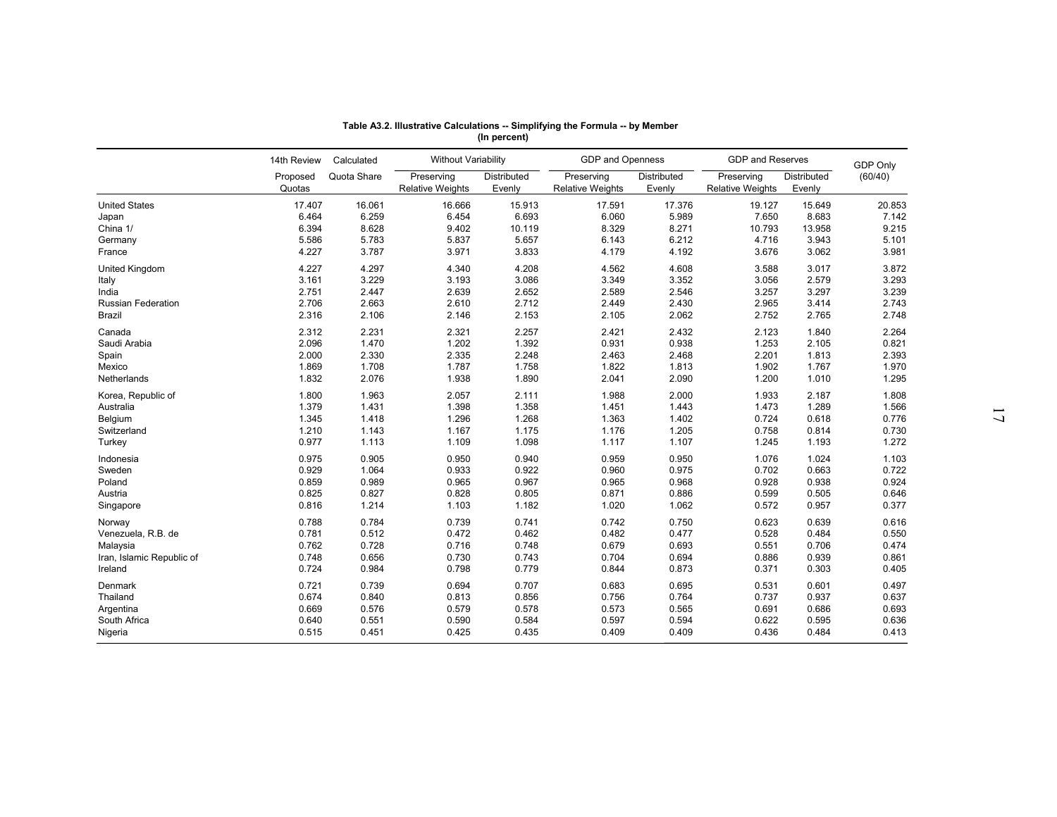**Table A3.2. Illustrative Calculations -- Simplifying the Formula -- by Member**
**(In percent)**

| | 14th Review | Calculated | Without Variability | | GDP and Openness | | GDP and Reserves | | GDP Only |
|---|---|---|---|---|---|---|---|---|---|
| | Proposed Quotas | Quota Share | Preserving Relative Weights | Distributed Evenly | Preserving Relative Weights | Distributed Evenly | Preserving Relative Weights | Distributed Evenly | (60/40) |
| United States | 17.407 | 16.061 | 16.666 | 15.913 | 17.591 | 17.376 | 19.127 | 15.649 | 20.853 |
| Japan | 6.464 | 6.259 | 6.454 | 6.693 | 6.060 | 5.989 | 7.650 | 8.683 | 7.142 |
| China 1/ | 6.394 | 8.628 | 9.402 | 10.119 | 8.329 | 8.271 | 10.793 | 13.958 | 9.215 |
| Germany | 5.586 | 5.783 | 5.837 | 5.657 | 6.143 | 6.212 | 4.716 | 3.943 | 5.101 |
| France | 4.227 | 3.787 | 3.971 | 3.833 | 4.179 | 4.192 | 3.676 | 3.062 | 3.981 |
| United Kingdom | 4.227 | 4.297 | 4.340 | 4.208 | 4.562 | 4.608 | 3.588 | 3.017 | 3.872 |
| Italy | 3.161 | 3.229 | 3.193 | 3.086 | 3.349 | 3.352 | 3.056 | 2.579 | 3.293 |
| India | 2.751 | 2.447 | 2.639 | 2.652 | 2.589 | 2.546 | 3.257 | 3.297 | 3.239 |
| Russian Federation | 2.706 | 2.663 | 2.610 | 2.712 | 2.449 | 2.430 | 2.965 | 3.414 | 2.743 |
| Brazil | 2.316 | 2.106 | 2.146 | 2.153 | 2.105 | 2.062 | 2.752 | 2.765 | 2.748 |
| Canada | 2.312 | 2.231 | 2.321 | 2.257 | 2.421 | 2.432 | 2.123 | 1.840 | 2.264 |
| Saudi Arabia | 2.096 | 1.470 | 1.202 | 1.392 | 0.931 | 0.938 | 1.253 | 2.105 | 0.821 |
| Spain | 2.000 | 2.330 | 2.335 | 2.248 | 2.463 | 2.468 | 2.201 | 1.813 | 2.393 |
| Mexico | 1.869 | 1.708 | 1.787 | 1.758 | 1.822 | 1.813 | 1.902 | 1.767 | 1.970 |
| Netherlands | 1.832 | 2.076 | 1.938 | 1.890 | 2.041 | 2.090 | 1.200 | 1.010 | 1.295 |
| Korea, Republic of | 1.800 | 1.963 | 2.057 | 2.111 | 1.988 | 2.000 | 1.933 | 2.187 | 1.808 |
| Australia | 1.379 | 1.431 | 1.398 | 1.358 | 1.451 | 1.443 | 1.473 | 1.289 | 1.566 |
| Belgium | 1.345 | 1.418 | 1.296 | 1.268 | 1.363 | 1.402 | 0.724 | 0.618 | 0.776 |
| Switzerland | 1.210 | 1.143 | 1.167 | 1.175 | 1.176 | 1.205 | 0.758 | 0.814 | 0.730 |
| Turkey | 0.977 | 1.113 | 1.109 | 1.098 | 1.117 | 1.107 | 1.245 | 1.193 | 1.272 |
| Indonesia | 0.975 | 0.905 | 0.950 | 0.940 | 0.959 | 0.950 | 1.076 | 1.024 | 1.103 |
| Sweden | 0.929 | 1.064 | 0.933 | 0.922 | 0.960 | 0.975 | 0.702 | 0.663 | 0.722 |
| Poland | 0.859 | 0.989 | 0.965 | 0.967 | 0.965 | 0.968 | 0.928 | 0.938 | 0.924 |
| Austria | 0.825 | 0.827 | 0.828 | 0.805 | 0.871 | 0.886 | 0.599 | 0.505 | 0.646 |
| Singapore | 0.816 | 1.214 | 1.103 | 1.182 | 1.020 | 1.062 | 0.572 | 0.957 | 0.377 |
| Norway | 0.788 | 0.784 | 0.739 | 0.741 | 0.742 | 0.750 | 0.623 | 0.639 | 0.616 |
| Venezuela, R.B. de | 0.781 | 0.512 | 0.472 | 0.462 | 0.482 | 0.477 | 0.528 | 0.484 | 0.550 |
| Malaysia | 0.762 | 0.728 | 0.716 | 0.748 | 0.679 | 0.693 | 0.551 | 0.706 | 0.474 |
| Iran, Islamic Republic of | 0.748 | 0.656 | 0.730 | 0.743 | 0.704 | 0.694 | 0.886 | 0.939 | 0.861 |
| Ireland | 0.724 | 0.984 | 0.798 | 0.779 | 0.844 | 0.873 | 0.371 | 0.303 | 0.405 |
| Denmark | 0.721 | 0.739 | 0.694 | 0.707 | 0.683 | 0.695 | 0.531 | 0.601 | 0.497 |
| Thailand | 0.674 | 0.840 | 0.813 | 0.856 | 0.756 | 0.764 | 0.737 | 0.937 | 0.637 |
| Argentina | 0.669 | 0.576 | 0.579 | 0.578 | 0.573 | 0.565 | 0.691 | 0.686 | 0.693 |
| South Africa | 0.640 | 0.551 | 0.590 | 0.584 | 0.597 | 0.594 | 0.622 | 0.595 | 0.636 |
| Nigeria | 0.515 | 0.451 | 0.425 | 0.435 | 0.409 | 0.409 | 0.436 | 0.484 | 0.413 |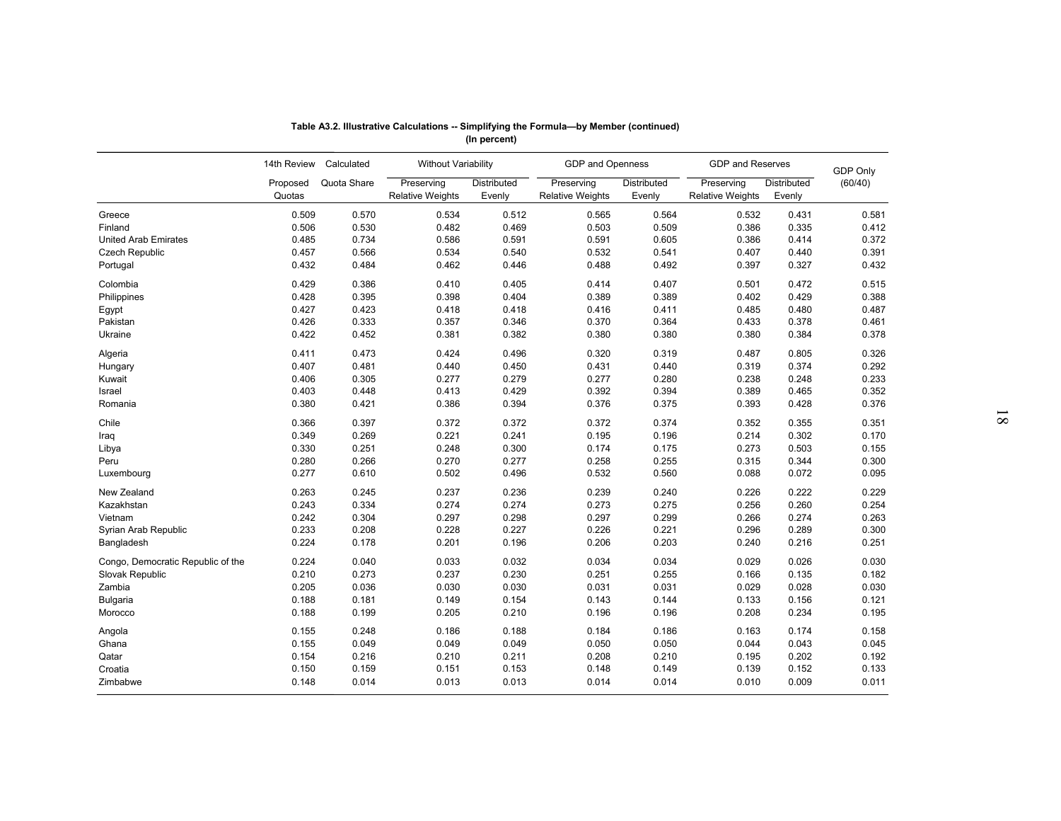**Table A3.2. Illustrative Calculations -- Simplifying the Formula—by Member (continued)**
**(In percent)**

| | 14th Review | Calculated | Without Variability | | GDP and Openness | | GDP and Reserves | | GDP Only |
|---|---|---|---|---|---|---|---|---|---|
| | Proposed Quotas | Quota Share | Preserving Relative Weights | Distributed Evenly | Preserving Relative Weights | Distributed Evenly | Preserving Relative Weights | Distributed Evenly | (60/40) |
| Greece | 0.509 | 0.570 | 0.534 | 0.512 | 0.565 | 0.564 | 0.532 | 0.431 | 0.581 |
| Finland | 0.506 | 0.530 | 0.482 | 0.469 | 0.503 | 0.509 | 0.386 | 0.335 | 0.412 |
| United Arab Emirates | 0.485 | 0.734 | 0.586 | 0.591 | 0.591 | 0.605 | 0.386 | 0.414 | 0.372 |
| Czech Republic | 0.457 | 0.566 | 0.534 | 0.540 | 0.532 | 0.541 | 0.407 | 0.440 | 0.391 |
| Portugal | 0.432 | 0.484 | 0.462 | 0.446 | 0.488 | 0.492 | 0.397 | 0.327 | 0.432 |
| Colombia | 0.429 | 0.386 | 0.410 | 0.405 | 0.414 | 0.407 | 0.501 | 0.472 | 0.515 |
| Philippines | 0.428 | 0.395 | 0.398 | 0.404 | 0.389 | 0.389 | 0.402 | 0.429 | 0.388 |
| Egypt | 0.427 | 0.423 | 0.418 | 0.418 | 0.416 | 0.411 | 0.485 | 0.480 | 0.487 |
| Pakistan | 0.426 | 0.333 | 0.357 | 0.346 | 0.370 | 0.364 | 0.433 | 0.378 | 0.461 |
| Ukraine | 0.422 | 0.452 | 0.381 | 0.382 | 0.380 | 0.380 | 0.380 | 0.384 | 0.378 |
| Algeria | 0.411 | 0.473 | 0.424 | 0.496 | 0.320 | 0.319 | 0.487 | 0.805 | 0.326 |
| Hungary | 0.407 | 0.481 | 0.440 | 0.450 | 0.431 | 0.440 | 0.319 | 0.374 | 0.292 |
| Kuwait | 0.406 | 0.305 | 0.277 | 0.279 | 0.277 | 0.280 | 0.238 | 0.248 | 0.233 |
| Israel | 0.403 | 0.448 | 0.413 | 0.429 | 0.392 | 0.394 | 0.389 | 0.465 | 0.352 |
| Romania | 0.380 | 0.421 | 0.386 | 0.394 | 0.376 | 0.375 | 0.393 | 0.428 | 0.376 |
| Chile | 0.366 | 0.397 | 0.372 | 0.372 | 0.372 | 0.374 | 0.352 | 0.355 | 0.351 |
| Iraq | 0.349 | 0.269 | 0.221 | 0.241 | 0.195 | 0.196 | 0.214 | 0.302 | 0.170 |
| Libya | 0.330 | 0.251 | 0.248 | 0.300 | 0.174 | 0.175 | 0.273 | 0.503 | 0.155 |
| Peru | 0.280 | 0.266 | 0.270 | 0.277 | 0.258 | 0.255 | 0.315 | 0.344 | 0.300 |
| Luxembourg | 0.277 | 0.610 | 0.502 | 0.496 | 0.532 | 0.560 | 0.088 | 0.072 | 0.095 |
| New Zealand | 0.263 | 0.245 | 0.237 | 0.236 | 0.239 | 0.240 | 0.226 | 0.222 | 0.229 |
| Kazakhstan | 0.243 | 0.334 | 0.274 | 0.274 | 0.273 | 0.275 | 0.256 | 0.260 | 0.254 |
| Vietnam | 0.242 | 0.304 | 0.297 | 0.298 | 0.297 | 0.299 | 0.266 | 0.274 | 0.263 |
| Syrian Arab Republic | 0.233 | 0.208 | 0.228 | 0.227 | 0.226 | 0.221 | 0.296 | 0.289 | 0.300 |
| Bangladesh | 0.224 | 0.178 | 0.201 | 0.196 | 0.206 | 0.203 | 0.240 | 0.216 | 0.251 |
| Congo, Democratic Republic of the | 0.224 | 0.040 | 0.033 | 0.032 | 0.034 | 0.034 | 0.029 | 0.026 | 0.030 |
| Slovak Republic | 0.210 | 0.273 | 0.237 | 0.230 | 0.251 | 0.255 | 0.166 | 0.135 | 0.182 |
| Zambia | 0.205 | 0.036 | 0.030 | 0.030 | 0.031 | 0.031 | 0.029 | 0.028 | 0.030 |
| Bulgaria | 0.188 | 0.181 | 0.149 | 0.154 | 0.143 | 0.144 | 0.133 | 0.156 | 0.121 |
| Morocco | 0.188 | 0.199 | 0.205 | 0.210 | 0.196 | 0.196 | 0.208 | 0.234 | 0.195 |
| Angola | 0.155 | 0.248 | 0.186 | 0.188 | 0.184 | 0.186 | 0.163 | 0.174 | 0.158 |
| Ghana | 0.155 | 0.049 | 0.049 | 0.049 | 0.050 | 0.050 | 0.044 | 0.043 | 0.045 |
| Qatar | 0.154 | 0.216 | 0.210 | 0.211 | 0.208 | 0.210 | 0.195 | 0.202 | 0.192 |
| Croatia | 0.150 | 0.159 | 0.151 | 0.153 | 0.148 | 0.149 | 0.139 | 0.152 | 0.133 |
| Zimbabwe | 0.148 | 0.014 | 0.013 | 0.013 | 0.014 | 0.014 | 0.010 | 0.009 | 0.011 |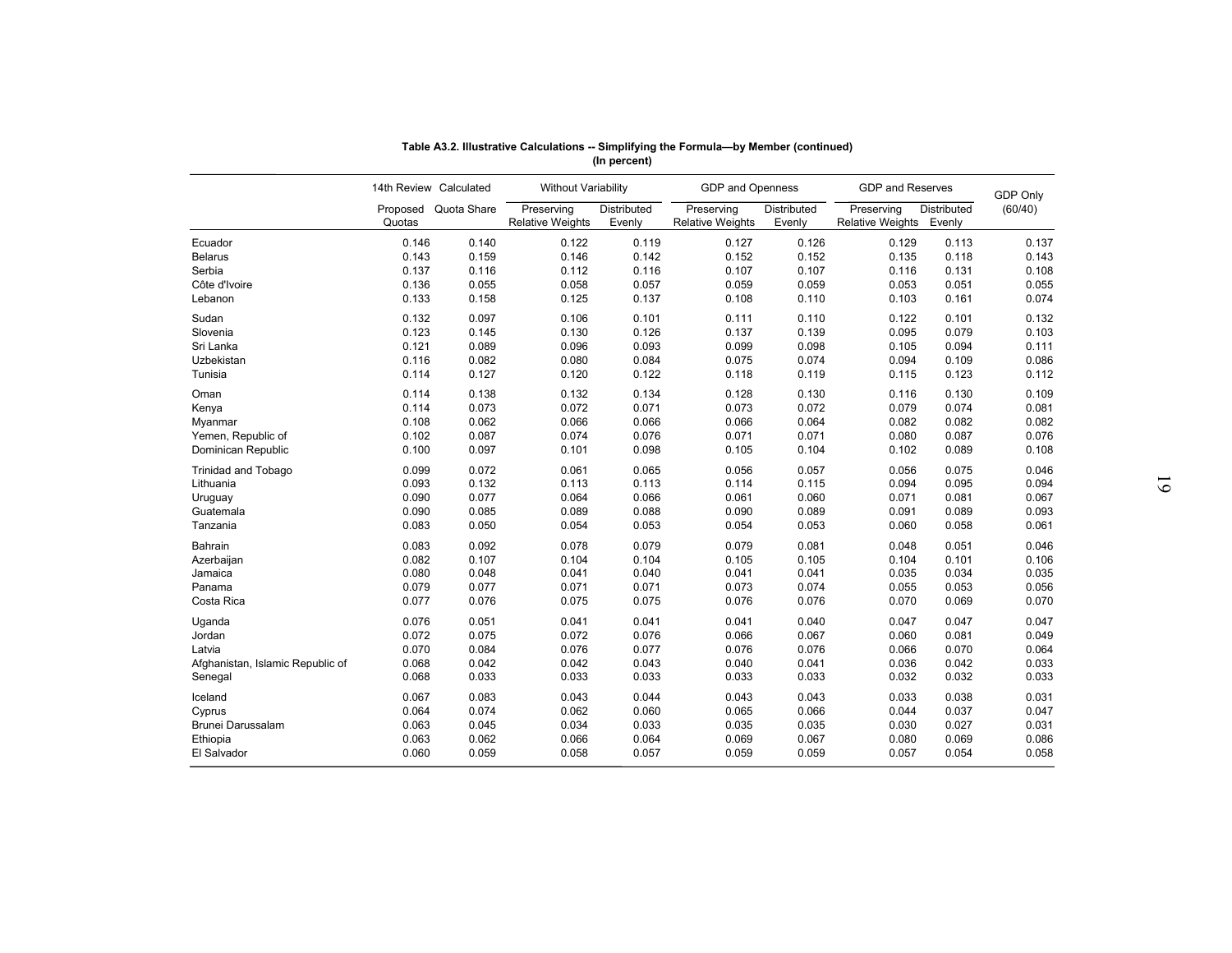**Table A3.2. Illustrative Calculations -- Simplifying the Formula—by Member (continued)**
**(In percent)**

| | 14th Review Proposed Quotas | Calculated Quota Share | Without Variability | | GDP and Openness | | GDP and Reserves | | GDP Only (60/40) |
|---|---|---|---|---|---|---|---|---|---|
| | | | Preserving Relative Weights | Distributed Evenly | Preserving Relative Weights | Distributed Evenly | Preserving Relative Weights | Distributed Evenly | |
| Ecuador | 0.146 | 0.140 | 0.122 | 0.119 | 0.127 | 0.126 | 0.129 | 0.113 | 0.137 |
| Belarus | 0.143 | 0.159 | 0.146 | 0.142 | 0.152 | 0.152 | 0.135 | 0.118 | 0.143 |
| Serbia | 0.137 | 0.116 | 0.112 | 0.116 | 0.107 | 0.107 | 0.116 | 0.131 | 0.108 |
| Côte d'Ivoire | 0.136 | 0.055 | 0.058 | 0.057 | 0.059 | 0.059 | 0.053 | 0.051 | 0.055 |
| Lebanon | 0.133 | 0.158 | 0.125 | 0.137 | 0.108 | 0.110 | 0.103 | 0.161 | 0.074 |
| Sudan | 0.132 | 0.097 | 0.106 | 0.101 | 0.111 | 0.110 | 0.122 | 0.101 | 0.132 |
| Slovenia | 0.123 | 0.145 | 0.130 | 0.126 | 0.137 | 0.139 | 0.095 | 0.079 | 0.103 |
| Sri Lanka | 0.121 | 0.089 | 0.096 | 0.093 | 0.099 | 0.098 | 0.105 | 0.094 | 0.111 |
| Uzbekistan | 0.116 | 0.082 | 0.080 | 0.084 | 0.075 | 0.074 | 0.094 | 0.109 | 0.086 |
| Tunisia | 0.114 | 0.127 | 0.120 | 0.122 | 0.118 | 0.119 | 0.115 | 0.123 | 0.112 |
| Oman | 0.114 | 0.138 | 0.132 | 0.134 | 0.128 | 0.130 | 0.116 | 0.130 | 0.109 |
| Kenya | 0.114 | 0.073 | 0.072 | 0.071 | 0.073 | 0.072 | 0.079 | 0.074 | 0.081 |
| Myanmar | 0.108 | 0.062 | 0.066 | 0.066 | 0.066 | 0.064 | 0.082 | 0.082 | 0.082 |
| Yemen, Republic of | 0.102 | 0.087 | 0.074 | 0.076 | 0.071 | 0.071 | 0.080 | 0.087 | 0.076 |
| Dominican Republic | 0.100 | 0.097 | 0.101 | 0.098 | 0.105 | 0.104 | 0.102 | 0.089 | 0.108 |
| Trinidad and Tobago | 0.099 | 0.072 | 0.061 | 0.065 | 0.056 | 0.057 | 0.056 | 0.075 | 0.046 |
| Lithuania | 0.093 | 0.132 | 0.113 | 0.113 | 0.114 | 0.115 | 0.094 | 0.095 | 0.094 |
| Uruguay | 0.090 | 0.077 | 0.064 | 0.066 | 0.061 | 0.060 | 0.071 | 0.081 | 0.067 |
| Guatemala | 0.090 | 0.085 | 0.089 | 0.088 | 0.090 | 0.089 | 0.091 | 0.089 | 0.093 |
| Tanzania | 0.083 | 0.050 | 0.054 | 0.053 | 0.054 | 0.053 | 0.060 | 0.058 | 0.061 |
| Bahrain | 0.083 | 0.092 | 0.078 | 0.079 | 0.079 | 0.081 | 0.048 | 0.051 | 0.046 |
| Azerbaijan | 0.082 | 0.107 | 0.104 | 0.104 | 0.105 | 0.105 | 0.104 | 0.101 | 0.106 |
| Jamaica | 0.080 | 0.048 | 0.041 | 0.040 | 0.041 | 0.041 | 0.035 | 0.034 | 0.035 |
| Panama | 0.079 | 0.077 | 0.071 | 0.071 | 0.073 | 0.074 | 0.055 | 0.053 | 0.056 |
| Costa Rica | 0.077 | 0.076 | 0.075 | 0.075 | 0.076 | 0.076 | 0.070 | 0.069 | 0.070 |
| Uganda | 0.076 | 0.051 | 0.041 | 0.041 | 0.041 | 0.040 | 0.047 | 0.047 | 0.047 |
| Jordan | 0.072 | 0.075 | 0.072 | 0.076 | 0.066 | 0.067 | 0.060 | 0.081 | 0.049 |
| Latvia | 0.070 | 0.084 | 0.076 | 0.077 | 0.076 | 0.076 | 0.066 | 0.070 | 0.064 |
| Afghanistan, Islamic Republic of | 0.068 | 0.042 | 0.042 | 0.043 | 0.040 | 0.041 | 0.036 | 0.042 | 0.033 |
| Senegal | 0.068 | 0.033 | 0.033 | 0.033 | 0.033 | 0.033 | 0.032 | 0.032 | 0.033 |
| Iceland | 0.067 | 0.083 | 0.043 | 0.044 | 0.043 | 0.043 | 0.033 | 0.038 | 0.031 |
| Cyprus | 0.064 | 0.074 | 0.062 | 0.060 | 0.065 | 0.066 | 0.044 | 0.037 | 0.047 |
| Brunei Darussalam | 0.063 | 0.045 | 0.034 | 0.033 | 0.035 | 0.035 | 0.030 | 0.027 | 0.031 |
| Ethiopia | 0.063 | 0.062 | 0.066 | 0.064 | 0.069 | 0.067 | 0.080 | 0.069 | 0.086 |
| El Salvador | 0.060 | 0.059 | 0.058 | 0.057 | 0.059 | 0.059 | 0.057 | 0.054 | 0.058 |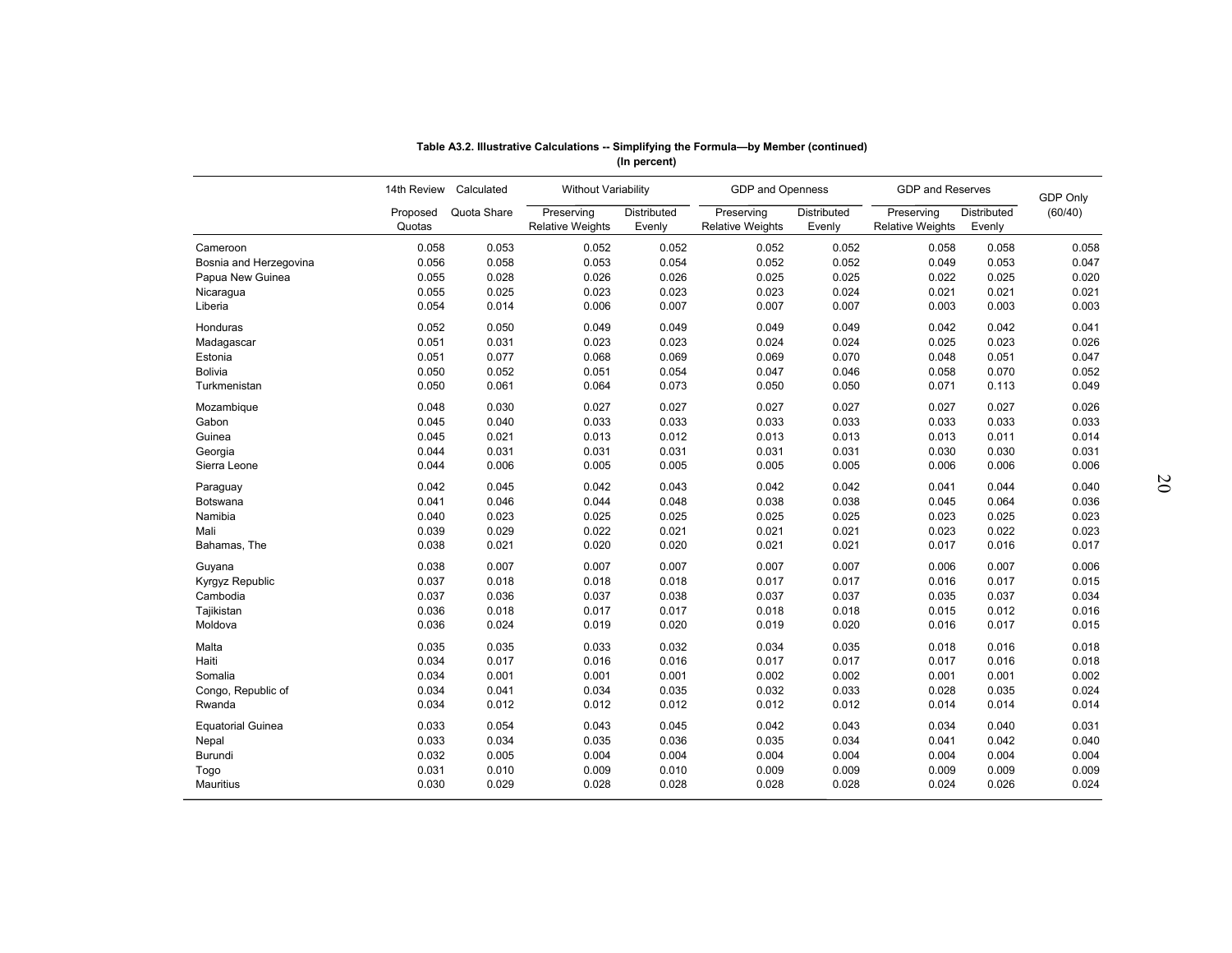**Table A3.2. Illustrative Calculations -- Simplifying the Formula—by Member (continued)**
**(In percent)**

| | 14th Review | Calculated | Without Variability | | GDP and Openness | | GDP and Reserves | | GDP Only |
|---|---|---|---|---|---|---|---|---|---|
| | Proposed Quotas | Quota Share | Preserving Relative Weights | Distributed Evenly | Preserving Relative Weights | Distributed Evenly | Preserving Relative Weights | Distributed Evenly | (60/40) |
| Cameroon | 0.058 | 0.053 | 0.052 | 0.052 | 0.052 | 0.052 | 0.058 | 0.058 | 0.058 |
| Bosnia and Herzegovina | 0.056 | 0.058 | 0.053 | 0.054 | 0.052 | 0.052 | 0.049 | 0.053 | 0.047 |
| Papua New Guinea | 0.055 | 0.028 | 0.026 | 0.026 | 0.025 | 0.025 | 0.022 | 0.025 | 0.020 |
| Nicaragua | 0.055 | 0.025 | 0.023 | 0.023 | 0.023 | 0.024 | 0.021 | 0.021 | 0.021 |
| Liberia | 0.054 | 0.014 | 0.006 | 0.007 | 0.007 | 0.007 | 0.003 | 0.003 | 0.003 |
| Honduras | 0.052 | 0.050 | 0.049 | 0.049 | 0.049 | 0.049 | 0.042 | 0.042 | 0.041 |
| Madagascar | 0.051 | 0.031 | 0.023 | 0.023 | 0.024 | 0.024 | 0.025 | 0.023 | 0.026 |
| Estonia | 0.051 | 0.077 | 0.068 | 0.069 | 0.069 | 0.070 | 0.048 | 0.051 | 0.047 |
| Bolivia | 0.050 | 0.052 | 0.051 | 0.054 | 0.047 | 0.046 | 0.058 | 0.070 | 0.052 |
| Turkmenistan | 0.050 | 0.061 | 0.064 | 0.073 | 0.050 | 0.050 | 0.071 | 0.113 | 0.049 |
| Mozambique | 0.048 | 0.030 | 0.027 | 0.027 | 0.027 | 0.027 | 0.027 | 0.027 | 0.026 |
| Gabon | 0.045 | 0.040 | 0.033 | 0.033 | 0.033 | 0.033 | 0.033 | 0.033 | 0.033 |
| Guinea | 0.045 | 0.021 | 0.013 | 0.012 | 0.013 | 0.013 | 0.013 | 0.011 | 0.014 |
| Georgia | 0.044 | 0.031 | 0.031 | 0.031 | 0.031 | 0.031 | 0.030 | 0.030 | 0.031 |
| Sierra Leone | 0.044 | 0.006 | 0.005 | 0.005 | 0.005 | 0.005 | 0.006 | 0.006 | 0.006 |
| Paraguay | 0.042 | 0.045 | 0.042 | 0.043 | 0.042 | 0.042 | 0.041 | 0.044 | 0.040 |
| Botswana | 0.041 | 0.046 | 0.044 | 0.048 | 0.038 | 0.038 | 0.045 | 0.064 | 0.036 |
| Namibia | 0.040 | 0.023 | 0.025 | 0.025 | 0.025 | 0.025 | 0.023 | 0.025 | 0.023 |
| Mali | 0.039 | 0.029 | 0.022 | 0.021 | 0.021 | 0.021 | 0.023 | 0.022 | 0.023 |
| Bahamas, The | 0.038 | 0.021 | 0.020 | 0.020 | 0.021 | 0.021 | 0.017 | 0.016 | 0.017 |
| Guyana | 0.038 | 0.007 | 0.007 | 0.007 | 0.007 | 0.007 | 0.006 | 0.007 | 0.006 |
| Kyrgyz Republic | 0.037 | 0.018 | 0.018 | 0.018 | 0.017 | 0.017 | 0.016 | 0.017 | 0.015 |
| Cambodia | 0.037 | 0.036 | 0.037 | 0.038 | 0.037 | 0.037 | 0.035 | 0.037 | 0.034 |
| Tajikistan | 0.036 | 0.018 | 0.017 | 0.017 | 0.018 | 0.018 | 0.015 | 0.012 | 0.016 |
| Moldova | 0.036 | 0.024 | 0.019 | 0.020 | 0.019 | 0.020 | 0.016 | 0.017 | 0.015 |
| Malta | 0.035 | 0.035 | 0.033 | 0.032 | 0.034 | 0.035 | 0.018 | 0.016 | 0.018 |
| Haiti | 0.034 | 0.017 | 0.016 | 0.016 | 0.017 | 0.017 | 0.017 | 0.016 | 0.018 |
| Somalia | 0.034 | 0.001 | 0.001 | 0.001 | 0.002 | 0.002 | 0.001 | 0.001 | 0.002 |
| Congo, Republic of | 0.034 | 0.041 | 0.034 | 0.035 | 0.032 | 0.033 | 0.028 | 0.035 | 0.024 |
| Rwanda | 0.034 | 0.012 | 0.012 | 0.012 | 0.012 | 0.012 | 0.014 | 0.014 | 0.014 |
| Equatorial Guinea | 0.033 | 0.054 | 0.043 | 0.045 | 0.042 | 0.043 | 0.034 | 0.040 | 0.031 |
| Nepal | 0.033 | 0.034 | 0.035 | 0.036 | 0.035 | 0.034 | 0.041 | 0.042 | 0.040 |
| Burundi | 0.032 | 0.005 | 0.004 | 0.004 | 0.004 | 0.004 | 0.004 | 0.004 | 0.004 |
| Togo | 0.031 | 0.010 | 0.009 | 0.010 | 0.009 | 0.009 | 0.009 | 0.009 | 0.009 |
| Mauritius | 0.030 | 0.029 | 0.028 | 0.028 | 0.028 | 0.028 | 0.024 | 0.026 | 0.024 |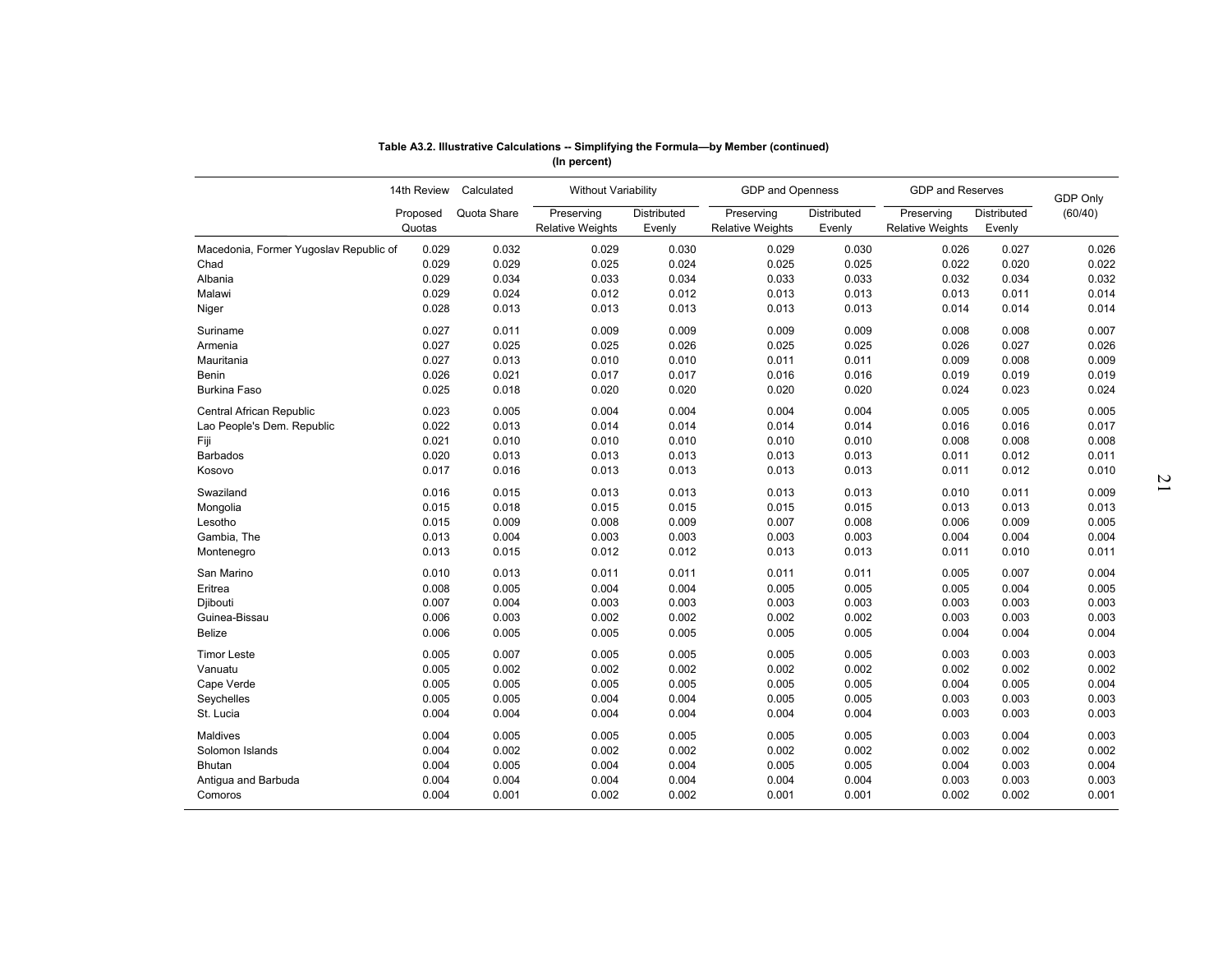**Table A3.2. Illustrative Calculations -- Simplifying the Formula—by Member (continued)**
**(In percent)**

| | 14th Review | Calculated | Without Variability | | GDP and Openness | | GDP and Reserves | | GDP Only |
|---|---|---|---|---|---|---|---|---|---|
| | Proposed Quotas | Quota Share | Preserving Relative Weights | Distributed Evenly | Preserving Relative Weights | Distributed Evenly | Preserving Relative Weights | Distributed Evenly | (60/40) |
| Macedonia, Former Yugoslav Republic of | 0.029 | 0.032 | 0.029 | 0.030 | 0.029 | 0.030 | 0.026 | 0.027 | 0.026 |
| Chad | 0.029 | 0.029 | 0.025 | 0.024 | 0.025 | 0.025 | 0.022 | 0.020 | 0.022 |
| Albania | 0.029 | 0.034 | 0.033 | 0.034 | 0.033 | 0.033 | 0.032 | 0.034 | 0.032 |
| Malawi | 0.029 | 0.024 | 0.012 | 0.012 | 0.013 | 0.013 | 0.013 | 0.011 | 0.014 |
| Niger | 0.028 | 0.013 | 0.013 | 0.013 | 0.013 | 0.013 | 0.014 | 0.014 | 0.014 |
| Suriname | 0.027 | 0.011 | 0.009 | 0.009 | 0.009 | 0.009 | 0.008 | 0.008 | 0.007 |
| Armenia | 0.027 | 0.025 | 0.025 | 0.026 | 0.025 | 0.025 | 0.026 | 0.027 | 0.026 |
| Mauritania | 0.027 | 0.013 | 0.010 | 0.010 | 0.011 | 0.011 | 0.009 | 0.008 | 0.009 |
| Benin | 0.026 | 0.021 | 0.017 | 0.017 | 0.016 | 0.016 | 0.019 | 0.019 | 0.019 |
| Burkina Faso | 0.025 | 0.018 | 0.020 | 0.020 | 0.020 | 0.020 | 0.024 | 0.023 | 0.024 |
| Central African Republic | 0.023 | 0.005 | 0.004 | 0.004 | 0.004 | 0.004 | 0.005 | 0.005 | 0.005 |
| Lao People's Dem. Republic | 0.022 | 0.013 | 0.014 | 0.014 | 0.014 | 0.014 | 0.016 | 0.016 | 0.017 |
| Fiji | 0.021 | 0.010 | 0.010 | 0.010 | 0.010 | 0.010 | 0.008 | 0.008 | 0.008 |
| Barbados | 0.020 | 0.013 | 0.013 | 0.013 | 0.013 | 0.013 | 0.011 | 0.012 | 0.011 |
| Kosovo | 0.017 | 0.016 | 0.013 | 0.013 | 0.013 | 0.013 | 0.011 | 0.012 | 0.010 |
| Swaziland | 0.016 | 0.015 | 0.013 | 0.013 | 0.013 | 0.013 | 0.010 | 0.011 | 0.009 |
| Mongolia | 0.015 | 0.018 | 0.015 | 0.015 | 0.015 | 0.015 | 0.013 | 0.013 | 0.013 |
| Lesotho | 0.015 | 0.009 | 0.008 | 0.009 | 0.007 | 0.008 | 0.006 | 0.009 | 0.005 |
| Gambia, The | 0.013 | 0.004 | 0.003 | 0.003 | 0.003 | 0.003 | 0.004 | 0.004 | 0.004 |
| Montenegro | 0.013 | 0.015 | 0.012 | 0.012 | 0.013 | 0.013 | 0.011 | 0.010 | 0.011 |
| San Marino | 0.010 | 0.013 | 0.011 | 0.011 | 0.011 | 0.011 | 0.005 | 0.007 | 0.004 |
| Eritrea | 0.008 | 0.005 | 0.004 | 0.004 | 0.005 | 0.005 | 0.005 | 0.004 | 0.005 |
| Djibouti | 0.007 | 0.004 | 0.003 | 0.003 | 0.003 | 0.003 | 0.003 | 0.003 | 0.003 |
| Guinea-Bissau | 0.006 | 0.003 | 0.002 | 0.002 | 0.002 | 0.002 | 0.003 | 0.003 | 0.003 |
| Belize | 0.006 | 0.005 | 0.005 | 0.005 | 0.005 | 0.005 | 0.004 | 0.004 | 0.004 |
| Timor Leste | 0.005 | 0.007 | 0.005 | 0.005 | 0.005 | 0.005 | 0.003 | 0.003 | 0.003 |
| Vanuatu | 0.005 | 0.002 | 0.002 | 0.002 | 0.002 | 0.002 | 0.002 | 0.002 | 0.002 |
| Cape Verde | 0.005 | 0.005 | 0.005 | 0.005 | 0.005 | 0.005 | 0.004 | 0.005 | 0.004 |
| Seychelles | 0.005 | 0.005 | 0.004 | 0.004 | 0.005 | 0.005 | 0.003 | 0.003 | 0.003 |
| St. Lucia | 0.004 | 0.004 | 0.004 | 0.004 | 0.004 | 0.004 | 0.003 | 0.003 | 0.003 |
| Maldives | 0.004 | 0.005 | 0.005 | 0.005 | 0.005 | 0.005 | 0.003 | 0.004 | 0.003 |
| Solomon Islands | 0.004 | 0.002 | 0.002 | 0.002 | 0.002 | 0.002 | 0.002 | 0.002 | 0.002 |
| Bhutan | 0.004 | 0.005 | 0.004 | 0.004 | 0.005 | 0.005 | 0.004 | 0.003 | 0.004 |
| Antigua and Barbuda | 0.004 | 0.004 | 0.004 | 0.004 | 0.004 | 0.004 | 0.003 | 0.003 | 0.003 |
| Comoros | 0.004 | 0.001 | 0.002 | 0.002 | 0.001 | 0.001 | 0.002 | 0.002 | 0.001 |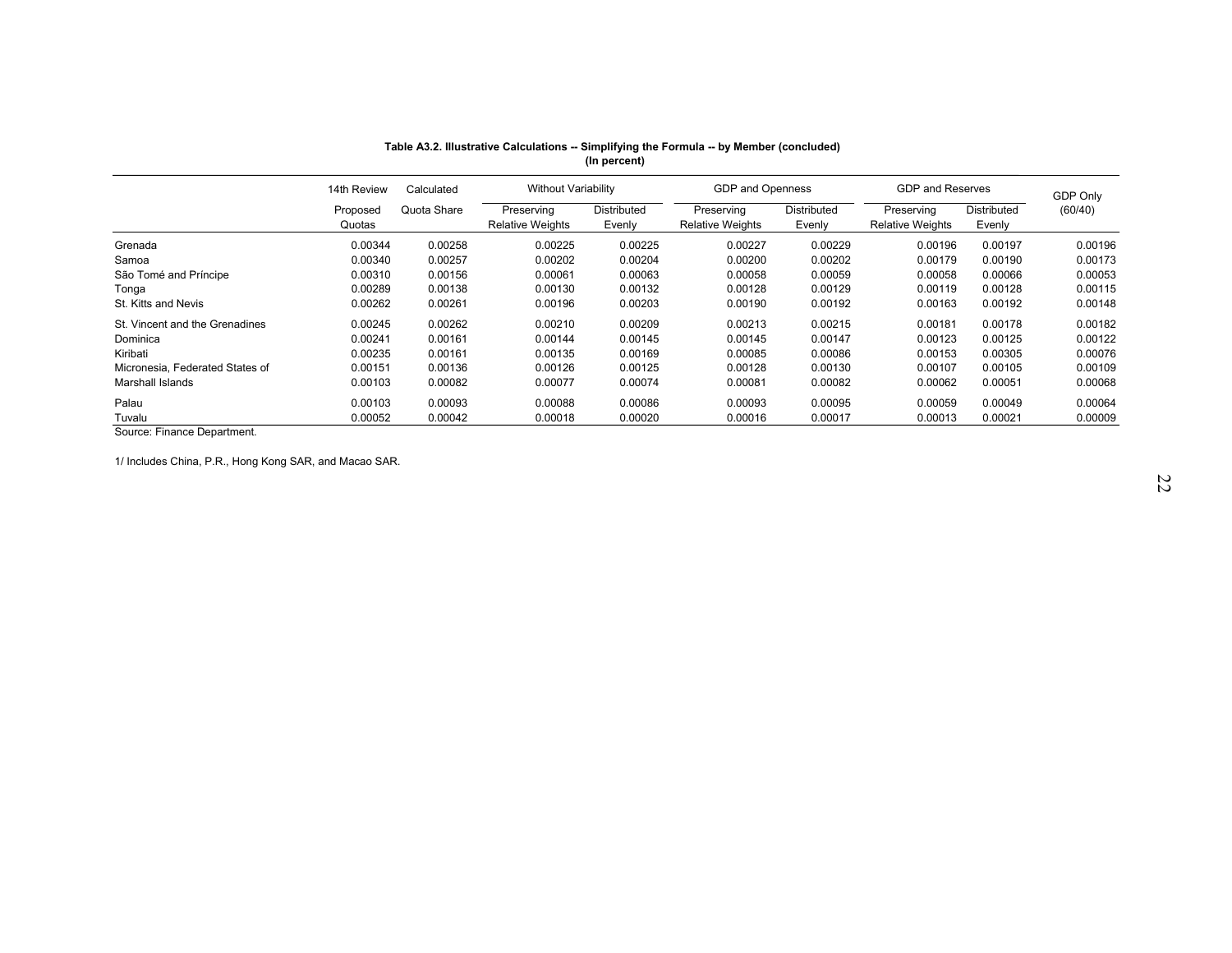**Table A3.2. Illustrative Calculations -- Simplifying the Formula -- by Member (concluded)**
**(In percent)**

| | 14th Review Proposed Quotas | Calculated Quota Share | Without Variability | | GDP and Openness | | GDP and Reserves | | GDP Only (60/40) |
|---|---|---|---|---|---|---|---|---|---|
| | | | Preserving Relative Weights | Distributed Evenly | Preserving Relative Weights | Distributed Evenly | Preserving Relative Weights | Distributed Evenly | |
| Grenada | 0.00344 | 0.00258 | 0.00225 | 0.00225 | 0.00227 | 0.00229 | 0.00196 | 0.00197 | 0.00196 |
| Samoa | 0.00340 | 0.00257 | 0.00202 | 0.00204 | 0.00200 | 0.00202 | 0.00179 | 0.00190 | 0.00173 |
| São Tomé and Príncipe | 0.00310 | 0.00156 | 0.00061 | 0.00063 | 0.00058 | 0.00059 | 0.00058 | 0.00066 | 0.00053 |
| Tonga | 0.00289 | 0.00138 | 0.00130 | 0.00132 | 0.00128 | 0.00129 | 0.00119 | 0.00128 | 0.00115 |
| St. Kitts and Nevis | 0.00262 | 0.00261 | 0.00196 | 0.00203 | 0.00190 | 0.00192 | 0.00163 | 0.00192 | 0.00148 |
| St. Vincent and the Grenadines | 0.00245 | 0.00262 | 0.00210 | 0.00209 | 0.00213 | 0.00215 | 0.00181 | 0.00178 | 0.00182 |
| Dominica | 0.00241 | 0.00161 | 0.00144 | 0.00145 | 0.00145 | 0.00147 | 0.00123 | 0.00125 | 0.00122 |
| Kiribati | 0.00235 | 0.00161 | 0.00135 | 0.00169 | 0.00085 | 0.00086 | 0.00153 | 0.00305 | 0.00076 |
| Micronesia, Federated States of | 0.00151 | 0.00136 | 0.00126 | 0.00125 | 0.00128 | 0.00130 | 0.00107 | 0.00105 | 0.00109 |
| Marshall Islands | 0.00103 | 0.00082 | 0.00077 | 0.00074 | 0.00081 | 0.00082 | 0.00062 | 0.00051 | 0.00068 |
| Palau | 0.00103 | 0.00093 | 0.00088 | 0.00086 | 0.00093 | 0.00095 | 0.00059 | 0.00049 | 0.00064 |
| Tuvalu | 0.00052 | 0.00042 | 0.00018 | 0.00020 | 0.00016 | 0.00017 | 0.00013 | 0.00021 | 0.00009 |

Source: Finance Department.

1/ Includes China, P.R., Hong Kong SAR, and Macao SAR.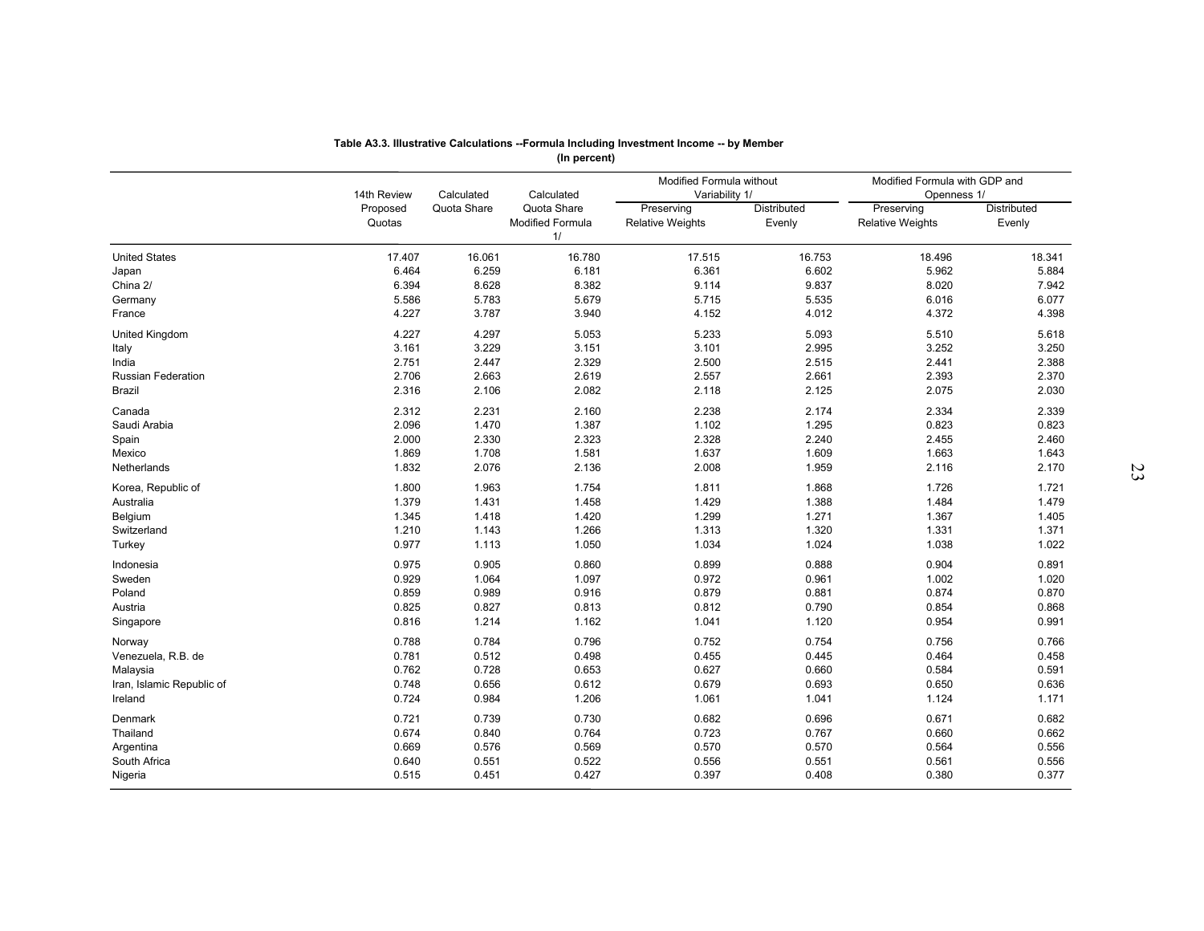**Table A3.3. Illustrative Calculations --Formula Including Investment Income -- by Member**
**(In percent)**

| | 14th Review Proposed Quotas | Calculated Quota Share | Calculated Quota Share Modified Formula 1/ | Modified Formula without Variability 1/ | | Modified Formula with GDP and Openness 1/ | |
|---|---|---|---|---|---|---|---|
| | | | | Preserving Relative Weights | Distributed Evenly | Preserving Relative Weights | Distributed Evenly |
| United States | 17.407 | 16.061 | 16.780 | 17.515 | 16.753 | 18.496 | 18.341 |
| Japan | 6.464 | 6.259 | 6.181 | 6.361 | 6.602 | 5.962 | 5.884 |
| China 2/ | 6.394 | 8.628 | 8.382 | 9.114 | 9.837 | 8.020 | 7.942 |
| Germany | 5.586 | 5.783 | 5.679 | 5.715 | 5.535 | 6.016 | 6.077 |
| France | 4.227 | 3.787 | 3.940 | 4.152 | 4.012 | 4.372 | 4.398 |
| United Kingdom | 4.227 | 4.297 | 5.053 | 5.233 | 5.093 | 5.510 | 5.618 |
| Italy | 3.161 | 3.229 | 3.151 | 3.101 | 2.995 | 3.252 | 3.250 |
| India | 2.751 | 2.447 | 2.329 | 2.500 | 2.515 | 2.441 | 2.388 |
| Russian Federation | 2.706 | 2.663 | 2.619 | 2.557 | 2.661 | 2.393 | 2.370 |
| Brazil | 2.316 | 2.106 | 2.082 | 2.118 | 2.125 | 2.075 | 2.030 |
| Canada | 2.312 | 2.231 | 2.160 | 2.238 | 2.174 | 2.334 | 2.339 |
| Saudi Arabia | 2.096 | 1.470 | 1.387 | 1.102 | 1.295 | 0.823 | 0.823 |
| Spain | 2.000 | 2.330 | 2.323 | 2.328 | 2.240 | 2.455 | 2.460 |
| Mexico | 1.869 | 1.708 | 1.581 | 1.637 | 1.609 | 1.663 | 1.643 |
| Netherlands | 1.832 | 2.076 | 2.136 | 2.008 | 1.959 | 2.116 | 2.170 |
| Korea, Republic of | 1.800 | 1.963 | 1.754 | 1.811 | 1.868 | 1.726 | 1.721 |
| Australia | 1.379 | 1.431 | 1.458 | 1.429 | 1.388 | 1.484 | 1.479 |
| Belgium | 1.345 | 1.418 | 1.420 | 1.299 | 1.271 | 1.367 | 1.405 |
| Switzerland | 1.210 | 1.143 | 1.266 | 1.313 | 1.320 | 1.331 | 1.371 |
| Turkey | 0.977 | 1.113 | 1.050 | 1.034 | 1.024 | 1.038 | 1.022 |
| Indonesia | 0.975 | 0.905 | 0.860 | 0.899 | 0.888 | 0.904 | 0.891 |
| Sweden | 0.929 | 1.064 | 1.097 | 0.972 | 0.961 | 1.002 | 1.020 |
| Poland | 0.859 | 0.989 | 0.916 | 0.879 | 0.881 | 0.874 | 0.870 |
| Austria | 0.825 | 0.827 | 0.813 | 0.812 | 0.790 | 0.854 | 0.868 |
| Singapore | 0.816 | 1.214 | 1.162 | 1.041 | 1.120 | 0.954 | 0.991 |
| Norway | 0.788 | 0.784 | 0.796 | 0.752 | 0.754 | 0.756 | 0.766 |
| Venezuela, R.B. de | 0.781 | 0.512 | 0.498 | 0.455 | 0.445 | 0.464 | 0.458 |
| Malaysia | 0.762 | 0.728 | 0.653 | 0.627 | 0.660 | 0.584 | 0.591 |
| Iran, Islamic Republic of | 0.748 | 0.656 | 0.612 | 0.679 | 0.693 | 0.650 | 0.636 |
| Ireland | 0.724 | 0.984 | 1.206 | 1.061 | 1.041 | 1.124 | 1.171 |
| Denmark | 0.721 | 0.739 | 0.730 | 0.682 | 0.696 | 0.671 | 0.682 |
| Thailand | 0.674 | 0.840 | 0.764 | 0.723 | 0.767 | 0.660 | 0.662 |
| Argentina | 0.669 | 0.576 | 0.569 | 0.570 | 0.570 | 0.564 | 0.556 |
| South Africa | 0.640 | 0.551 | 0.522 | 0.556 | 0.551 | 0.561 | 0.556 |
| Nigeria | 0.515 | 0.451 | 0.427 | 0.397 | 0.408 | 0.380 | 0.377 |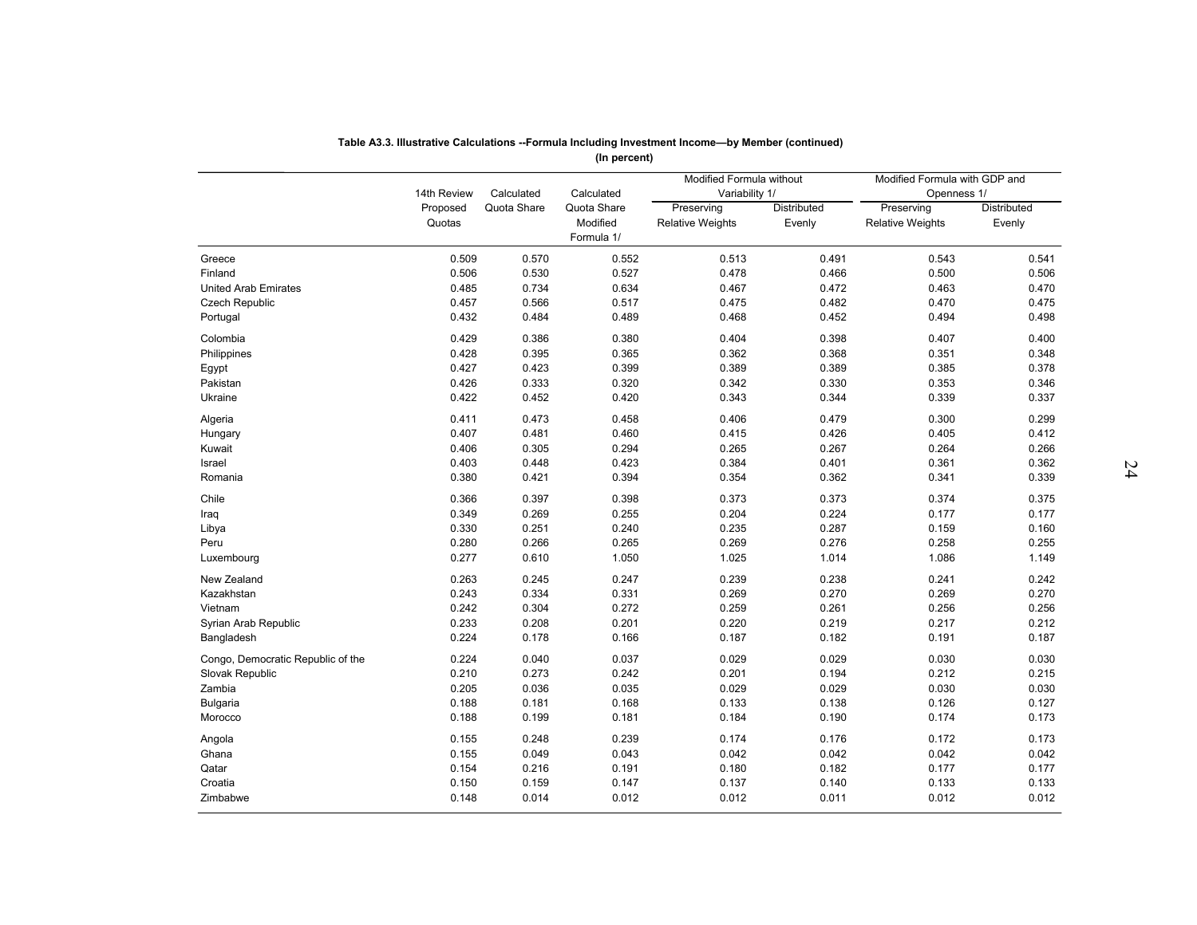**Table A3.3. Illustrative Calculations --Formula Including Investment Income—by Member (continued)**
**(In percent)**

| | 14th Review Proposed Quotas | Calculated Quota Share | Calculated Quota Share Modified Formula 1/ | Modified Formula without Variability 1/ | | Modified Formula with GDP and Openness 1/ | |
|---|---|---|---|---|---|---|---|
| | | | | Preserving Relative Weights | Distributed Evenly | Preserving Relative Weights | Distributed Evenly |
| Greece | 0.509 | 0.570 | 0.552 | 0.513 | 0.491 | 0.543 | 0.541 |
| Finland | 0.506 | 0.530 | 0.527 | 0.478 | 0.466 | 0.500 | 0.506 |
| United Arab Emirates | 0.485 | 0.734 | 0.634 | 0.467 | 0.472 | 0.463 | 0.470 |
| Czech Republic | 0.457 | 0.566 | 0.517 | 0.475 | 0.482 | 0.470 | 0.475 |
| Portugal | 0.432 | 0.484 | 0.489 | 0.468 | 0.452 | 0.494 | 0.498 |
| Colombia | 0.429 | 0.386 | 0.380 | 0.404 | 0.398 | 0.407 | 0.400 |
| Philippines | 0.428 | 0.395 | 0.365 | 0.362 | 0.368 | 0.351 | 0.348 |
| Egypt | 0.427 | 0.423 | 0.399 | 0.389 | 0.389 | 0.385 | 0.378 |
| Pakistan | 0.426 | 0.333 | 0.320 | 0.342 | 0.330 | 0.353 | 0.346 |
| Ukraine | 0.422 | 0.452 | 0.420 | 0.343 | 0.344 | 0.339 | 0.337 |
| Algeria | 0.411 | 0.473 | 0.458 | 0.406 | 0.479 | 0.300 | 0.299 |
| Hungary | 0.407 | 0.481 | 0.460 | 0.415 | 0.426 | 0.405 | 0.412 |
| Kuwait | 0.406 | 0.305 | 0.294 | 0.265 | 0.267 | 0.264 | 0.266 |
| Israel | 0.403 | 0.448 | 0.423 | 0.384 | 0.401 | 0.361 | 0.362 |
| Romania | 0.380 | 0.421 | 0.394 | 0.354 | 0.362 | 0.341 | 0.339 |
| Chile | 0.366 | 0.397 | 0.398 | 0.373 | 0.373 | 0.374 | 0.375 |
| Iraq | 0.349 | 0.269 | 0.255 | 0.204 | 0.224 | 0.177 | 0.177 |
| Libya | 0.330 | 0.251 | 0.240 | 0.235 | 0.287 | 0.159 | 0.160 |
| Peru | 0.280 | 0.266 | 0.265 | 0.269 | 0.276 | 0.258 | 0.255 |
| Luxembourg | 0.277 | 0.610 | 1.050 | 1.025 | 1.014 | 1.086 | 1.149 |
| New Zealand | 0.263 | 0.245 | 0.247 | 0.239 | 0.238 | 0.241 | 0.242 |
| Kazakhstan | 0.243 | 0.334 | 0.331 | 0.269 | 0.270 | 0.269 | 0.270 |
| Vietnam | 0.242 | 0.304 | 0.272 | 0.259 | 0.261 | 0.256 | 0.256 |
| Syrian Arab Republic | 0.233 | 0.208 | 0.201 | 0.220 | 0.219 | 0.217 | 0.212 |
| Bangladesh | 0.224 | 0.178 | 0.166 | 0.187 | 0.182 | 0.191 | 0.187 |
| Congo, Democratic Republic of the | 0.224 | 0.040 | 0.037 | 0.029 | 0.029 | 0.030 | 0.030 |
| Slovak Republic | 0.210 | 0.273 | 0.242 | 0.201 | 0.194 | 0.212 | 0.215 |
| Zambia | 0.205 | 0.036 | 0.035 | 0.029 | 0.029 | 0.030 | 0.030 |
| Bulgaria | 0.188 | 0.181 | 0.168 | 0.133 | 0.138 | 0.126 | 0.127 |
| Morocco | 0.188 | 0.199 | 0.181 | 0.184 | 0.190 | 0.174 | 0.173 |
| Angola | 0.155 | 0.248 | 0.239 | 0.174 | 0.176 | 0.172 | 0.173 |
| Ghana | 0.155 | 0.049 | 0.043 | 0.042 | 0.042 | 0.042 | 0.042 |
| Qatar | 0.154 | 0.216 | 0.191 | 0.180 | 0.182 | 0.177 | 0.177 |
| Croatia | 0.150 | 0.159 | 0.147 | 0.137 | 0.140 | 0.133 | 0.133 |
| Zimbabwe | 0.148 | 0.014 | 0.012 | 0.012 | 0.011 | 0.012 | 0.012 |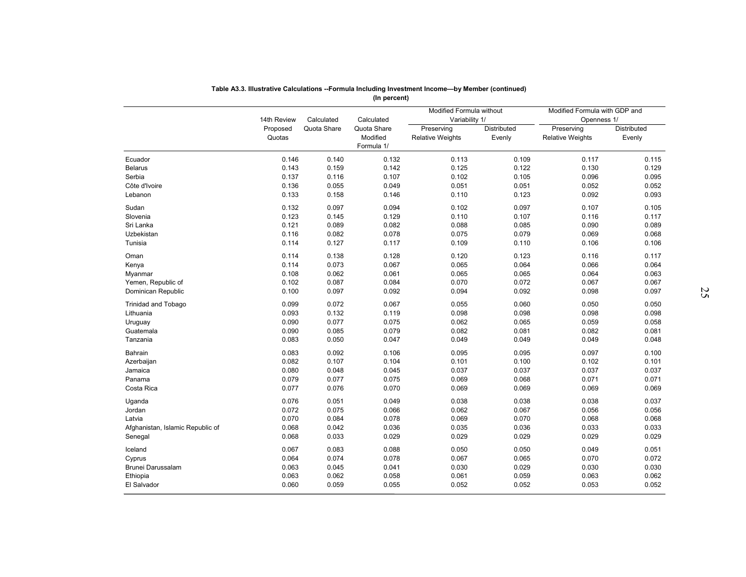**Table A3.3. Illustrative Calculations --Formula Including Investment Income—by Member (continued)**
**(In percent)**

| | 14th Review Proposed Quotas | Calculated Quota Share | Calculated Quota Share Modified Formula 1/ | Modified Formula without Variability 1/ | | Modified Formula with GDP and Openness 1/ | |
|---|---|---|---|---|---|---|---|
| | | | | Preserving Relative Weights | Distributed Evenly | Preserving Relative Weights | Distributed Evenly |
| Ecuador | 0.146 | 0.140 | 0.132 | 0.113 | 0.109 | 0.117 | 0.115 |
| Belarus | 0.143 | 0.159 | 0.142 | 0.125 | 0.122 | 0.130 | 0.129 |
| Serbia | 0.137 | 0.116 | 0.107 | 0.102 | 0.105 | 0.096 | 0.095 |
| Côte d'Ivoire | 0.136 | 0.055 | 0.049 | 0.051 | 0.051 | 0.052 | 0.052 |
| Lebanon | 0.133 | 0.158 | 0.146 | 0.110 | 0.123 | 0.092 | 0.093 |
| Sudan | 0.132 | 0.097 | 0.094 | 0.102 | 0.097 | 0.107 | 0.105 |
| Slovenia | 0.123 | 0.145 | 0.129 | 0.110 | 0.107 | 0.116 | 0.117 |
| Sri Lanka | 0.121 | 0.089 | 0.082 | 0.088 | 0.085 | 0.090 | 0.089 |
| Uzbekistan | 0.116 | 0.082 | 0.078 | 0.075 | 0.079 | 0.069 | 0.068 |
| Tunisia | 0.114 | 0.127 | 0.117 | 0.109 | 0.110 | 0.106 | 0.106 |
| Oman | 0.114 | 0.138 | 0.128 | 0.120 | 0.123 | 0.116 | 0.117 |
| Kenya | 0.114 | 0.073 | 0.067 | 0.065 | 0.064 | 0.066 | 0.064 |
| Myanmar | 0.108 | 0.062 | 0.061 | 0.065 | 0.065 | 0.064 | 0.063 |
| Yemen, Republic of | 0.102 | 0.087 | 0.084 | 0.070 | 0.072 | 0.067 | 0.067 |
| Dominican Republic | 0.100 | 0.097 | 0.092 | 0.094 | 0.092 | 0.098 | 0.097 |
| Trinidad and Tobago | 0.099 | 0.072 | 0.067 | 0.055 | 0.060 | 0.050 | 0.050 |
| Lithuania | 0.093 | 0.132 | 0.119 | 0.098 | 0.098 | 0.098 | 0.098 |
| Uruguay | 0.090 | 0.077 | 0.075 | 0.062 | 0.065 | 0.059 | 0.058 |
| Guatemala | 0.090 | 0.085 | 0.079 | 0.082 | 0.081 | 0.082 | 0.081 |
| Tanzania | 0.083 | 0.050 | 0.047 | 0.049 | 0.049 | 0.049 | 0.048 |
| Bahrain | 0.083 | 0.092 | 0.106 | 0.095 | 0.095 | 0.097 | 0.100 |
| Azerbaijan | 0.082 | 0.107 | 0.104 | 0.101 | 0.100 | 0.102 | 0.101 |
| Jamaica | 0.080 | 0.048 | 0.045 | 0.037 | 0.037 | 0.037 | 0.037 |
| Panama | 0.079 | 0.077 | 0.075 | 0.069 | 0.068 | 0.071 | 0.071 |
| Costa Rica | 0.077 | 0.076 | 0.070 | 0.069 | 0.069 | 0.069 | 0.069 |
| Uganda | 0.076 | 0.051 | 0.049 | 0.038 | 0.038 | 0.038 | 0.037 |
| Jordan | 0.072 | 0.075 | 0.066 | 0.062 | 0.067 | 0.056 | 0.056 |
| Latvia | 0.070 | 0.084 | 0.078 | 0.069 | 0.070 | 0.068 | 0.068 |
| Afghanistan, Islamic Republic of | 0.068 | 0.042 | 0.036 | 0.035 | 0.036 | 0.033 | 0.033 |
| Senegal | 0.068 | 0.033 | 0.029 | 0.029 | 0.029 | 0.029 | 0.029 |
| Iceland | 0.067 | 0.083 | 0.088 | 0.050 | 0.050 | 0.049 | 0.051 |
| Cyprus | 0.064 | 0.074 | 0.078 | 0.067 | 0.065 | 0.070 | 0.072 |
| Brunei Darussalam | 0.063 | 0.045 | 0.041 | 0.030 | 0.029 | 0.030 | 0.030 |
| Ethiopia | 0.063 | 0.062 | 0.058 | 0.061 | 0.059 | 0.063 | 0.062 |
| El Salvador | 0.060 | 0.059 | 0.055 | 0.052 | 0.052 | 0.053 | 0.052 |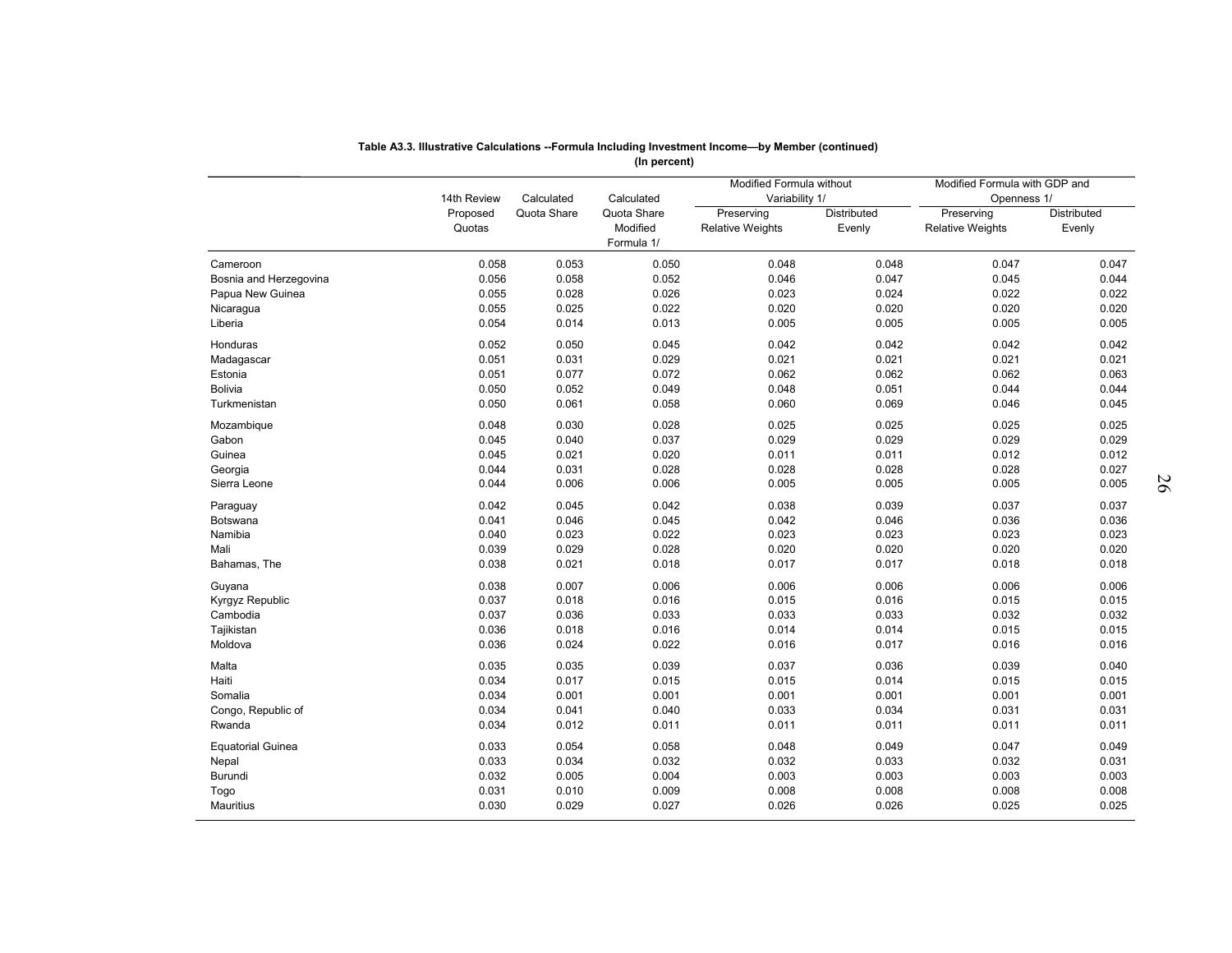**Table A3.3. Illustrative Calculations --Formula Including Investment Income—by Member (continued)**
**(In percent)**

| | 14th Review Proposed Quotas | Calculated Quota Share | Calculated Quota Share Modified Formula 1/ | Modified Formula without Variability 1/ | | Modified Formula with GDP and Openness 1/ | |
|---|---|---|---|---|---|---|---|
| | | | | Preserving Relative Weights | Distributed Evenly | Preserving Relative Weights | Distributed Evenly |
| Cameroon | 0.058 | 0.053 | 0.050 | 0.048 | 0.048 | 0.047 | 0.047 |
| Bosnia and Herzegovina | 0.056 | 0.058 | 0.052 | 0.046 | 0.047 | 0.045 | 0.044 |
| Papua New Guinea | 0.055 | 0.028 | 0.026 | 0.023 | 0.024 | 0.022 | 0.022 |
| Nicaragua | 0.055 | 0.025 | 0.022 | 0.020 | 0.020 | 0.020 | 0.020 |
| Liberia | 0.054 | 0.014 | 0.013 | 0.005 | 0.005 | 0.005 | 0.005 |
| Honduras | 0.052 | 0.050 | 0.045 | 0.042 | 0.042 | 0.042 | 0.042 |
| Madagascar | 0.051 | 0.031 | 0.029 | 0.021 | 0.021 | 0.021 | 0.021 |
| Estonia | 0.051 | 0.077 | 0.072 | 0.062 | 0.062 | 0.062 | 0.063 |
| Bolivia | 0.050 | 0.052 | 0.049 | 0.048 | 0.051 | 0.044 | 0.044 |
| Turkmenistan | 0.050 | 0.061 | 0.058 | 0.060 | 0.069 | 0.046 | 0.045 |
| Mozambique | 0.048 | 0.030 | 0.028 | 0.025 | 0.025 | 0.025 | 0.025 |
| Gabon | 0.045 | 0.040 | 0.037 | 0.029 | 0.029 | 0.029 | 0.029 |
| Guinea | 0.045 | 0.021 | 0.020 | 0.011 | 0.011 | 0.012 | 0.012 |
| Georgia | 0.044 | 0.031 | 0.028 | 0.028 | 0.028 | 0.028 | 0.027 |
| Sierra Leone | 0.044 | 0.006 | 0.006 | 0.005 | 0.005 | 0.005 | 0.005 |
| Paraguay | 0.042 | 0.045 | 0.042 | 0.038 | 0.039 | 0.037 | 0.037 |
| Botswana | 0.041 | 0.046 | 0.045 | 0.042 | 0.046 | 0.036 | 0.036 |
| Namibia | 0.040 | 0.023 | 0.022 | 0.023 | 0.023 | 0.023 | 0.023 |
| Mali | 0.039 | 0.029 | 0.028 | 0.020 | 0.020 | 0.020 | 0.020 |
| Bahamas, The | 0.038 | 0.021 | 0.018 | 0.017 | 0.017 | 0.018 | 0.018 |
| Guyana | 0.038 | 0.007 | 0.006 | 0.006 | 0.006 | 0.006 | 0.006 |
| Kyrgyz Republic | 0.037 | 0.018 | 0.016 | 0.015 | 0.016 | 0.015 | 0.015 |
| Cambodia | 0.037 | 0.036 | 0.033 | 0.033 | 0.033 | 0.032 | 0.032 |
| Tajikistan | 0.036 | 0.018 | 0.016 | 0.014 | 0.014 | 0.015 | 0.015 |
| Moldova | 0.036 | 0.024 | 0.022 | 0.016 | 0.017 | 0.016 | 0.016 |
| Malta | 0.035 | 0.035 | 0.039 | 0.037 | 0.036 | 0.039 | 0.040 |
| Haiti | 0.034 | 0.017 | 0.015 | 0.015 | 0.014 | 0.015 | 0.015 |
| Somalia | 0.034 | 0.001 | 0.001 | 0.001 | 0.001 | 0.001 | 0.001 |
| Congo, Republic of | 0.034 | 0.041 | 0.040 | 0.033 | 0.034 | 0.031 | 0.031 |
| Rwanda | 0.034 | 0.012 | 0.011 | 0.011 | 0.011 | 0.011 | 0.011 |
| Equatorial Guinea | 0.033 | 0.054 | 0.058 | 0.048 | 0.049 | 0.047 | 0.049 |
| Nepal | 0.033 | 0.034 | 0.032 | 0.032 | 0.033 | 0.032 | 0.031 |
| Burundi | 0.032 | 0.005 | 0.004 | 0.003 | 0.003 | 0.003 | 0.003 |
| Togo | 0.031 | 0.010 | 0.009 | 0.008 | 0.008 | 0.008 | 0.008 |
| Mauritius | 0.030 | 0.029 | 0.027 | 0.026 | 0.026 | 0.025 | 0.025 |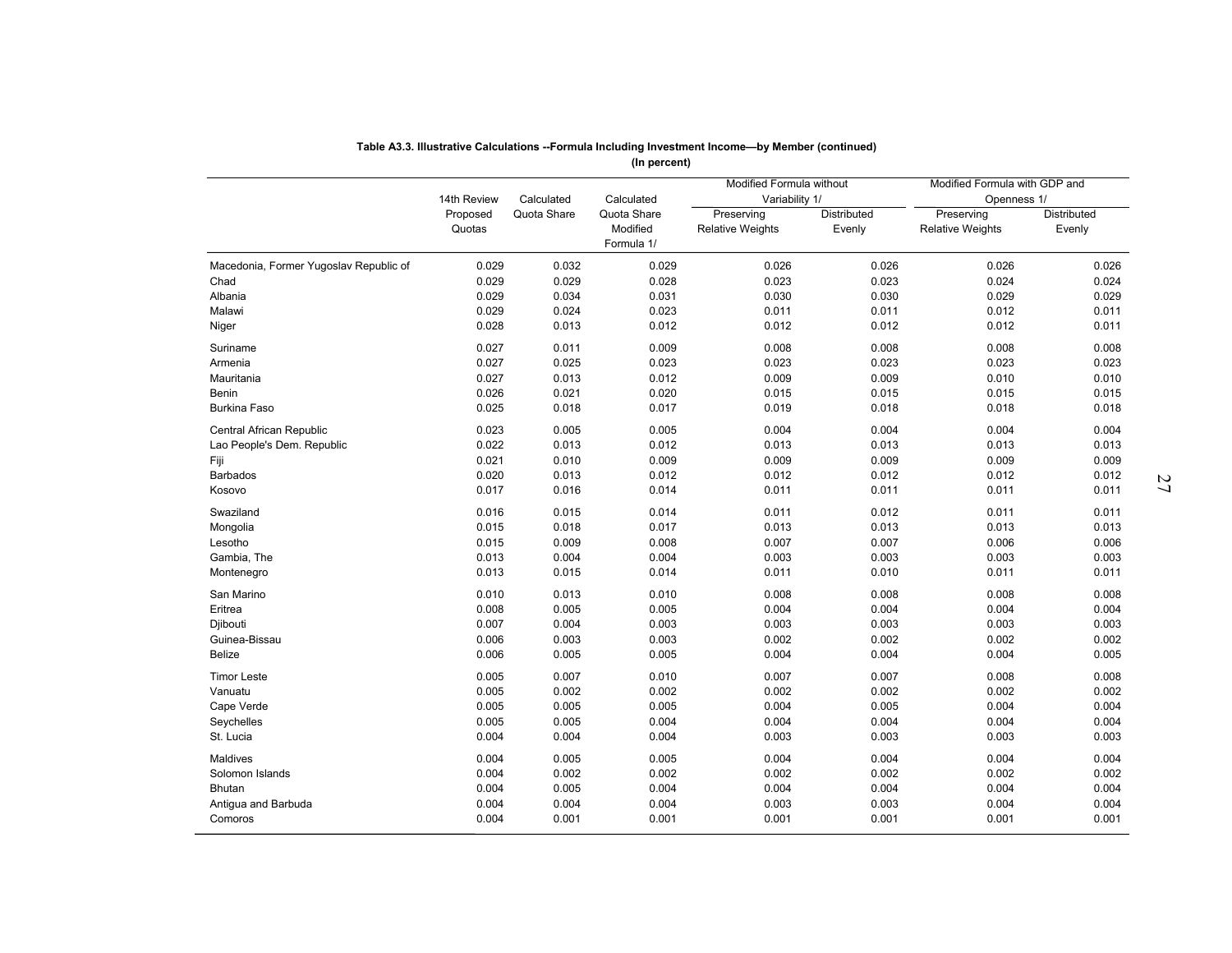**Table A3.3. Illustrative Calculations --Formula Including Investment Income—by Member (continued)**
**(In percent)**

| | 14th Review Proposed Quotas | Calculated Quota Share | Calculated Quota Share Modified Formula 1/ | Modified Formula without Variability 1/ | | Modified Formula with GDP and Openness 1/ | |
|---|---|---|---|---|---|---|---|
| | | | | Preserving Relative Weights | Distributed Evenly | Preserving Relative Weights | Distributed Evenly |
| Macedonia, Former Yugoslav Republic of | 0.029 | 0.032 | 0.029 | 0.026 | 0.026 | 0.026 | 0.026 |
| Chad | 0.029 | 0.029 | 0.028 | 0.023 | 0.023 | 0.024 | 0.024 |
| Albania | 0.029 | 0.034 | 0.031 | 0.030 | 0.030 | 0.029 | 0.029 |
| Malawi | 0.029 | 0.024 | 0.023 | 0.011 | 0.011 | 0.012 | 0.011 |
| Niger | 0.028 | 0.013 | 0.012 | 0.012 | 0.012 | 0.012 | 0.011 |
| Suriname | 0.027 | 0.011 | 0.009 | 0.008 | 0.008 | 0.008 | 0.008 |
| Armenia | 0.027 | 0.025 | 0.023 | 0.023 | 0.023 | 0.023 | 0.023 |
| Mauritania | 0.027 | 0.013 | 0.012 | 0.009 | 0.009 | 0.010 | 0.010 |
| Benin | 0.026 | 0.021 | 0.020 | 0.015 | 0.015 | 0.015 | 0.015 |
| Burkina Faso | 0.025 | 0.018 | 0.017 | 0.019 | 0.018 | 0.018 | 0.018 |
| Central African Republic | 0.023 | 0.005 | 0.005 | 0.004 | 0.004 | 0.004 | 0.004 |
| Lao People's Dem. Republic | 0.022 | 0.013 | 0.012 | 0.013 | 0.013 | 0.013 | 0.013 |
| Fiji | 0.021 | 0.010 | 0.009 | 0.009 | 0.009 | 0.009 | 0.009 |
| Barbados | 0.020 | 0.013 | 0.012 | 0.012 | 0.012 | 0.012 | 0.012 |
| Kosovo | 0.017 | 0.016 | 0.014 | 0.011 | 0.011 | 0.011 | 0.011 |
| Swaziland | 0.016 | 0.015 | 0.014 | 0.011 | 0.012 | 0.011 | 0.011 |
| Mongolia | 0.015 | 0.018 | 0.017 | 0.013 | 0.013 | 0.013 | 0.013 |
| Lesotho | 0.015 | 0.009 | 0.008 | 0.007 | 0.007 | 0.006 | 0.006 |
| Gambia, The | 0.013 | 0.004 | 0.004 | 0.003 | 0.003 | 0.003 | 0.003 |
| Montenegro | 0.013 | 0.015 | 0.014 | 0.011 | 0.010 | 0.011 | 0.011 |
| San Marino | 0.010 | 0.013 | 0.010 | 0.008 | 0.008 | 0.008 | 0.008 |
| Eritrea | 0.008 | 0.005 | 0.005 | 0.004 | 0.004 | 0.004 | 0.004 |
| Djibouti | 0.007 | 0.004 | 0.003 | 0.003 | 0.003 | 0.003 | 0.003 |
| Guinea-Bissau | 0.006 | 0.003 | 0.003 | 0.002 | 0.002 | 0.002 | 0.002 |
| Belize | 0.006 | 0.005 | 0.005 | 0.004 | 0.004 | 0.004 | 0.005 |
| Timor Leste | 0.005 | 0.007 | 0.010 | 0.007 | 0.007 | 0.008 | 0.008 |
| Vanuatu | 0.005 | 0.002 | 0.002 | 0.002 | 0.002 | 0.002 | 0.002 |
| Cape Verde | 0.005 | 0.005 | 0.005 | 0.004 | 0.005 | 0.004 | 0.004 |
| Seychelles | 0.005 | 0.005 | 0.004 | 0.004 | 0.004 | 0.004 | 0.004 |
| St. Lucia | 0.004 | 0.004 | 0.004 | 0.003 | 0.003 | 0.003 | 0.003 |
| Maldives | 0.004 | 0.005 | 0.005 | 0.004 | 0.004 | 0.004 | 0.004 |
| Solomon Islands | 0.004 | 0.002 | 0.002 | 0.002 | 0.002 | 0.002 | 0.002 |
| Bhutan | 0.004 | 0.005 | 0.004 | 0.004 | 0.004 | 0.004 | 0.004 |
| Antigua and Barbuda | 0.004 | 0.004 | 0.004 | 0.003 | 0.003 | 0.004 | 0.004 |
| Comoros | 0.004 | 0.001 | 0.001 | 0.001 | 0.001 | 0.001 | 0.001 |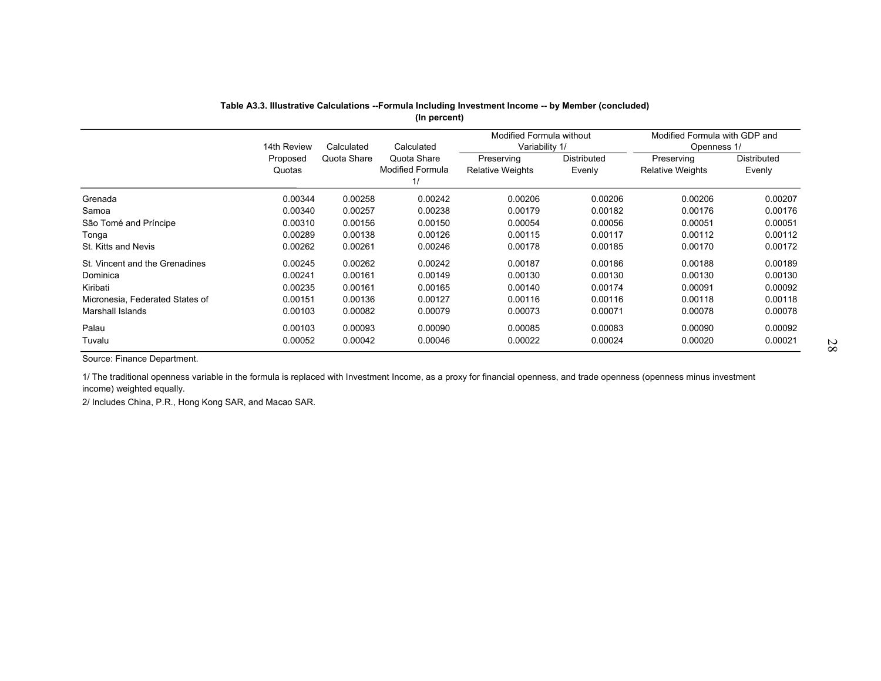**Table A3.3. Illustrative Calculations --Formula Including Investment Income -- by Member (concluded)**
**(In percent)**

| | 14th Review Proposed Quotas | Calculated Quota Share | Calculated Quota Share Modified Formula 1/ | Modified Formula without Variability 1/ | | Modified Formula with GDP and Openness 1/ | |
|---|---|---|---|---|---|---|---|
| | | | | Preserving Relative Weights | Distributed Evenly | Preserving Relative Weights | Distributed Evenly |
| Grenada | 0.00344 | 0.00258 | 0.00242 | 0.00206 | 0.00206 | 0.00206 | 0.00207 |
| Samoa | 0.00340 | 0.00257 | 0.00238 | 0.00179 | 0.00182 | 0.00176 | 0.00176 |
| São Tomé and Príncipe | 0.00310 | 0.00156 | 0.00150 | 0.00054 | 0.00056 | 0.00051 | 0.00051 |
| Tonga | 0.00289 | 0.00138 | 0.00126 | 0.00115 | 0.00117 | 0.00112 | 0.00112 |
| St. Kitts and Nevis | 0.00262 | 0.00261 | 0.00246 | 0.00178 | 0.00185 | 0.00170 | 0.00172 |
| St. Vincent and the Grenadines | 0.00245 | 0.00262 | 0.00242 | 0.00187 | 0.00186 | 0.00188 | 0.00189 |
| Dominica | 0.00241 | 0.00161 | 0.00149 | 0.00130 | 0.00130 | 0.00130 | 0.00130 |
| Kiribati | 0.00235 | 0.00161 | 0.00165 | 0.00140 | 0.00174 | 0.00091 | 0.00092 |
| Micronesia, Federated States of | 0.00151 | 0.00136 | 0.00127 | 0.00116 | 0.00116 | 0.00118 | 0.00118 |
| Marshall Islands | 0.00103 | 0.00082 | 0.00079 | 0.00073 | 0.00071 | 0.00078 | 0.00078 |
| Palau | 0.00103 | 0.00093 | 0.00090 | 0.00085 | 0.00083 | 0.00090 | 0.00092 |
| Tuvalu | 0.00052 | 0.00042 | 0.00046 | 0.00022 | 0.00024 | 0.00020 | 0.00021 |

Source: Finance Department.

1/ The traditional openness variable in the formula is replaced with Investment Income, as a proxy for financial openness, and trade openness (openness minus investment income) weighted equally.

2/ Includes China, P.R., Hong Kong SAR, and Macao SAR.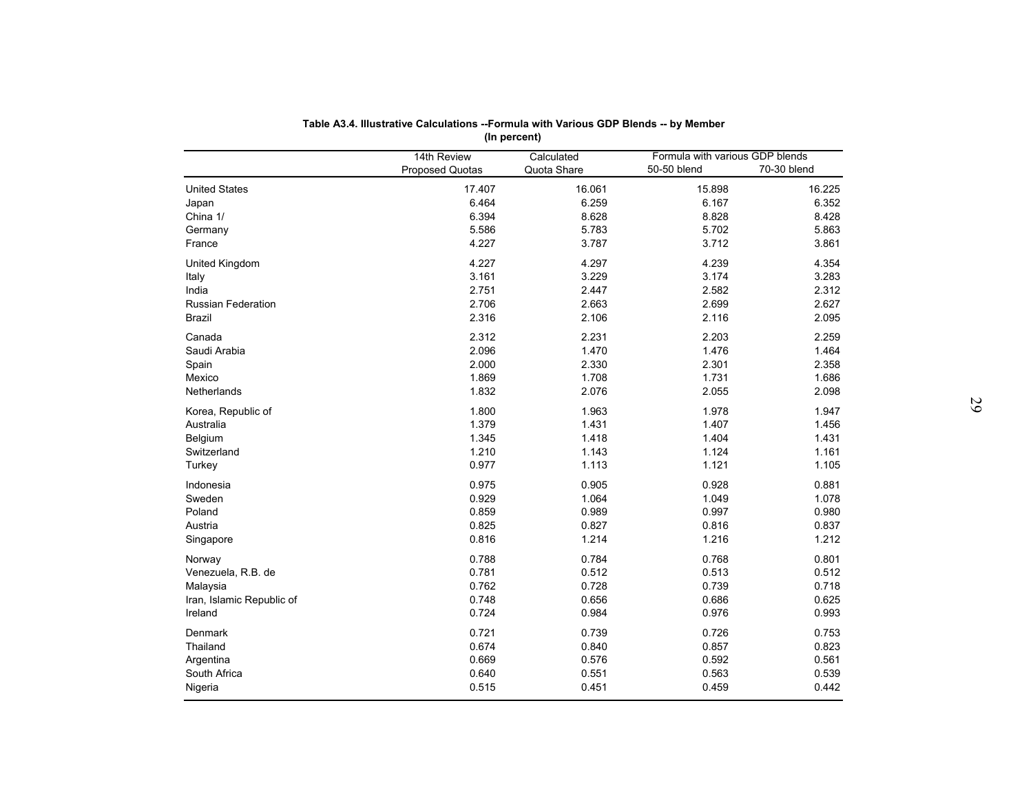**Table A3.4. Illustrative Calculations --Formula with Various GDP Blends -- by Member**
**(In percent)**

| | 14th Review Proposed Quotas | Calculated Quota Share | Formula with various GDP blends | |
|---|---|---|---|---|
| | | | 50-50 blend | 70-30 blend |
| United States | 17.407 | 16.061 | 15.898 | 16.225 |
| Japan | 6.464 | 6.259 | 6.167 | 6.352 |
| China 1/ | 6.394 | 8.628 | 8.828 | 8.428 |
| Germany | 5.586 | 5.783 | 5.702 | 5.863 |
| France | 4.227 | 3.787 | 3.712 | 3.861 |
| United Kingdom | 4.227 | 4.297 | 4.239 | 4.354 |
| Italy | 3.161 | 3.229 | 3.174 | 3.283 |
| India | 2.751 | 2.447 | 2.582 | 2.312 |
| Russian Federation | 2.706 | 2.663 | 2.699 | 2.627 |
| Brazil | 2.316 | 2.106 | 2.116 | 2.095 |
| Canada | 2.312 | 2.231 | 2.203 | 2.259 |
| Saudi Arabia | 2.096 | 1.470 | 1.476 | 1.464 |
| Spain | 2.000 | 2.330 | 2.301 | 2.358 |
| Mexico | 1.869 | 1.708 | 1.731 | 1.686 |
| Netherlands | 1.832 | 2.076 | 2.055 | 2.098 |
| Korea, Republic of | 1.800 | 1.963 | 1.978 | 1.947 |
| Australia | 1.379 | 1.431 | 1.407 | 1.456 |
| Belgium | 1.345 | 1.418 | 1.404 | 1.431 |
| Switzerland | 1.210 | 1.143 | 1.124 | 1.161 |
| Turkey | 0.977 | 1.113 | 1.121 | 1.105 |
| Indonesia | 0.975 | 0.905 | 0.928 | 0.881 |
| Sweden | 0.929 | 1.064 | 1.049 | 1.078 |
| Poland | 0.859 | 0.989 | 0.997 | 0.980 |
| Austria | 0.825 | 0.827 | 0.816 | 0.837 |
| Singapore | 0.816 | 1.214 | 1.216 | 1.212 |
| Norway | 0.788 | 0.784 | 0.768 | 0.801 |
| Venezuela, R.B. de | 0.781 | 0.512 | 0.513 | 0.512 |
| Malaysia | 0.762 | 0.728 | 0.739 | 0.718 |
| Iran, Islamic Republic of | 0.748 | 0.656 | 0.686 | 0.625 |
| Ireland | 0.724 | 0.984 | 0.976 | 0.993 |
| Denmark | 0.721 | 0.739 | 0.726 | 0.753 |
| Thailand | 0.674 | 0.840 | 0.857 | 0.823 |
| Argentina | 0.669 | 0.576 | 0.592 | 0.561 |
| South Africa | 0.640 | 0.551 | 0.563 | 0.539 |
| Nigeria | 0.515 | 0.451 | 0.459 | 0.442 |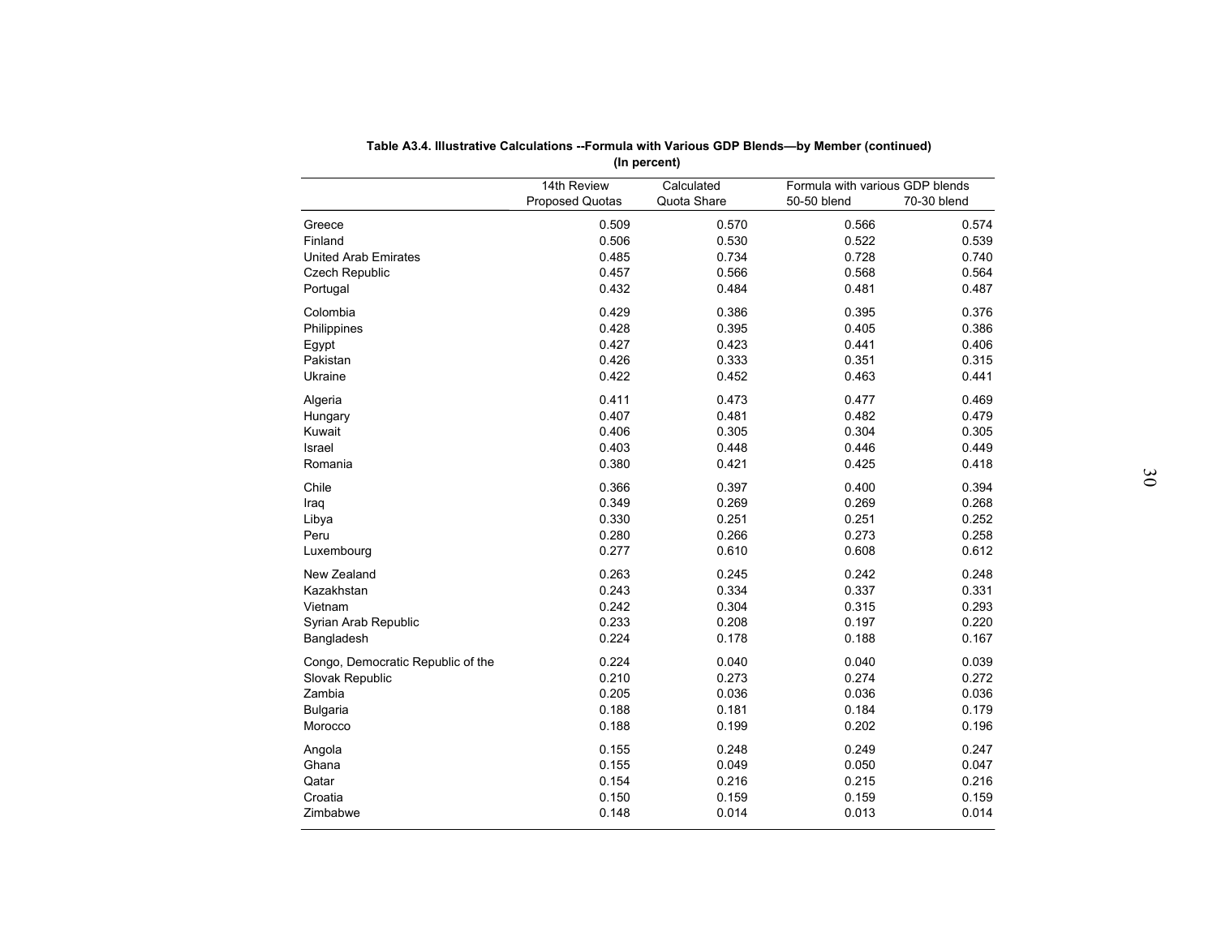**Table A3.4. Illustrative Calculations --Formula with Various GDP Blends—by Member (continued)**
**(In percent)**

| | 14th Review Proposed Quotas | Calculated Quota Share | Formula with various GDP blends | |
|---|---|---|---|---|
| | | | 50-50 blend | 70-30 blend |
| Greece | 0.509 | 0.570 | 0.566 | 0.574 |
| Finland | 0.506 | 0.530 | 0.522 | 0.539 |
| United Arab Emirates | 0.485 | 0.734 | 0.728 | 0.740 |
| Czech Republic | 0.457 | 0.566 | 0.568 | 0.564 |
| Portugal | 0.432 | 0.484 | 0.481 | 0.487 |
| Colombia | 0.429 | 0.386 | 0.395 | 0.376 |
| Philippines | 0.428 | 0.395 | 0.405 | 0.386 |
| Egypt | 0.427 | 0.423 | 0.441 | 0.406 |
| Pakistan | 0.426 | 0.333 | 0.351 | 0.315 |
| Ukraine | 0.422 | 0.452 | 0.463 | 0.441 |
| Algeria | 0.411 | 0.473 | 0.477 | 0.469 |
| Hungary | 0.407 | 0.481 | 0.482 | 0.479 |
| Kuwait | 0.406 | 0.305 | 0.304 | 0.305 |
| Israel | 0.403 | 0.448 | 0.446 | 0.449 |
| Romania | 0.380 | 0.421 | 0.425 | 0.418 |
| Chile | 0.366 | 0.397 | 0.400 | 0.394 |
| Iraq | 0.349 | 0.269 | 0.269 | 0.268 |
| Libya | 0.330 | 0.251 | 0.251 | 0.252 |
| Peru | 0.280 | 0.266 | 0.273 | 0.258 |
| Luxembourg | 0.277 | 0.610 | 0.608 | 0.612 |
| New Zealand | 0.263 | 0.245 | 0.242 | 0.248 |
| Kazakhstan | 0.243 | 0.334 | 0.337 | 0.331 |
| Vietnam | 0.242 | 0.304 | 0.315 | 0.293 |
| Syrian Arab Republic | 0.233 | 0.208 | 0.197 | 0.220 |
| Bangladesh | 0.224 | 0.178 | 0.188 | 0.167 |
| Congo, Democratic Republic of the | 0.224 | 0.040 | 0.040 | 0.039 |
| Slovak Republic | 0.210 | 0.273 | 0.274 | 0.272 |
| Zambia | 0.205 | 0.036 | 0.036 | 0.036 |
| Bulgaria | 0.188 | 0.181 | 0.184 | 0.179 |
| Morocco | 0.188 | 0.199 | 0.202 | 0.196 |
| Angola | 0.155 | 0.248 | 0.249 | 0.247 |
| Ghana | 0.155 | 0.049 | 0.050 | 0.047 |
| Qatar | 0.154 | 0.216 | 0.215 | 0.216 |
| Croatia | 0.150 | 0.159 | 0.159 | 0.159 |
| Zimbabwe | 0.148 | 0.014 | 0.013 | 0.014 |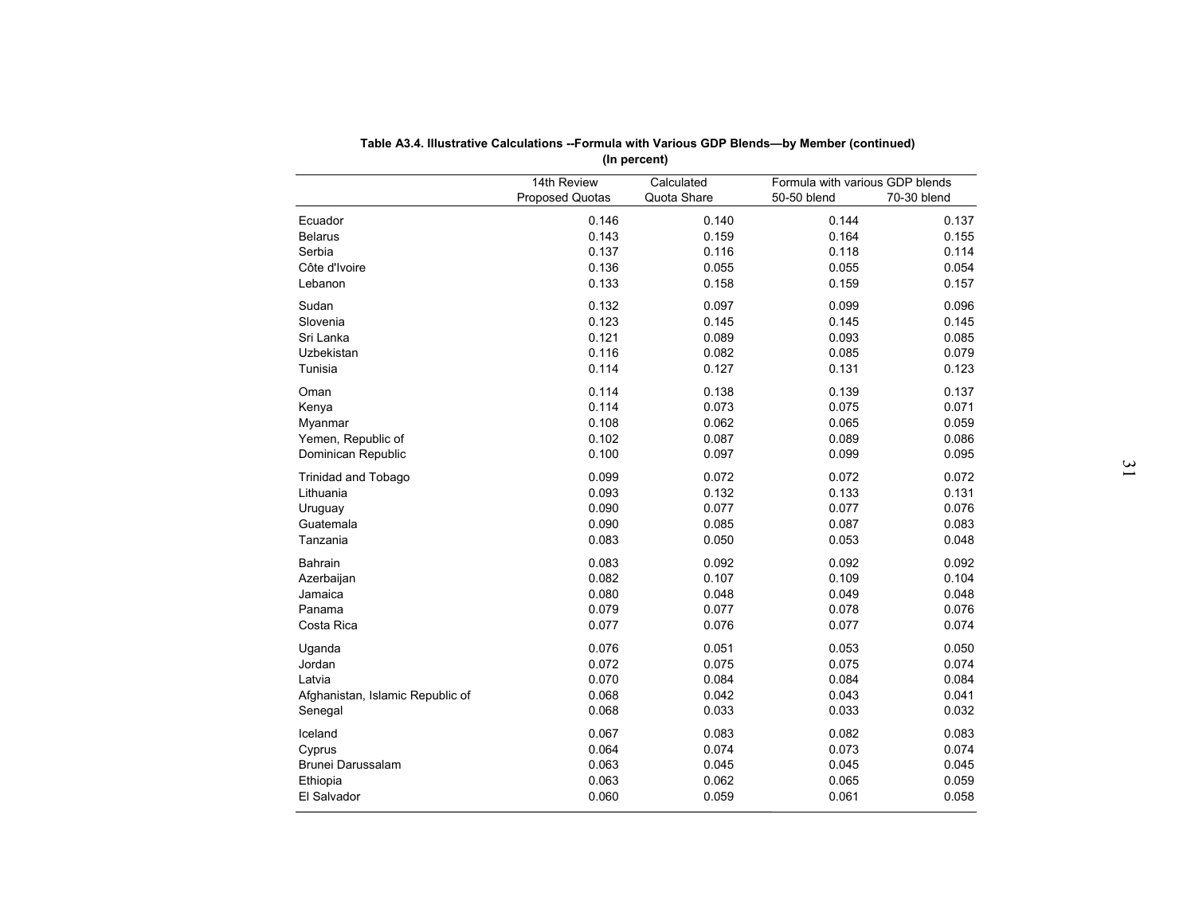**Table A3.4. Illustrative Calculations --Formula with Various GDP Blends—by Member (continued)**
**(In percent)**

| | 14th Review Proposed Quotas | Calculated Quota Share | Formula with various GDP blends | |
|---|---|---|---|---|
| | | | 50-50 blend | 70-30 blend |
| Ecuador | 0.146 | 0.140 | 0.144 | 0.137 |
| Belarus | 0.143 | 0.159 | 0.164 | 0.155 |
| Serbia | 0.137 | 0.116 | 0.118 | 0.114 |
| Côte d'Ivoire | 0.136 | 0.055 | 0.055 | 0.054 |
| Lebanon | 0.133 | 0.158 | 0.159 | 0.157 |
| Sudan | 0.132 | 0.097 | 0.099 | 0.096 |
| Slovenia | 0.123 | 0.145 | 0.145 | 0.145 |
| Sri Lanka | 0.121 | 0.089 | 0.093 | 0.085 |
| Uzbekistan | 0.116 | 0.082 | 0.085 | 0.079 |
| Tunisia | 0.114 | 0.127 | 0.131 | 0.123 |
| Oman | 0.114 | 0.138 | 0.139 | 0.137 |
| Kenya | 0.114 | 0.073 | 0.075 | 0.071 |
| Myanmar | 0.108 | 0.062 | 0.065 | 0.059 |
| Yemen, Republic of | 0.102 | 0.087 | 0.089 | 0.086 |
| Dominican Republic | 0.100 | 0.097 | 0.099 | 0.095 |
| Trinidad and Tobago | 0.099 | 0.072 | 0.072 | 0.072 |
| Lithuania | 0.093 | 0.132 | 0.133 | 0.131 |
| Uruguay | 0.090 | 0.077 | 0.077 | 0.076 |
| Guatemala | 0.090 | 0.085 | 0.087 | 0.083 |
| Tanzania | 0.083 | 0.050 | 0.053 | 0.048 |
| Bahrain | 0.083 | 0.092 | 0.092 | 0.092 |
| Azerbaijan | 0.082 | 0.107 | 0.109 | 0.104 |
| Jamaica | 0.080 | 0.048 | 0.049 | 0.048 |
| Panama | 0.079 | 0.077 | 0.078 | 0.076 |
| Costa Rica | 0.077 | 0.076 | 0.077 | 0.074 |
| Uganda | 0.076 | 0.051 | 0.053 | 0.050 |
| Jordan | 0.072 | 0.075 | 0.075 | 0.074 |
| Latvia | 0.070 | 0.084 | 0.084 | 0.084 |
| Afghanistan, Islamic Republic of | 0.068 | 0.042 | 0.043 | 0.041 |
| Senegal | 0.068 | 0.033 | 0.033 | 0.032 |
| Iceland | 0.067 | 0.083 | 0.082 | 0.083 |
| Cyprus | 0.064 | 0.074 | 0.073 | 0.074 |
| Brunei Darussalam | 0.063 | 0.045 | 0.045 | 0.045 |
| Ethiopia | 0.063 | 0.062 | 0.065 | 0.059 |
| El Salvador | 0.060 | 0.059 | 0.061 | 0.058 |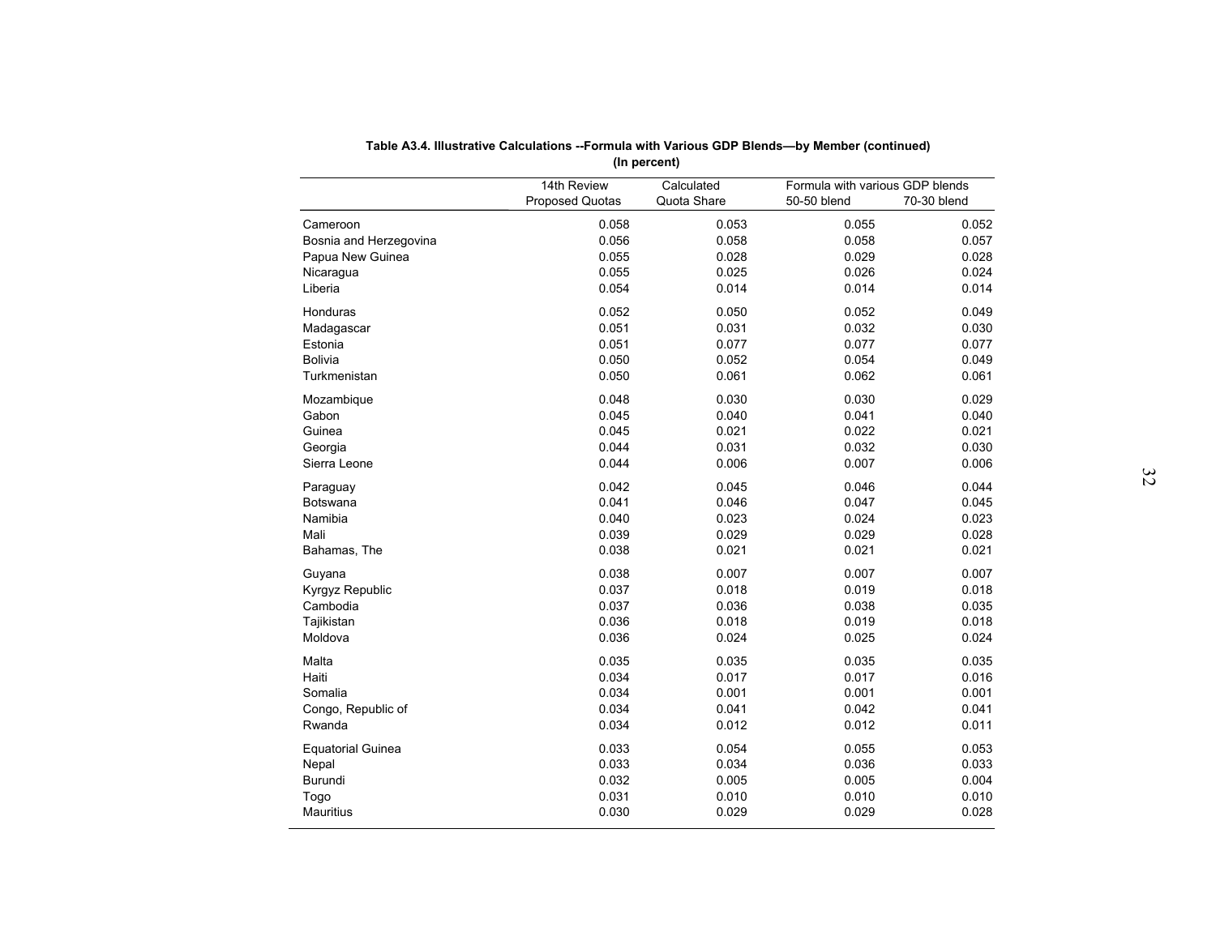**Table A3.4. Illustrative Calculations --Formula with Various GDP Blends—by Member (continued)**
**(In percent)**

| | 14th Review Proposed Quotas | Calculated Quota Share | Formula with various GDP blends | |
|---|---|---|---|---|
| | | | 50-50 blend | 70-30 blend |
| Cameroon | 0.058 | 0.053 | 0.055 | 0.052 |
| Bosnia and Herzegovina | 0.056 | 0.058 | 0.058 | 0.057 |
| Papua New Guinea | 0.055 | 0.028 | 0.029 | 0.028 |
| Nicaragua | 0.055 | 0.025 | 0.026 | 0.024 |
| Liberia | 0.054 | 0.014 | 0.014 | 0.014 |
| Honduras | 0.052 | 0.050 | 0.052 | 0.049 |
| Madagascar | 0.051 | 0.031 | 0.032 | 0.030 |
| Estonia | 0.051 | 0.077 | 0.077 | 0.077 |
| Bolivia | 0.050 | 0.052 | 0.054 | 0.049 |
| Turkmenistan | 0.050 | 0.061 | 0.062 | 0.061 |
| Mozambique | 0.048 | 0.030 | 0.030 | 0.029 |
| Gabon | 0.045 | 0.040 | 0.041 | 0.040 |
| Guinea | 0.045 | 0.021 | 0.022 | 0.021 |
| Georgia | 0.044 | 0.031 | 0.032 | 0.030 |
| Sierra Leone | 0.044 | 0.006 | 0.007 | 0.006 |
| Paraguay | 0.042 | 0.045 | 0.046 | 0.044 |
| Botswana | 0.041 | 0.046 | 0.047 | 0.045 |
| Namibia | 0.040 | 0.023 | 0.024 | 0.023 |
| Mali | 0.039 | 0.029 | 0.029 | 0.028 |
| Bahamas, The | 0.038 | 0.021 | 0.021 | 0.021 |
| Guyana | 0.038 | 0.007 | 0.007 | 0.007 |
| Kyrgyz Republic | 0.037 | 0.018 | 0.019 | 0.018 |
| Cambodia | 0.037 | 0.036 | 0.038 | 0.035 |
| Tajikistan | 0.036 | 0.018 | 0.019 | 0.018 |
| Moldova | 0.036 | 0.024 | 0.025 | 0.024 |
| Malta | 0.035 | 0.035 | 0.035 | 0.035 |
| Haiti | 0.034 | 0.017 | 0.017 | 0.016 |
| Somalia | 0.034 | 0.001 | 0.001 | 0.001 |
| Congo, Republic of | 0.034 | 0.041 | 0.042 | 0.041 |
| Rwanda | 0.034 | 0.012 | 0.012 | 0.011 |
| Equatorial Guinea | 0.033 | 0.054 | 0.055 | 0.053 |
| Nepal | 0.033 | 0.034 | 0.036 | 0.033 |
| Burundi | 0.032 | 0.005 | 0.005 | 0.004 |
| Togo | 0.031 | 0.010 | 0.010 | 0.010 |
| Mauritius | 0.030 | 0.029 | 0.029 | 0.028 |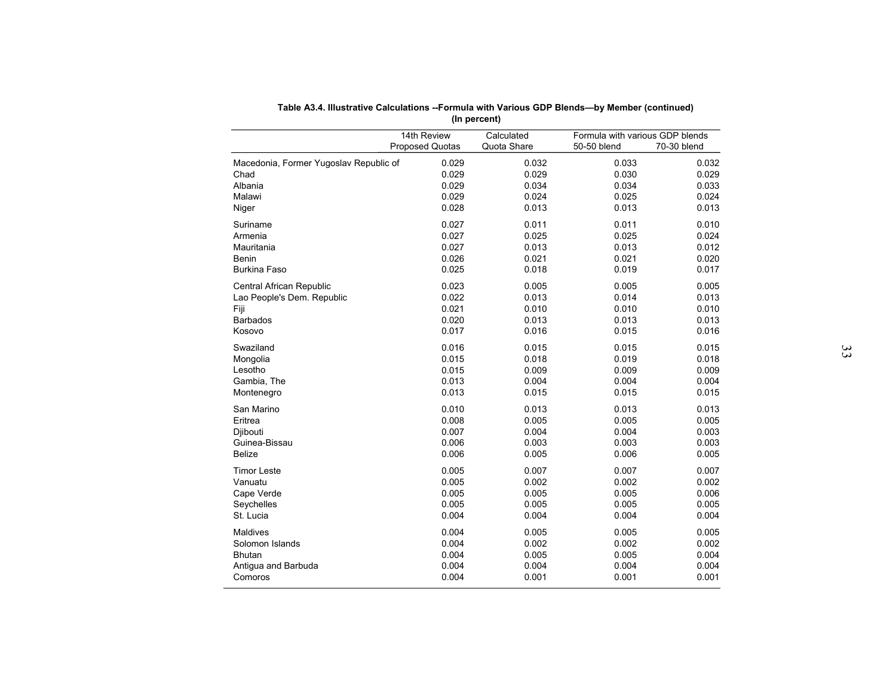**Table A3.4. Illustrative Calculations --Formula with Various GDP Blends—by Member (continued)**
**(In percent)**

| | 14th Review Proposed Quotas | Calculated Quota Share | Formula with various GDP blends | |
|---|---|---|---|---|
| | | | 50-50 blend | 70-30 blend |
| Macedonia, Former Yugoslav Republic of | 0.029 | 0.032 | 0.033 | 0.032 |
| Chad | 0.029 | 0.029 | 0.030 | 0.029 |
| Albania | 0.029 | 0.034 | 0.034 | 0.033 |
| Malawi | 0.029 | 0.024 | 0.025 | 0.024 |
| Niger | 0.028 | 0.013 | 0.013 | 0.013 |
| Suriname | 0.027 | 0.011 | 0.011 | 0.010 |
| Armenia | 0.027 | 0.025 | 0.025 | 0.024 |
| Mauritania | 0.027 | 0.013 | 0.013 | 0.012 |
| Benin | 0.026 | 0.021 | 0.021 | 0.020 |
| Burkina Faso | 0.025 | 0.018 | 0.019 | 0.017 |
| Central African Republic | 0.023 | 0.005 | 0.005 | 0.005 |
| Lao People's Dem. Republic | 0.022 | 0.013 | 0.014 | 0.013 |
| Fiji | 0.021 | 0.010 | 0.010 | 0.010 |
| Barbados | 0.020 | 0.013 | 0.013 | 0.013 |
| Kosovo | 0.017 | 0.016 | 0.015 | 0.016 |
| Swaziland | 0.016 | 0.015 | 0.015 | 0.015 |
| Mongolia | 0.015 | 0.018 | 0.019 | 0.018 |
| Lesotho | 0.015 | 0.009 | 0.009 | 0.009 |
| Gambia, The | 0.013 | 0.004 | 0.004 | 0.004 |
| Montenegro | 0.013 | 0.015 | 0.015 | 0.015 |
| San Marino | 0.010 | 0.013 | 0.013 | 0.013 |
| Eritrea | 0.008 | 0.005 | 0.005 | 0.005 |
| Djibouti | 0.007 | 0.004 | 0.004 | 0.003 |
| Guinea-Bissau | 0.006 | 0.003 | 0.003 | 0.003 |
| Belize | 0.006 | 0.005 | 0.006 | 0.005 |
| Timor Leste | 0.005 | 0.007 | 0.007 | 0.007 |
| Vanuatu | 0.005 | 0.002 | 0.002 | 0.002 |
| Cape Verde | 0.005 | 0.005 | 0.005 | 0.006 |
| Seychelles | 0.005 | 0.005 | 0.005 | 0.005 |
| St. Lucia | 0.004 | 0.004 | 0.004 | 0.004 |
| Maldives | 0.004 | 0.005 | 0.005 | 0.005 |
| Solomon Islands | 0.004 | 0.002 | 0.002 | 0.002 |
| Bhutan | 0.004 | 0.005 | 0.005 | 0.004 |
| Antigua and Barbuda | 0.004 | 0.004 | 0.004 | 0.004 |
| Comoros | 0.004 | 0.001 | 0.001 | 0.001 |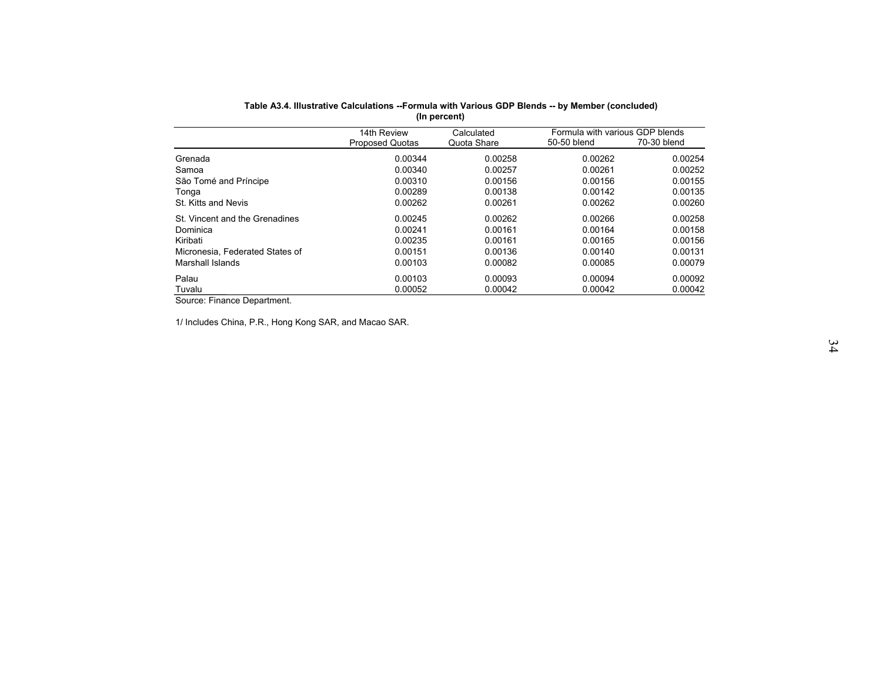**Table A3.4. Illustrative Calculations --Formula with Various GDP Blends -- by Member (concluded)**
**(In percent)**

| | 14th Review Proposed Quotas | Calculated Quota Share | Formula with various GDP blends | |
|---|---|---|---|---|
| | | | 50-50 blend | 70-30 blend |
| Grenada | 0.00344 | 0.00258 | 0.00262 | 0.00254 |
| Samoa | 0.00340 | 0.00257 | 0.00261 | 0.00252 |
| São Tomé and Príncipe | 0.00310 | 0.00156 | 0.00156 | 0.00155 |
| Tonga | 0.00289 | 0.00138 | 0.00142 | 0.00135 |
| St. Kitts and Nevis | 0.00262 | 0.00261 | 0.00262 | 0.00260 |
| St. Vincent and the Grenadines | 0.00245 | 0.00262 | 0.00266 | 0.00258 |
| Dominica | 0.00241 | 0.00161 | 0.00164 | 0.00158 |
| Kiribati | 0.00235 | 0.00161 | 0.00165 | 0.00156 |
| Micronesia, Federated States of | 0.00151 | 0.00136 | 0.00140 | 0.00131 |
| Marshall Islands | 0.00103 | 0.00082 | 0.00085 | 0.00079 |
| Palau | 0.00103 | 0.00093 | 0.00094 | 0.00092 |
| Tuvalu | 0.00052 | 0.00042 | 0.00042 | 0.00042 |

Source: Finance Department.

1/ Includes China, P.R., Hong Kong SAR, and Macao SAR.